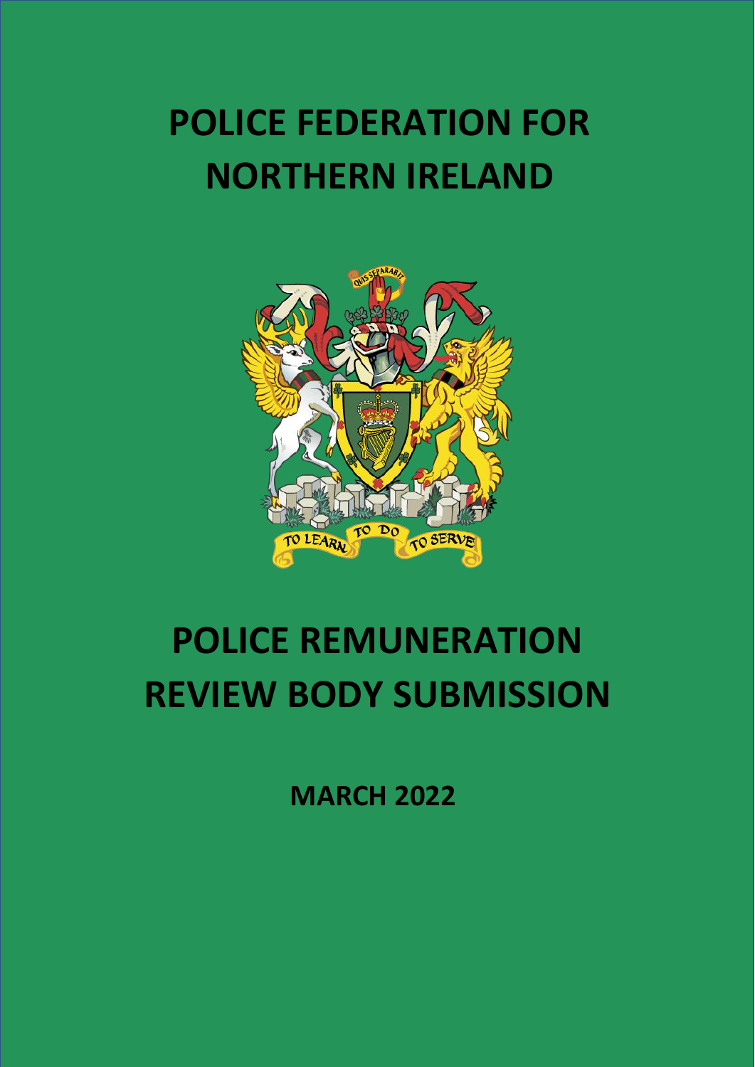# POLICE FEDERATION FOR NORTHERN IRELAND

# POLICE REMUNERATION REVIEW BODY SUBMISSION

**MARCH 2022**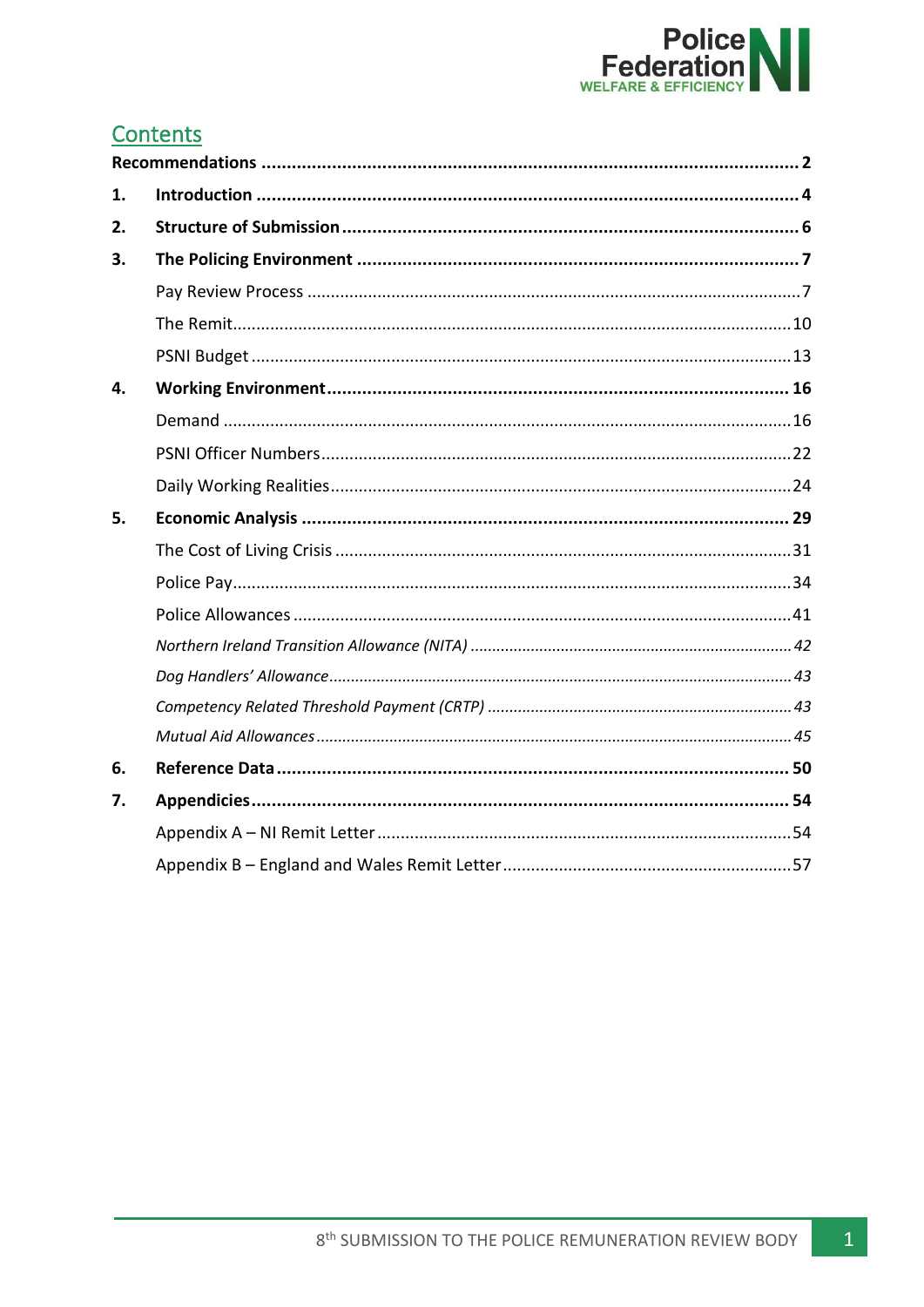## Contents

**Recommendations** ..... **2**

1. **Introduction** ..... **4**
2. **Structure of Submission** ..... **6**
3. **The Policing Environment** ..... **7**
   - Pay Review Process ..... 7
   - The Remit ..... 10
   - PSNI Budget ..... 13
4. **Working Environment** ..... **16**
   - Demand ..... 16
   - PSNI Officer Numbers ..... 22
   - Daily Working Realities ..... 24
5. **Economic Analysis** ..... **29**
   - The Cost of Living Crisis ..... 31
   - Police Pay ..... 34
   - Police Allowances ..... 41
     - *Northern Ireland Transition Allowance (NITA)* ..... *42*
     - *Dog Handlers' Allowance* ..... *43*
     - *Competency Related Threshold Payment (CRTP)* ..... *43*
     - *Mutual Aid Allowances* ..... *45*
6. **Reference Data** ..... **50**
7. **Appendicies** ..... **54**
   - Appendix A – NI Remit Letter ..... 54
   - Appendix B – England and Wales Remit Letter ..... 57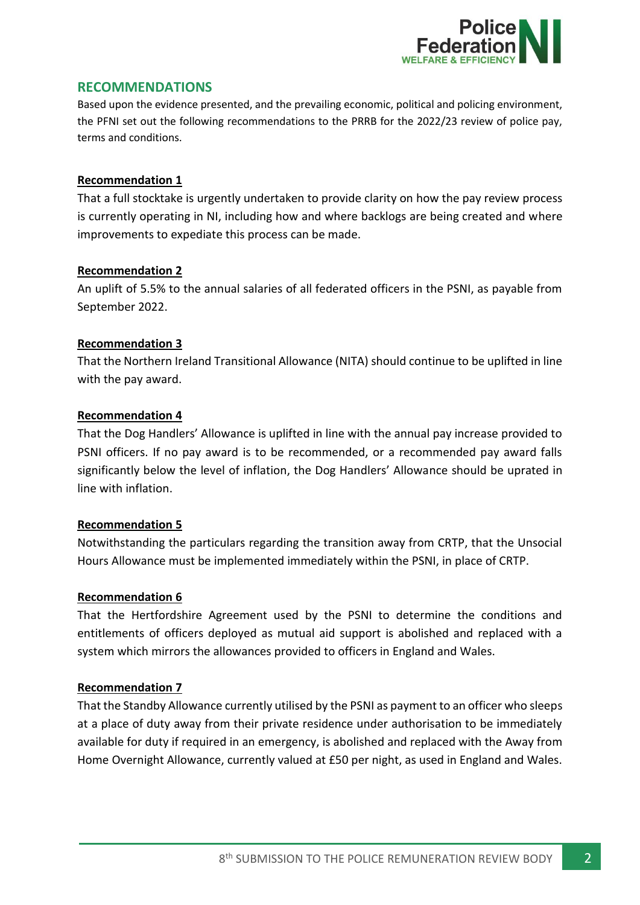## RECOMMENDATIONS

Based upon the evidence presented, and the prevailing economic, political and policing environment, the PFNI set out the following recommendations to the PRRB for the 2022/23 review of police pay, terms and conditions.

**Recommendation 1**

That a full stocktake is urgently undertaken to provide clarity on how the pay review process is currently operating in NI, including how and where backlogs are being created and where improvements to expediate this process can be made.

**Recommendation 2**

An uplift of 5.5% to the annual salaries of all federated officers in the PSNI, as payable from September 2022.

**Recommendation 3**

That the Northern Ireland Transitional Allowance (NITA) should continue to be uplifted in line with the pay award.

**Recommendation 4**

That the Dog Handlers' Allowance is uplifted in line with the annual pay increase provided to PSNI officers. If no pay award is to be recommended, or a recommended pay award falls significantly below the level of inflation, the Dog Handlers' Allowance should be uprated in line with inflation.

**Recommendation 5**

Notwithstanding the particulars regarding the transition away from CRTP, that the Unsocial Hours Allowance must be implemented immediately within the PSNI, in place of CRTP.

**Recommendation 6**

That the Hertfordshire Agreement used by the PSNI to determine the conditions and entitlements of officers deployed as mutual aid support is abolished and replaced with a system which mirrors the allowances provided to officers in England and Wales.

**Recommendation 7**

That the Standby Allowance currently utilised by the PSNI as payment to an officer who sleeps at a place of duty away from their private residence under authorisation to be immediately available for duty if required in an emergency, is abolished and replaced with the Away from Home Overnight Allowance, currently valued at £50 per night, as used in England and Wales.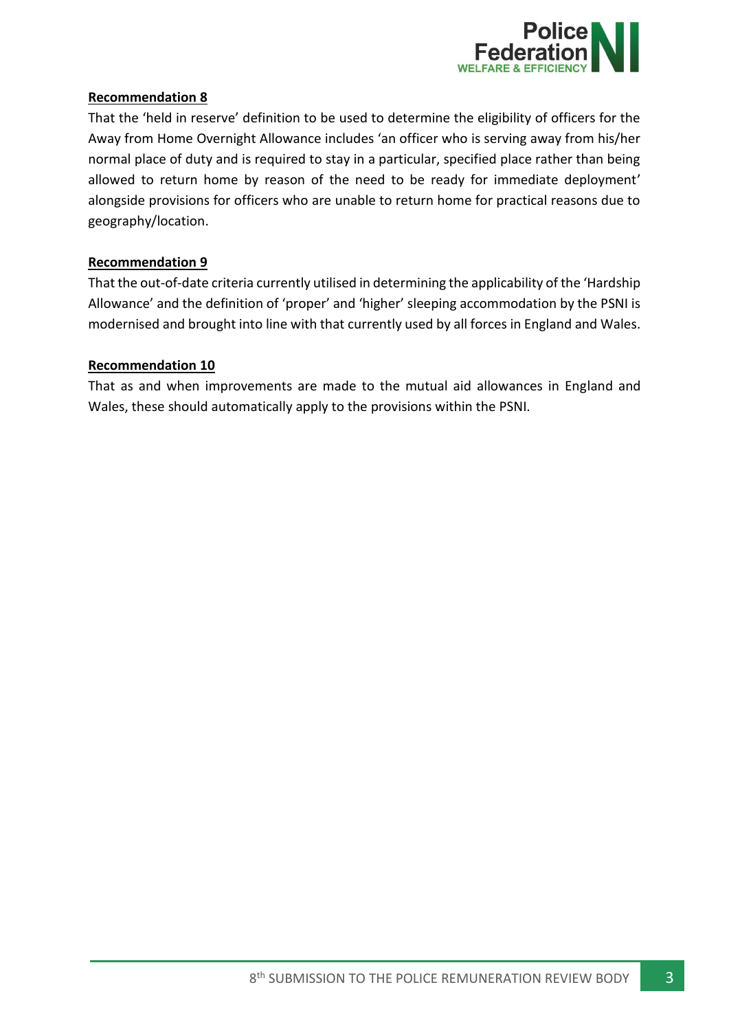**Recommendation 8**

That the 'held in reserve' definition to be used to determine the eligibility of officers for the Away from Home Overnight Allowance includes 'an officer who is serving away from his/her normal place of duty and is required to stay in a particular, specified place rather than being allowed to return home by reason of the need to be ready for immediate deployment' alongside provisions for officers who are unable to return home for practical reasons due to geography/location.

**Recommendation 9**

That the out-of-date criteria currently utilised in determining the applicability of the 'Hardship Allowance' and the definition of 'proper' and 'higher' sleeping accommodation by the PSNI is modernised and brought into line with that currently used by all forces in England and Wales.

**Recommendation 10**

That as and when improvements are made to the mutual aid allowances in England and Wales, these should automatically apply to the provisions within the PSNI.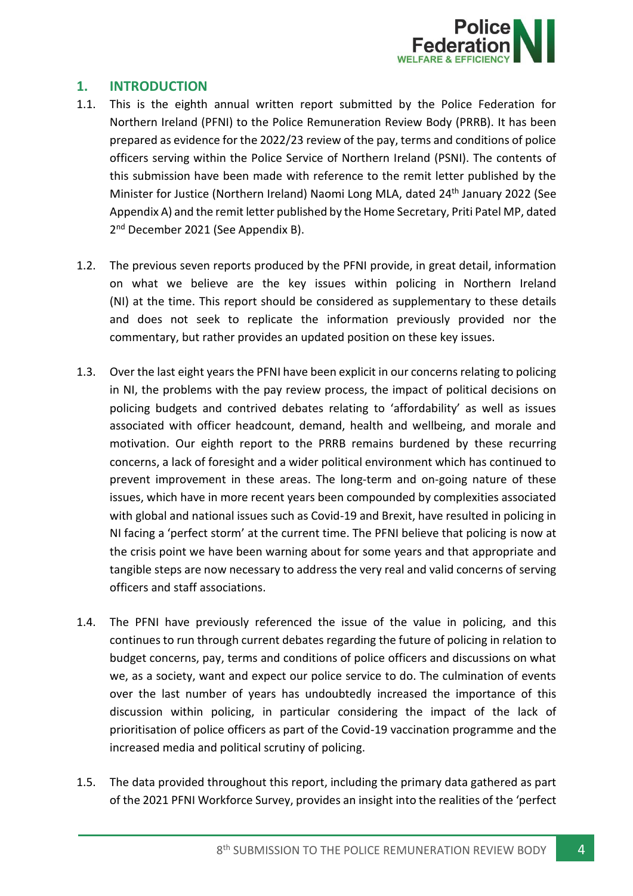## 1. INTRODUCTION

1.1. This is the eighth annual written report submitted by the Police Federation for Northern Ireland (PFNI) to the Police Remuneration Review Body (PRRB). It has been prepared as evidence for the 2022/23 review of the pay, terms and conditions of police officers serving within the Police Service of Northern Ireland (PSNI). The contents of this submission have been made with reference to the remit letter published by the Minister for Justice (Northern Ireland) Naomi Long MLA, dated 24th January 2022 (See Appendix A) and the remit letter published by the Home Secretary, Priti Patel MP, dated 2nd December 2021 (See Appendix B).

1.2. The previous seven reports produced by the PFNI provide, in great detail, information on what we believe are the key issues within policing in Northern Ireland (NI) at the time. This report should be considered as supplementary to these details and does not seek to replicate the information previously provided nor the commentary, but rather provides an updated position on these key issues.

1.3. Over the last eight years the PFNI have been explicit in our concerns relating to policing in NI, the problems with the pay review process, the impact of political decisions on policing budgets and contrived debates relating to 'affordability' as well as issues associated with officer headcount, demand, health and wellbeing, and morale and motivation. Our eighth report to the PRRB remains burdened by these recurring concerns, a lack of foresight and a wider political environment which has continued to prevent improvement in these areas. The long-term and on-going nature of these issues, which have in more recent years been compounded by complexities associated with global and national issues such as Covid-19 and Brexit, have resulted in policing in NI facing a 'perfect storm' at the current time. The PFNI believe that policing is now at the crisis point we have been warning about for some years and that appropriate and tangible steps are now necessary to address the very real and valid concerns of serving officers and staff associations.

1.4. The PFNI have previously referenced the issue of the value in policing, and this continues to run through current debates regarding the future of policing in relation to budget concerns, pay, terms and conditions of police officers and discussions on what we, as a society, want and expect our police service to do. The culmination of events over the last number of years has undoubtedly increased the importance of this discussion within policing, in particular considering the impact of the lack of prioritisation of police officers as part of the Covid-19 vaccination programme and the increased media and political scrutiny of policing.

1.5. The data provided throughout this report, including the primary data gathered as part of the 2021 PFNI Workforce Survey, provides an insight into the realities of the 'perfect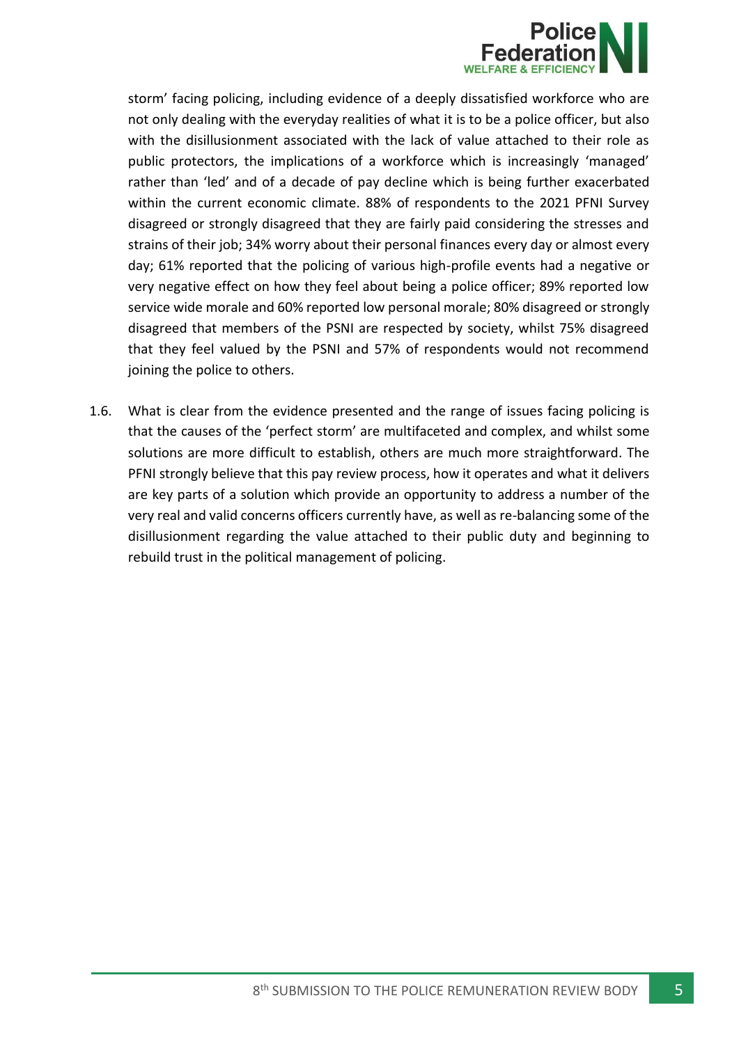storm' facing policing, including evidence of a deeply dissatisfied workforce who are not only dealing with the everyday realities of what it is to be a police officer, but also with the disillusionment associated with the lack of value attached to their role as public protectors, the implications of a workforce which is increasingly 'managed' rather than 'led' and of a decade of pay decline which is being further exacerbated within the current economic climate. 88% of respondents to the 2021 PFNI Survey disagreed or strongly disagreed that they are fairly paid considering the stresses and strains of their job; 34% worry about their personal finances every day or almost every day; 61% reported that the policing of various high-profile events had a negative or very negative effect on how they feel about being a police officer; 89% reported low service wide morale and 60% reported low personal morale; 80% disagreed or strongly disagreed that members of the PSNI are respected by society, whilst 75% disagreed that they feel valued by the PSNI and 57% of respondents would not recommend joining the police to others.

1.6. What is clear from the evidence presented and the range of issues facing policing is that the causes of the 'perfect storm' are multifaceted and complex, and whilst some solutions are more difficult to establish, others are much more straightforward. The PFNI strongly believe that this pay review process, how it operates and what it delivers are key parts of a solution which provide an opportunity to address a number of the very real and valid concerns officers currently have, as well as re-balancing some of the disillusionment regarding the value attached to their public duty and beginning to rebuild trust in the political management of policing.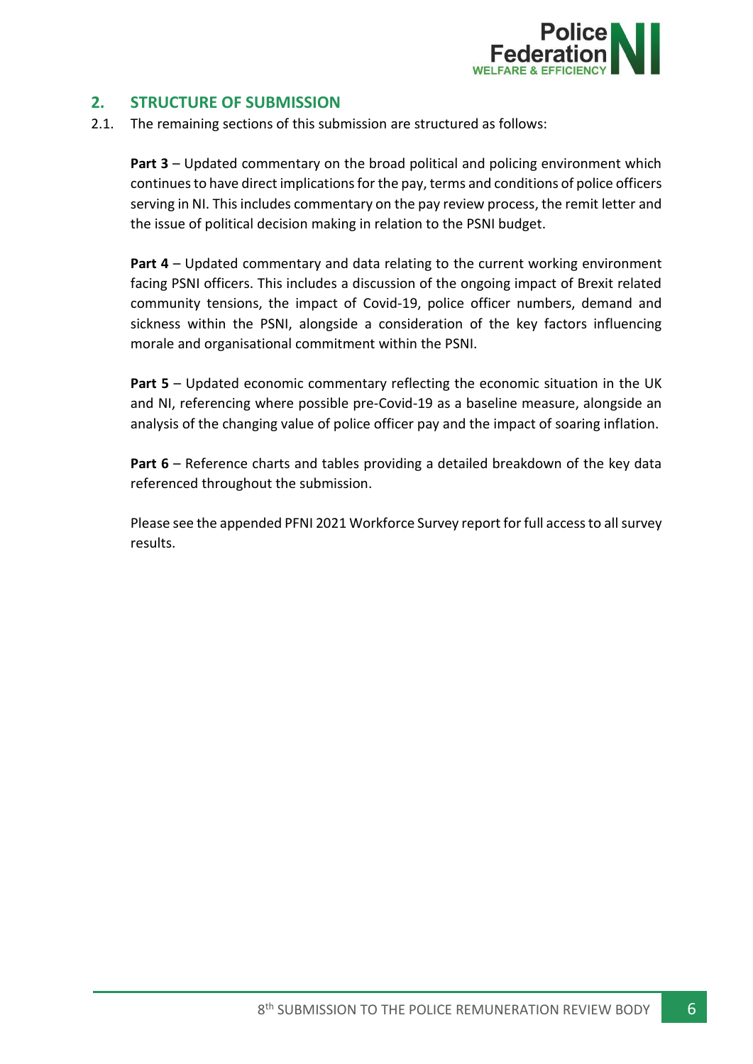## 2. STRUCTURE OF SUBMISSION

2.1. The remaining sections of this submission are structured as follows:

**Part 3** – Updated commentary on the broad political and policing environment which continues to have direct implications for the pay, terms and conditions of police officers serving in NI. This includes commentary on the pay review process, the remit letter and the issue of political decision making in relation to the PSNI budget.

**Part 4** – Updated commentary and data relating to the current working environment facing PSNI officers. This includes a discussion of the ongoing impact of Brexit related community tensions, the impact of Covid-19, police officer numbers, demand and sickness within the PSNI, alongside a consideration of the key factors influencing morale and organisational commitment within the PSNI.

**Part 5** – Updated economic commentary reflecting the economic situation in the UK and NI, referencing where possible pre-Covid-19 as a baseline measure, alongside an analysis of the changing value of police officer pay and the impact of soaring inflation.

**Part 6** – Reference charts and tables providing a detailed breakdown of the key data referenced throughout the submission.

Please see the appended PFNI 2021 Workforce Survey report for full access to all survey results.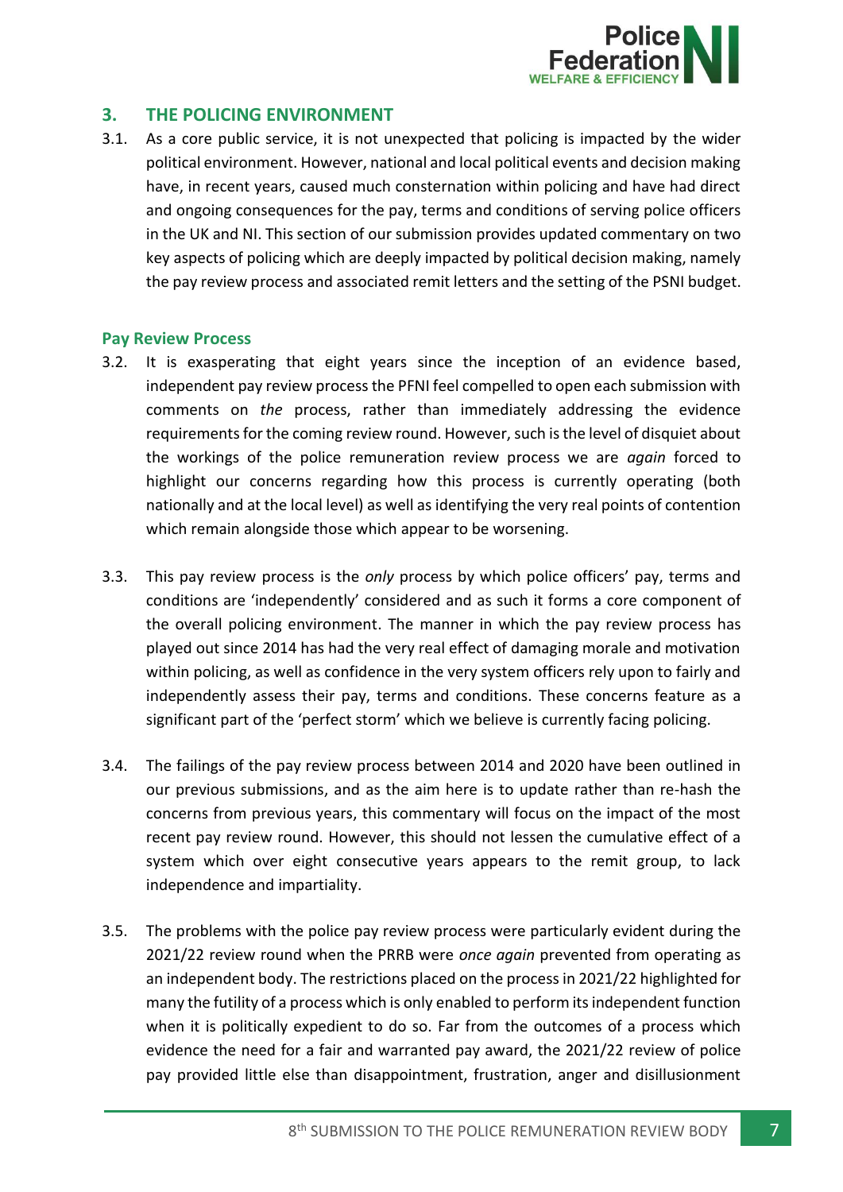## 3. THE POLICING ENVIRONMENT

3.1. As a core public service, it is not unexpected that policing is impacted by the wider political environment. However, national and local political events and decision making have, in recent years, caused much consternation within policing and have had direct and ongoing consequences for the pay, terms and conditions of serving police officers in the UK and NI. This section of our submission provides updated commentary on two key aspects of policing which are deeply impacted by political decision making, namely the pay review process and associated remit letters and the setting of the PSNI budget.

### Pay Review Process

3.2. It is exasperating that eight years since the inception of an evidence based, independent pay review process the PFNI feel compelled to open each submission with comments on *the* process, rather than immediately addressing the evidence requirements for the coming review round. However, such is the level of disquiet about the workings of the police remuneration review process we are *again* forced to highlight our concerns regarding how this process is currently operating (both nationally and at the local level) as well as identifying the very real points of contention which remain alongside those which appear to be worsening.

3.3. This pay review process is the *only* process by which police officers' pay, terms and conditions are 'independently' considered and as such it forms a core component of the overall policing environment. The manner in which the pay review process has played out since 2014 has had the very real effect of damaging morale and motivation within policing, as well as confidence in the very system officers rely upon to fairly and independently assess their pay, terms and conditions. These concerns feature as a significant part of the 'perfect storm' which we believe is currently facing policing.

3.4. The failings of the pay review process between 2014 and 2020 have been outlined in our previous submissions, and as the aim here is to update rather than re-hash the concerns from previous years, this commentary will focus on the impact of the most recent pay review round. However, this should not lessen the cumulative effect of a system which over eight consecutive years appears to the remit group, to lack independence and impartiality.

3.5. The problems with the police pay review process were particularly evident during the 2021/22 review round when the PRRB were *once again* prevented from operating as an independent body. The restrictions placed on the process in 2021/22 highlighted for many the futility of a process which is only enabled to perform its independent function when it is politically expedient to do so. Far from the outcomes of a process which evidence the need for a fair and warranted pay award, the 2021/22 review of police pay provided little else than disappointment, frustration, anger and disillusionment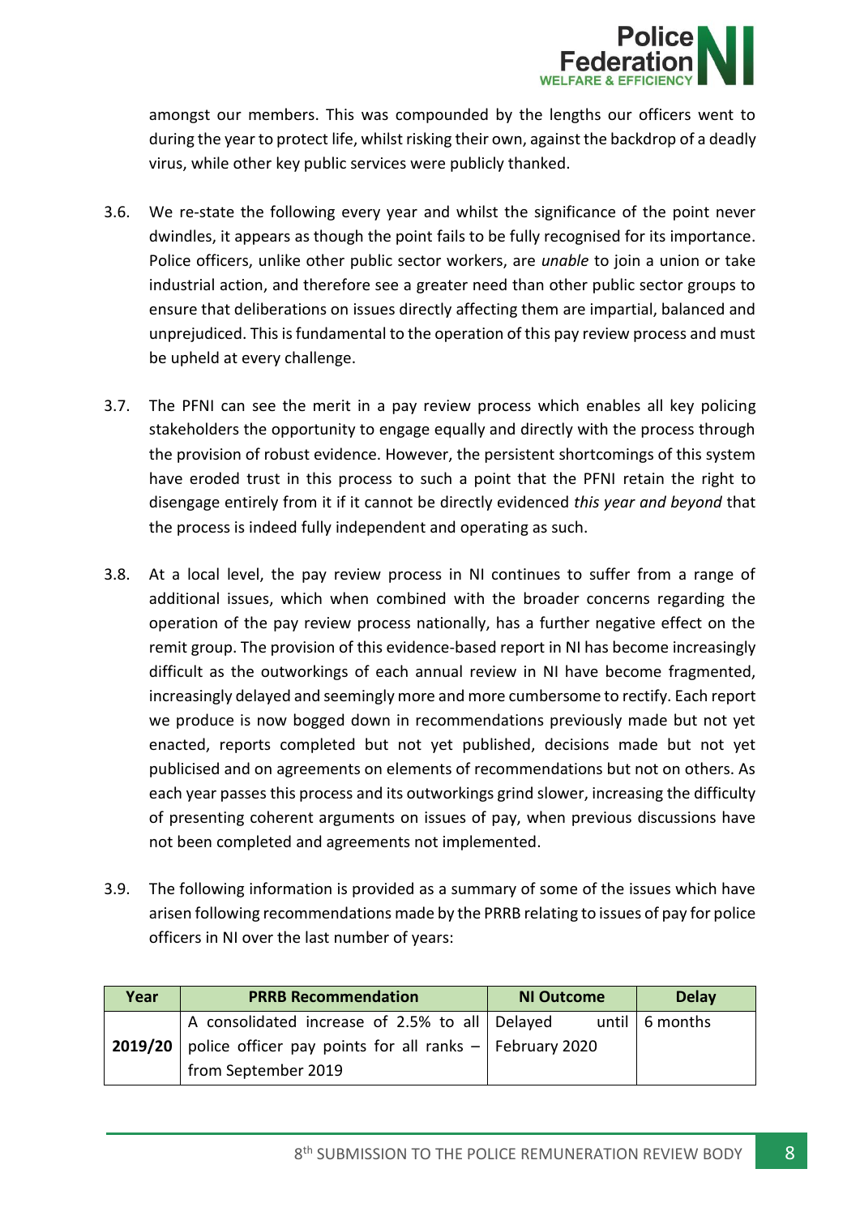amongst our members. This was compounded by the lengths our officers went to during the year to protect life, whilst risking their own, against the backdrop of a deadly virus, while other key public services were publicly thanked.

3.6. We re-state the following every year and whilst the significance of the point never dwindles, it appears as though the point fails to be fully recognised for its importance. Police officers, unlike other public sector workers, are *unable* to join a union or take industrial action, and therefore see a greater need than other public sector groups to ensure that deliberations on issues directly affecting them are impartial, balanced and unprejudiced. This is fundamental to the operation of this pay review process and must be upheld at every challenge.

3.7. The PFNI can see the merit in a pay review process which enables all key policing stakeholders the opportunity to engage equally and directly with the process through the provision of robust evidence. However, the persistent shortcomings of this system have eroded trust in this process to such a point that the PFNI retain the right to disengage entirely from it if it cannot be directly evidenced *this year and beyond* that the process is indeed fully independent and operating as such.

3.8. At a local level, the pay review process in NI continues to suffer from a range of additional issues, which when combined with the broader concerns regarding the operation of the pay review process nationally, has a further negative effect on the remit group. The provision of this evidence-based report in NI has become increasingly difficult as the outworkings of each annual review in NI have become fragmented, increasingly delayed and seemingly more and more cumbersome to rectify. Each report we produce is now bogged down in recommendations previously made but not yet enacted, reports completed but not yet published, decisions made but not yet publicised and on agreements on elements of recommendations but not on others. As each year passes this process and its outworkings grind slower, increasing the difficulty of presenting coherent arguments on issues of pay, when previous discussions have not been completed and agreements not implemented.

3.9. The following information is provided as a summary of some of the issues which have arisen following recommendations made by the PRRB relating to issues of pay for police officers in NI over the last number of years:

| Year | PRRB Recommendation | NI Outcome | Delay |
|---|---|---|---|
| **2019/20** | A consolidated increase of 2.5% to all police officer pay points for all ranks – from September 2019 | Delayed until February 2020 | 6 months |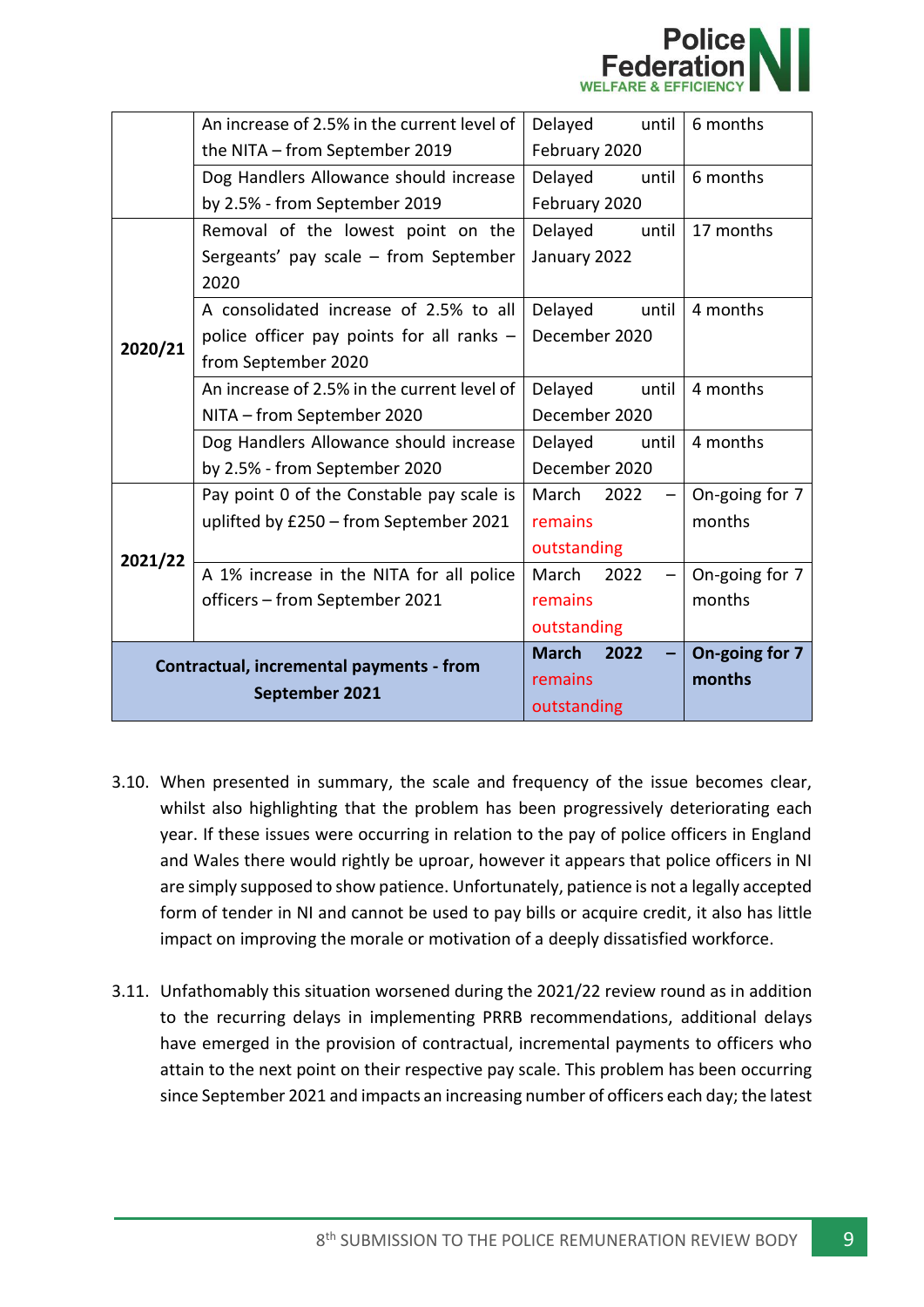| | | | |
|---|---|---|---|
| | An increase of 2.5% in the current level of the NITA – from September 2019 | Delayed until February 2020 | 6 months |
| | Dog Handlers Allowance should increase by 2.5% - from September 2019 | Delayed until February 2020 | 6 months |
| **2020/21** | Removal of the lowest point on the Sergeants' pay scale – from September 2020 | Delayed until January 2022 | 17 months |
| | A consolidated increase of 2.5% to all police officer pay points for all ranks – from September 2020 | Delayed until December 2020 | 4 months |
| | An increase of 2.5% in the current level of NITA – from September 2020 | Delayed until December 2020 | 4 months |
| | Dog Handlers Allowance should increase by 2.5% - from September 2020 | Delayed until December 2020 | 4 months |
| **2021/22** | Pay point 0 of the Constable pay scale is uplifted by £250 – from September 2021 | March 2022 – remains outstanding | On-going for 7 months |
| | A 1% increase in the NITA for all police officers – from September 2021 | March 2022 – remains outstanding | On-going for 7 months |
| **Contractual, incremental payments - from September 2021** | | **March 2022 – remains outstanding** | **On-going for 7 months** |

3.10. When presented in summary, the scale and frequency of the issue becomes clear, whilst also highlighting that the problem has been progressively deteriorating each year. If these issues were occurring in relation to the pay of police officers in England and Wales there would rightly be uproar, however it appears that police officers in NI are simply supposed to show patience. Unfortunately, patience is not a legally accepted form of tender in NI and cannot be used to pay bills or acquire credit, it also has little impact on improving the morale or motivation of a deeply dissatisfied workforce.

3.11. Unfathomably this situation worsened during the 2021/22 review round as in addition to the recurring delays in implementing PRRB recommendations, additional delays have emerged in the provision of contractual, incremental payments to officers who attain to the next point on their respective pay scale. This problem has been occurring since September 2021 and impacts an increasing number of officers each day; the latest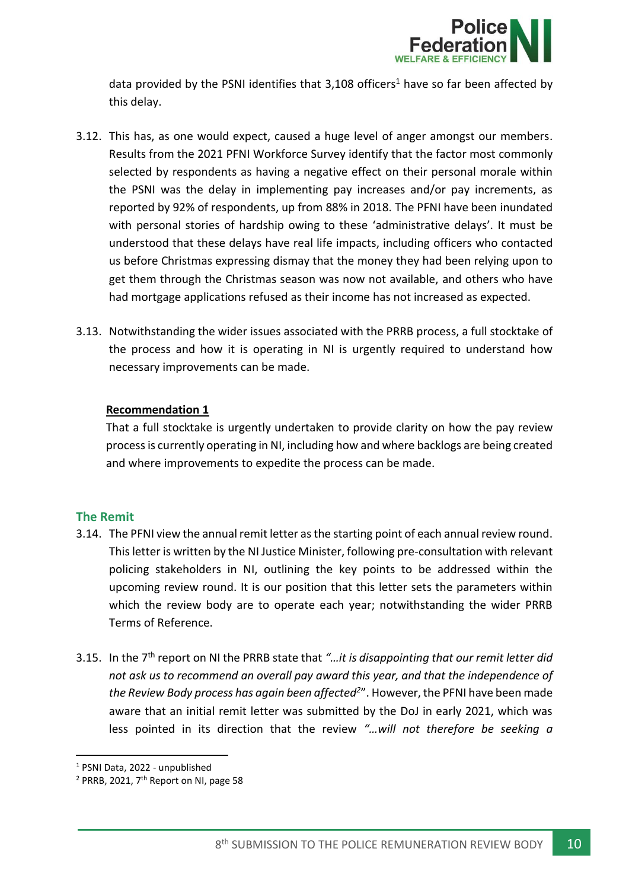data provided by the PSNI identifies that 3,108 officers[1] have so far been affected by this delay.

3.12. This has, as one would expect, caused a huge level of anger amongst our members. Results from the 2021 PFNI Workforce Survey identify that the factor most commonly selected by respondents as having a negative effect on their personal morale within the PSNI was the delay in implementing pay increases and/or pay increments, as reported by 92% of respondents, up from 88% in 2018. The PFNI have been inundated with personal stories of hardship owing to these 'administrative delays'. It must be understood that these delays have real life impacts, including officers who contacted us before Christmas expressing dismay that the money they had been relying upon to get them through the Christmas season was now not available, and others who have had mortgage applications refused as their income has not increased as expected.

3.13. Notwithstanding the wider issues associated with the PRRB process, a full stocktake of the process and how it is operating in NI is urgently required to understand how necessary improvements can be made.

**Recommendation 1**

That a full stocktake is urgently undertaken to provide clarity on how the pay review process is currently operating in NI, including how and where backlogs are being created and where improvements to expedite the process can be made.

## The Remit

3.14. The PFNI view the annual remit letter as the starting point of each annual review round. This letter is written by the NI Justice Minister, following pre-consultation with relevant policing stakeholders in NI, outlining the key points to be addressed within the upcoming review round. It is our position that this letter sets the parameters within which the review body are to operate each year; notwithstanding the wider PRRB Terms of Reference.

3.15. In the 7th report on NI the PRRB state that *"…it is disappointing that our remit letter did not ask us to recommend an overall pay award this year, and that the independence of the Review Body process has again been affected*[2]". However, the PFNI have been made aware that an initial remit letter was submitted by the DoJ in early 2021, which was less pointed in its direction that the review *"…will not therefore be seeking a*

[1] PSNI Data, 2022 - unpublished

[2] PRRB, 2021, 7th Report on NI, page 58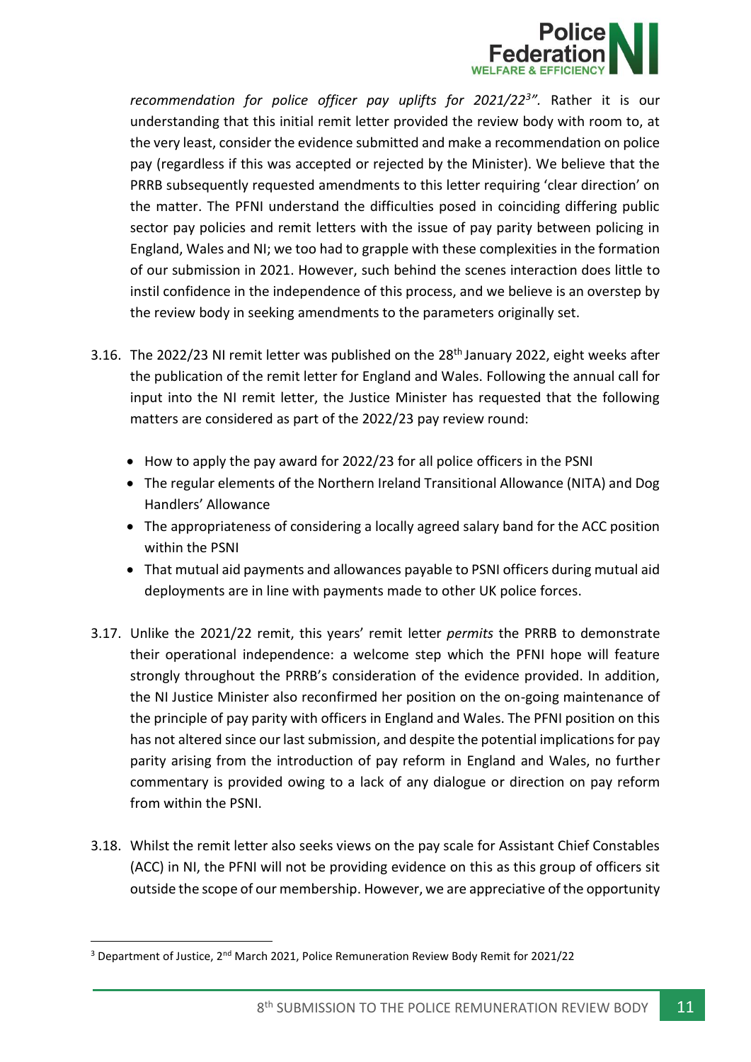*recommendation for police officer pay uplifts for 2021/22[3]"*. Rather it is our understanding that this initial remit letter provided the review body with room to, at the very least, consider the evidence submitted and make a recommendation on police pay (regardless if this was accepted or rejected by the Minister). We believe that the PRRB subsequently requested amendments to this letter requiring 'clear direction' on the matter. The PFNI understand the difficulties posed in coinciding differing public sector pay policies and remit letters with the issue of pay parity between policing in England, Wales and NI; we too had to grapple with these complexities in the formation of our submission in 2021. However, such behind the scenes interaction does little to instil confidence in the independence of this process, and we believe is an overstep by the review body in seeking amendments to the parameters originally set.

3.16. The 2022/23 NI remit letter was published on the 28th January 2022, eight weeks after the publication of the remit letter for England and Wales. Following the annual call for input into the NI remit letter, the Justice Minister has requested that the following matters are considered as part of the 2022/23 pay review round:

- How to apply the pay award for 2022/23 for all police officers in the PSNI
- The regular elements of the Northern Ireland Transitional Allowance (NITA) and Dog Handlers' Allowance
- The appropriateness of considering a locally agreed salary band for the ACC position within the PSNI
- That mutual aid payments and allowances payable to PSNI officers during mutual aid deployments are in line with payments made to other UK police forces.

3.17. Unlike the 2021/22 remit, this years' remit letter *permits* the PRRB to demonstrate their operational independence: a welcome step which the PFNI hope will feature strongly throughout the PRRB's consideration of the evidence provided. In addition, the NI Justice Minister also reconfirmed her position on the on-going maintenance of the principle of pay parity with officers in England and Wales. The PFNI position on this has not altered since our last submission, and despite the potential implications for pay parity arising from the introduction of pay reform in England and Wales, no further commentary is provided owing to a lack of any dialogue or direction on pay reform from within the PSNI.

3.18. Whilst the remit letter also seeks views on the pay scale for Assistant Chief Constables (ACC) in NI, the PFNI will not be providing evidence on this as this group of officers sit outside the scope of our membership. However, we are appreciative of the opportunity

[3] Department of Justice, 2nd March 2021, Police Remuneration Review Body Remit for 2021/22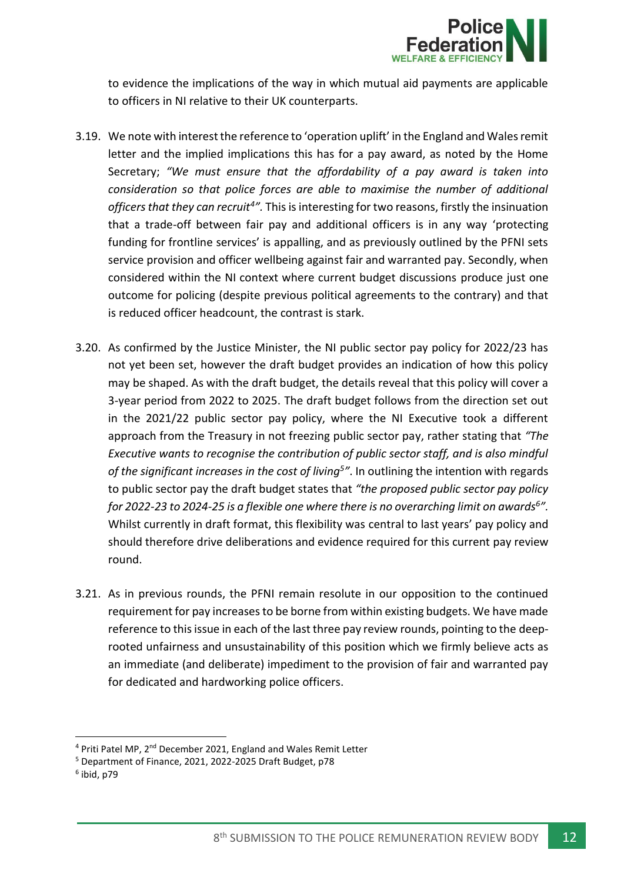to evidence the implications of the way in which mutual aid payments are applicable to officers in NI relative to their UK counterparts.

3.19. We note with interest the reference to 'operation uplift' in the England and Wales remit letter and the implied implications this has for a pay award, as noted by the Home Secretary; *"We must ensure that the affordability of a pay award is taken into consideration so that police forces are able to maximise the number of additional officers that they can recruit[4]".* This is interesting for two reasons, firstly the insinuation that a trade-off between fair pay and additional officers is in any way 'protecting funding for frontline services' is appalling, and as previously outlined by the PFNI sets service provision and officer wellbeing against fair and warranted pay. Secondly, when considered within the NI context where current budget discussions produce just one outcome for policing (despite previous political agreements to the contrary) and that is reduced officer headcount, the contrast is stark.

3.20. As confirmed by the Justice Minister, the NI public sector pay policy for 2022/23 has not yet been set, however the draft budget provides an indication of how this policy may be shaped. As with the draft budget, the details reveal that this policy will cover a 3-year period from 2022 to 2025. The draft budget follows from the direction set out in the 2021/22 public sector pay policy, where the NI Executive took a different approach from the Treasury in not freezing public sector pay, rather stating that *"The Executive wants to recognise the contribution of public sector staff, and is also mindful of the significant increases in the cost of living[5]"*. In outlining the intention with regards to public sector pay the draft budget states that *"the proposed public sector pay policy for 2022-23 to 2024-25 is a flexible one where there is no overarching limit on awards[6]"*. Whilst currently in draft format, this flexibility was central to last years' pay policy and should therefore drive deliberations and evidence required for this current pay review round.

3.21. As in previous rounds, the PFNI remain resolute in our opposition to the continued requirement for pay increases to be borne from within existing budgets. We have made reference to this issue in each of the last three pay review rounds, pointing to the deep-rooted unfairness and unsustainability of this position which we firmly believe acts as an immediate (and deliberate) impediment to the provision of fair and warranted pay for dedicated and hardworking police officers.

---

[4] Priti Patel MP, 2nd December 2021, England and Wales Remit Letter

[5] Department of Finance, 2021, 2022-2025 Draft Budget, p78

[6] ibid, p79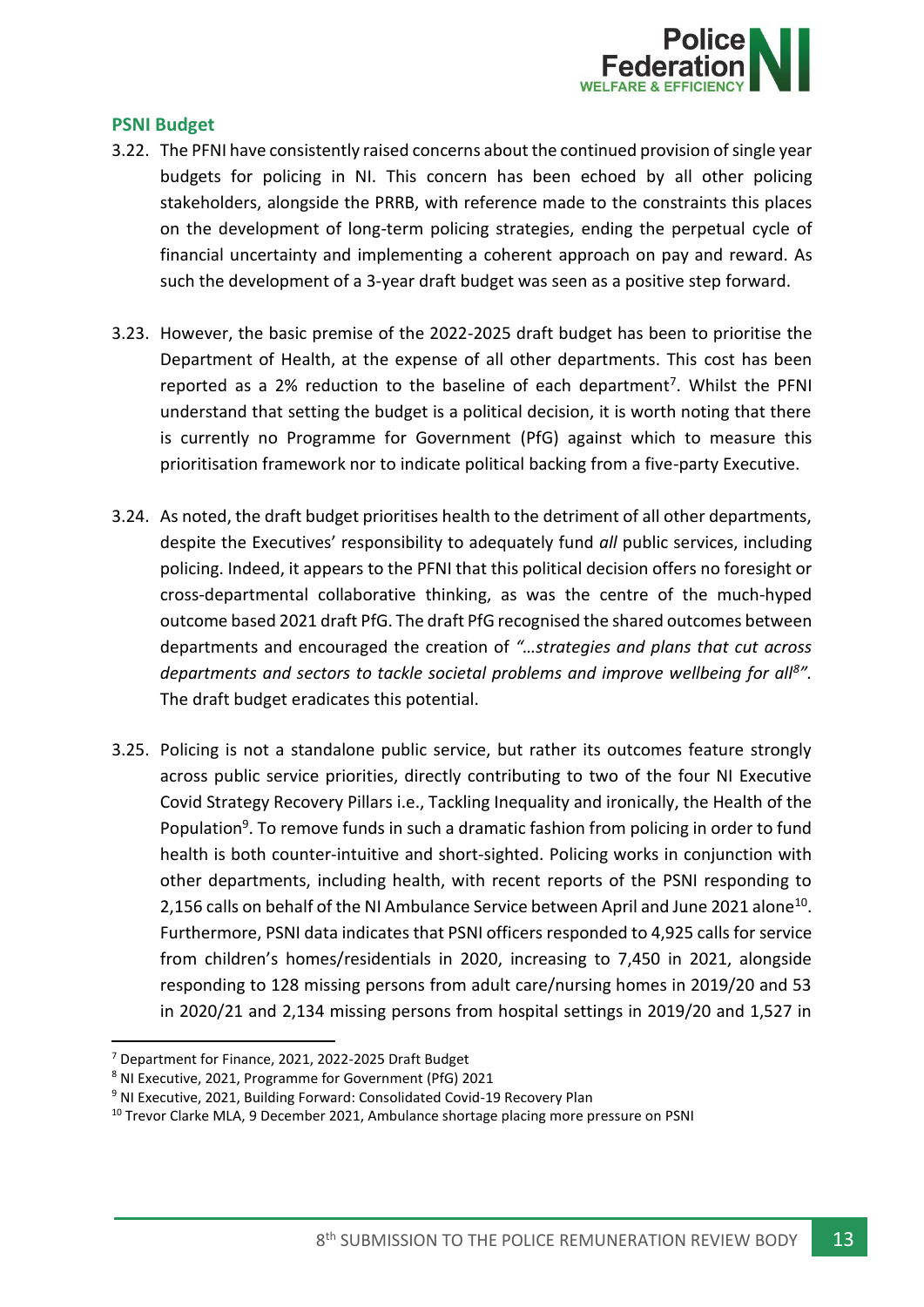### PSNI Budget

3.22. The PFNI have consistently raised concerns about the continued provision of single year budgets for policing in NI. This concern has been echoed by all other policing stakeholders, alongside the PRRB, with reference made to the constraints this places on the development of long-term policing strategies, ending the perpetual cycle of financial uncertainty and implementing a coherent approach on pay and reward. As such the development of a 3-year draft budget was seen as a positive step forward.

3.23. However, the basic premise of the 2022-2025 draft budget has been to prioritise the Department of Health, at the expense of all other departments. This cost has been reported as a 2% reduction to the baseline of each department[7]. Whilst the PFNI understand that setting the budget is a political decision, it is worth noting that there is currently no Programme for Government (PfG) against which to measure this prioritisation framework nor to indicate political backing from a five-party Executive.

3.24. As noted, the draft budget prioritises health to the detriment of all other departments, despite the Executives' responsibility to adequately fund *all* public services, including policing. Indeed, it appears to the PFNI that this political decision offers no foresight or cross-departmental collaborative thinking, as was the centre of the much-hyped outcome based 2021 draft PfG. The draft PfG recognised the shared outcomes between departments and encouraged the creation of *"…strategies and plans that cut across departments and sectors to tackle societal problems and improve wellbeing for all[8]"*. The draft budget eradicates this potential.

3.25. Policing is not a standalone public service, but rather its outcomes feature strongly across public service priorities, directly contributing to two of the four NI Executive Covid Strategy Recovery Pillars i.e., Tackling Inequality and ironically, the Health of the Population[9]. To remove funds in such a dramatic fashion from policing in order to fund health is both counter-intuitive and short-sighted. Policing works in conjunction with other departments, including health, with recent reports of the PSNI responding to 2,156 calls on behalf of the NI Ambulance Service between April and June 2021 alone[10]. Furthermore, PSNI data indicates that PSNI officers responded to 4,925 calls for service from children's homes/residentials in 2020, increasing to 7,450 in 2021, alongside responding to 128 missing persons from adult care/nursing homes in 2019/20 and 53 in 2020/21 and 2,134 missing persons from hospital settings in 2019/20 and 1,527 in

[7] Department for Finance, 2021, 2022-2025 Draft Budget

[8] NI Executive, 2021, Programme for Government (PfG) 2021

[9] NI Executive, 2021, Building Forward: Consolidated Covid-19 Recovery Plan

[10] Trevor Clarke MLA, 9 December 2021, Ambulance shortage placing more pressure on PSNI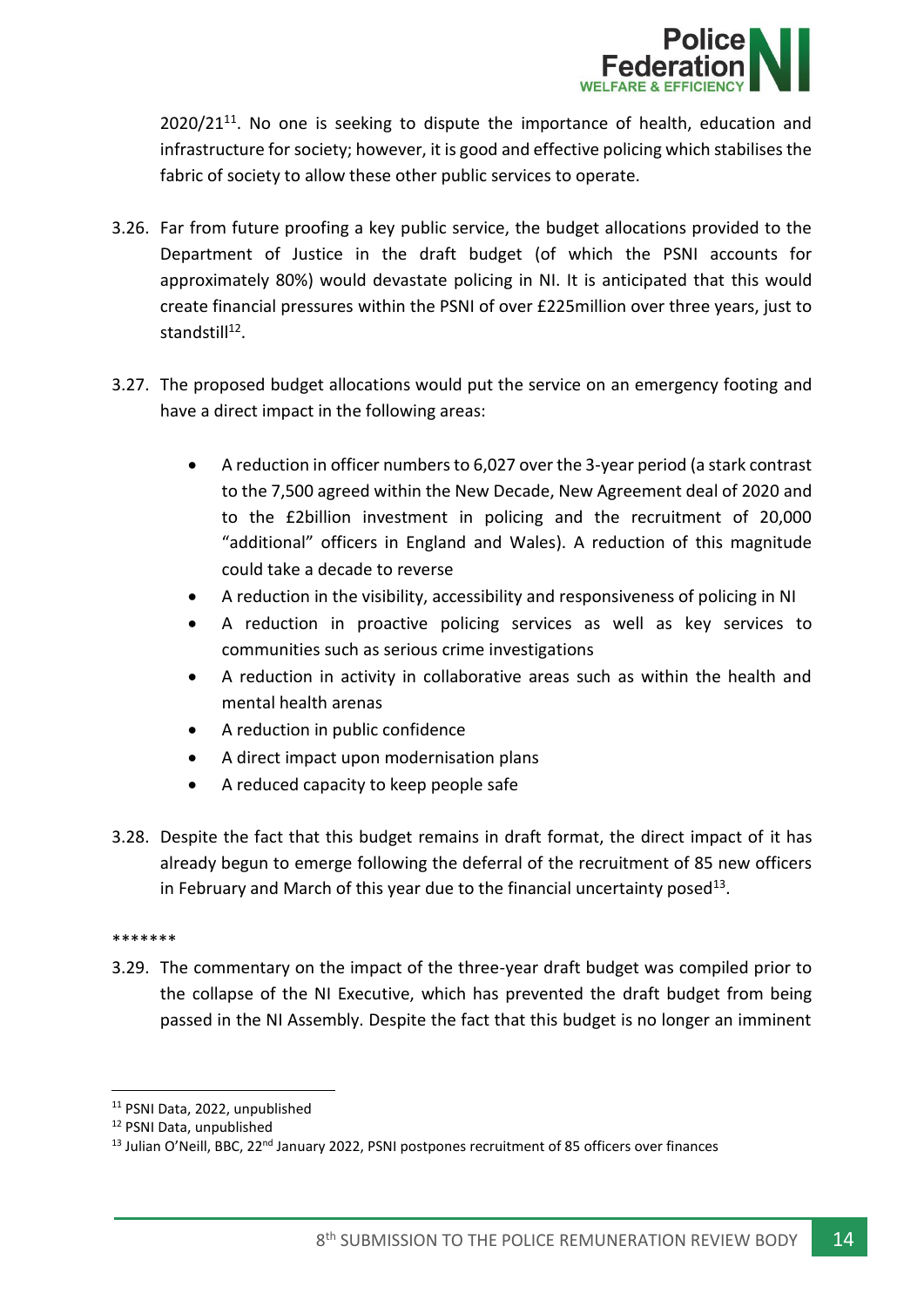2020/21[11]. No one is seeking to dispute the importance of health, education and infrastructure for society; however, it is good and effective policing which stabilises the fabric of society to allow these other public services to operate.

3.26. Far from future proofing a key public service, the budget allocations provided to the Department of Justice in the draft budget (of which the PSNI accounts for approximately 80%) would devastate policing in NI. It is anticipated that this would create financial pressures within the PSNI of over £225million over three years, just to standstill[12].

3.27. The proposed budget allocations would put the service on an emergency footing and have a direct impact in the following areas:

- A reduction in officer numbers to 6,027 over the 3-year period (a stark contrast to the 7,500 agreed within the New Decade, New Agreement deal of 2020 and to the £2billion investment in policing and the recruitment of 20,000 "additional" officers in England and Wales). A reduction of this magnitude could take a decade to reverse
- A reduction in the visibility, accessibility and responsiveness of policing in NI
- A reduction in proactive policing services as well as key services to communities such as serious crime investigations
- A reduction in activity in collaborative areas such as within the health and mental health arenas
- A reduction in public confidence
- A direct impact upon modernisation plans
- A reduced capacity to keep people safe

3.28. Despite the fact that this budget remains in draft format, the direct impact of it has already begun to emerge following the deferral of the recruitment of 85 new officers in February and March of this year due to the financial uncertainty posed[13].

*******

3.29. The commentary on the impact of the three-year draft budget was compiled prior to the collapse of the NI Executive, which has prevented the draft budget from being passed in the NI Assembly. Despite the fact that this budget is no longer an imminent

---

[11] PSNI Data, 2022, unpublished

[12] PSNI Data, unpublished

[13] Julian O'Neill, BBC, 22nd January 2022, PSNI postpones recruitment of 85 officers over finances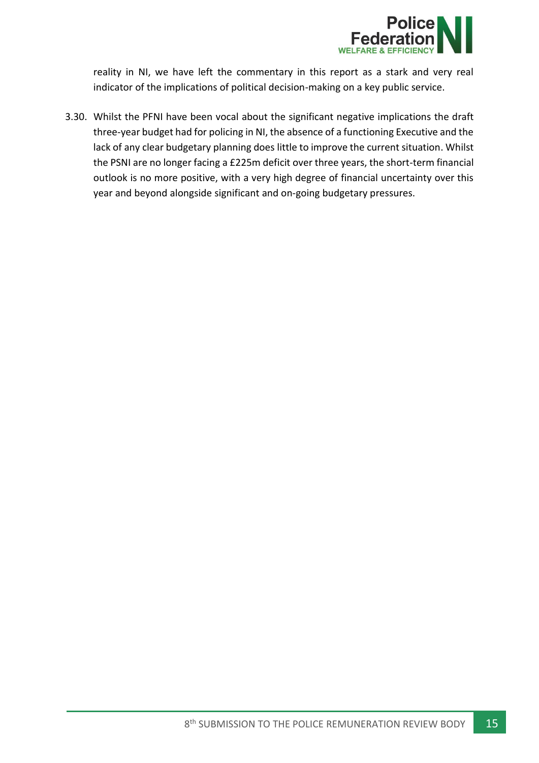reality in NI, we have left the commentary in this report as a stark and very real indicator of the implications of political decision-making on a key public service.

3.30. Whilst the PFNI have been vocal about the significant negative implications the draft three-year budget had for policing in NI, the absence of a functioning Executive and the lack of any clear budgetary planning does little to improve the current situation. Whilst the PSNI are no longer facing a £225m deficit over three years, the short-term financial outlook is no more positive, with a very high degree of financial uncertainty over this year and beyond alongside significant and on-going budgetary pressures.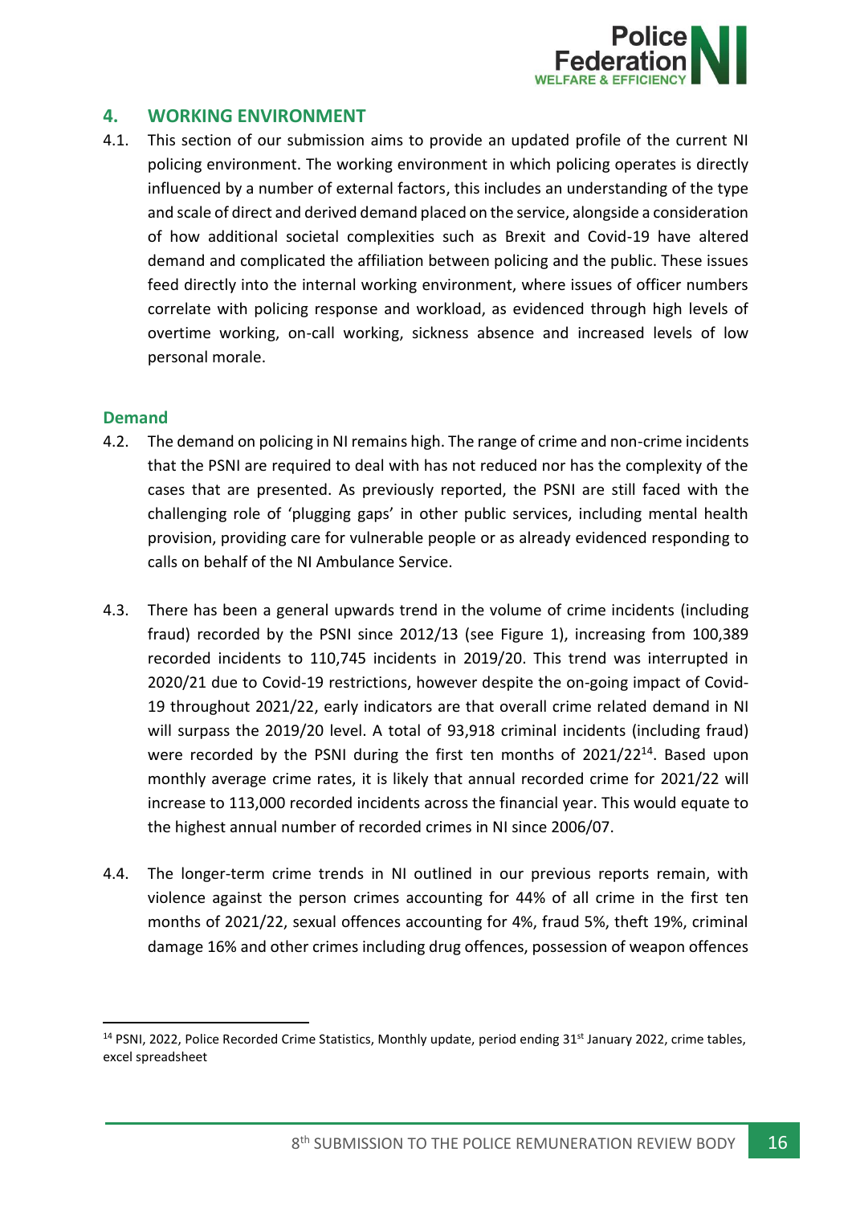## 4. WORKING ENVIRONMENT

4.1. This section of our submission aims to provide an updated profile of the current NI policing environment. The working environment in which policing operates is directly influenced by a number of external factors, this includes an understanding of the type and scale of direct and derived demand placed on the service, alongside a consideration of how additional societal complexities such as Brexit and Covid-19 have altered demand and complicated the affiliation between policing and the public. These issues feed directly into the internal working environment, where issues of officer numbers correlate with policing response and workload, as evidenced through high levels of overtime working, on-call working, sickness absence and increased levels of low personal morale.

### Demand

4.2. The demand on policing in NI remains high. The range of crime and non-crime incidents that the PSNI are required to deal with has not reduced nor has the complexity of the cases that are presented. As previously reported, the PSNI are still faced with the challenging role of 'plugging gaps' in other public services, including mental health provision, providing care for vulnerable people or as already evidenced responding to calls on behalf of the NI Ambulance Service.

4.3. There has been a general upwards trend in the volume of crime incidents (including fraud) recorded by the PSNI since 2012/13 (see Figure 1), increasing from 100,389 recorded incidents to 110,745 incidents in 2019/20. This trend was interrupted in 2020/21 due to Covid-19 restrictions, however despite the on-going impact of Covid-19 throughout 2021/22, early indicators are that overall crime related demand in NI will surpass the 2019/20 level. A total of 93,918 criminal incidents (including fraud) were recorded by the PSNI during the first ten months of 2021/22[14]. Based upon monthly average crime rates, it is likely that annual recorded crime for 2021/22 will increase to 113,000 recorded incidents across the financial year. This would equate to the highest annual number of recorded crimes in NI since 2006/07.

4.4. The longer-term crime trends in NI outlined in our previous reports remain, with violence against the person crimes accounting for 44% of all crime in the first ten months of 2021/22, sexual offences accounting for 4%, fraud 5%, theft 19%, criminal damage 16% and other crimes including drug offences, possession of weapon offences

---

[14] PSNI, 2022, Police Recorded Crime Statistics, Monthly update, period ending 31st January 2022, crime tables, excel spreadsheet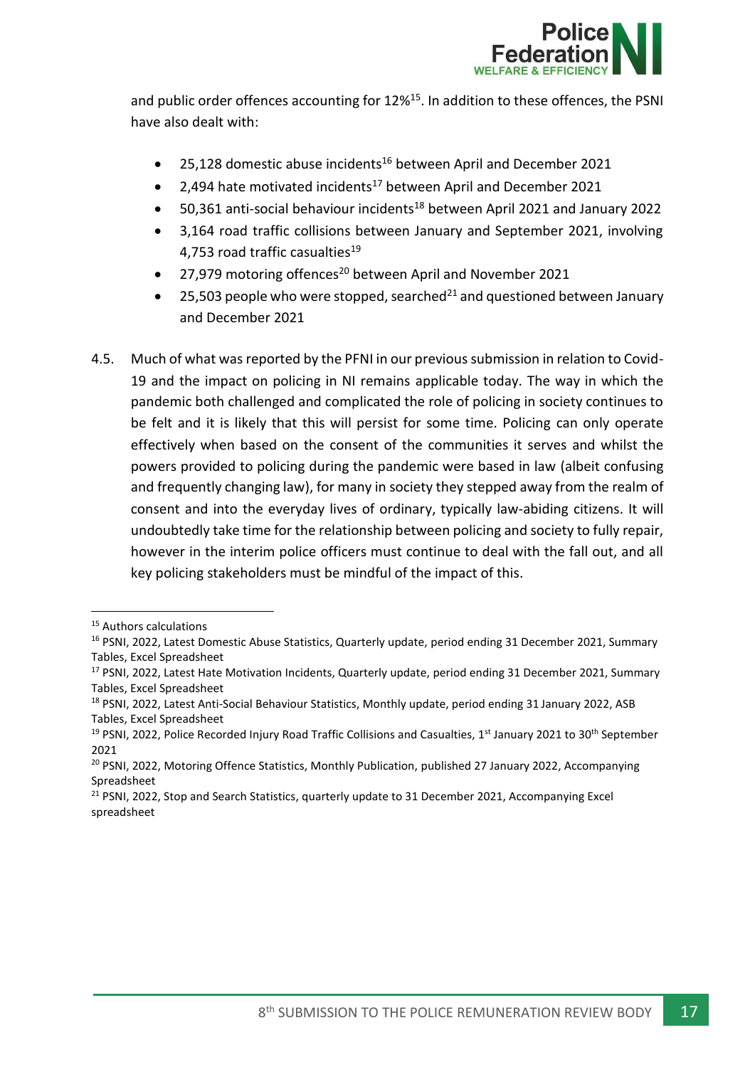and public order offences accounting for 12%[15]. In addition to these offences, the PSNI have also dealt with:

- 25,128 domestic abuse incidents[16] between April and December 2021
- 2,494 hate motivated incidents[17] between April and December 2021
- 50,361 anti-social behaviour incidents[18] between April 2021 and January 2022
- 3,164 road traffic collisions between January and September 2021, involving 4,753 road traffic casualties[19]
- 27,979 motoring offences[20] between April and November 2021
- 25,503 people who were stopped, searched[21] and questioned between January and December 2021

4.5. Much of what was reported by the PFNI in our previous submission in relation to Covid-19 and the impact on policing in NI remains applicable today. The way in which the pandemic both challenged and complicated the role of policing in society continues to be felt and it is likely that this will persist for some time. Policing can only operate effectively when based on the consent of the communities it serves and whilst the powers provided to policing during the pandemic were based in law (albeit confusing and frequently changing law), for many in society they stepped away from the realm of consent and into the everyday lives of ordinary, typically law-abiding citizens. It will undoubtedly take time for the relationship between policing and society to fully repair, however in the interim police officers must continue to deal with the fall out, and all key policing stakeholders must be mindful of the impact of this.

---

[15] Authors calculations

[16] PSNI, 2022, Latest Domestic Abuse Statistics, Quarterly update, period ending 31 December 2021, Summary Tables, Excel Spreadsheet

[17] PSNI, 2022, Latest Hate Motivation Incidents, Quarterly update, period ending 31 December 2021, Summary Tables, Excel Spreadsheet

[18] PSNI, 2022, Latest Anti-Social Behaviour Statistics, Monthly update, period ending 31 January 2022, ASB Tables, Excel Spreadsheet

[19] PSNI, 2022, Police Recorded Injury Road Traffic Collisions and Casualties, 1st January 2021 to 30th September 2021

[20] PSNI, 2022, Motoring Offence Statistics, Monthly Publication, published 27 January 2022, Accompanying Spreadsheet

[21] PSNI, 2022, Stop and Search Statistics, quarterly update to 31 December 2021, Accompanying Excel spreadsheet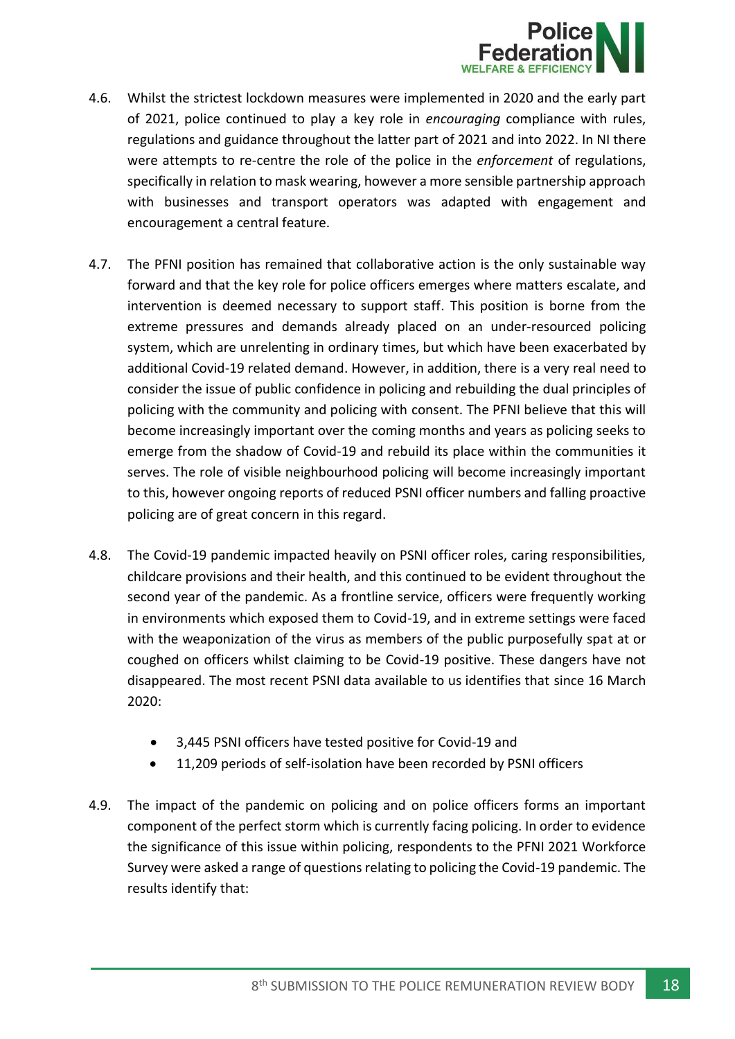4.6. Whilst the strictest lockdown measures were implemented in 2020 and the early part of 2021, police continued to play a key role in *encouraging* compliance with rules, regulations and guidance throughout the latter part of 2021 and into 2022. In NI there were attempts to re-centre the role of the police in the *enforcement* of regulations, specifically in relation to mask wearing, however a more sensible partnership approach with businesses and transport operators was adapted with engagement and encouragement a central feature.

4.7. The PFNI position has remained that collaborative action is the only sustainable way forward and that the key role for police officers emerges where matters escalate, and intervention is deemed necessary to support staff. This position is borne from the extreme pressures and demands already placed on an under-resourced policing system, which are unrelenting in ordinary times, but which have been exacerbated by additional Covid-19 related demand. However, in addition, there is a very real need to consider the issue of public confidence in policing and rebuilding the dual principles of policing with the community and policing with consent. The PFNI believe that this will become increasingly important over the coming months and years as policing seeks to emerge from the shadow of Covid-19 and rebuild its place within the communities it serves. The role of visible neighbourhood policing will become increasingly important to this, however ongoing reports of reduced PSNI officer numbers and falling proactive policing are of great concern in this regard.

4.8. The Covid-19 pandemic impacted heavily on PSNI officer roles, caring responsibilities, childcare provisions and their health, and this continued to be evident throughout the second year of the pandemic. As a frontline service, officers were frequently working in environments which exposed them to Covid-19, and in extreme settings were faced with the weaponization of the virus as members of the public purposefully spat at or coughed on officers whilst claiming to be Covid-19 positive. These dangers have not disappeared. The most recent PSNI data available to us identifies that since 16 March 2020:

- 3,445 PSNI officers have tested positive for Covid-19 and
- 11,209 periods of self-isolation have been recorded by PSNI officers

4.9. The impact of the pandemic on policing and on police officers forms an important component of the perfect storm which is currently facing policing. In order to evidence the significance of this issue within policing, respondents to the PFNI 2021 Workforce Survey were asked a range of questions relating to policing the Covid-19 pandemic. The results identify that: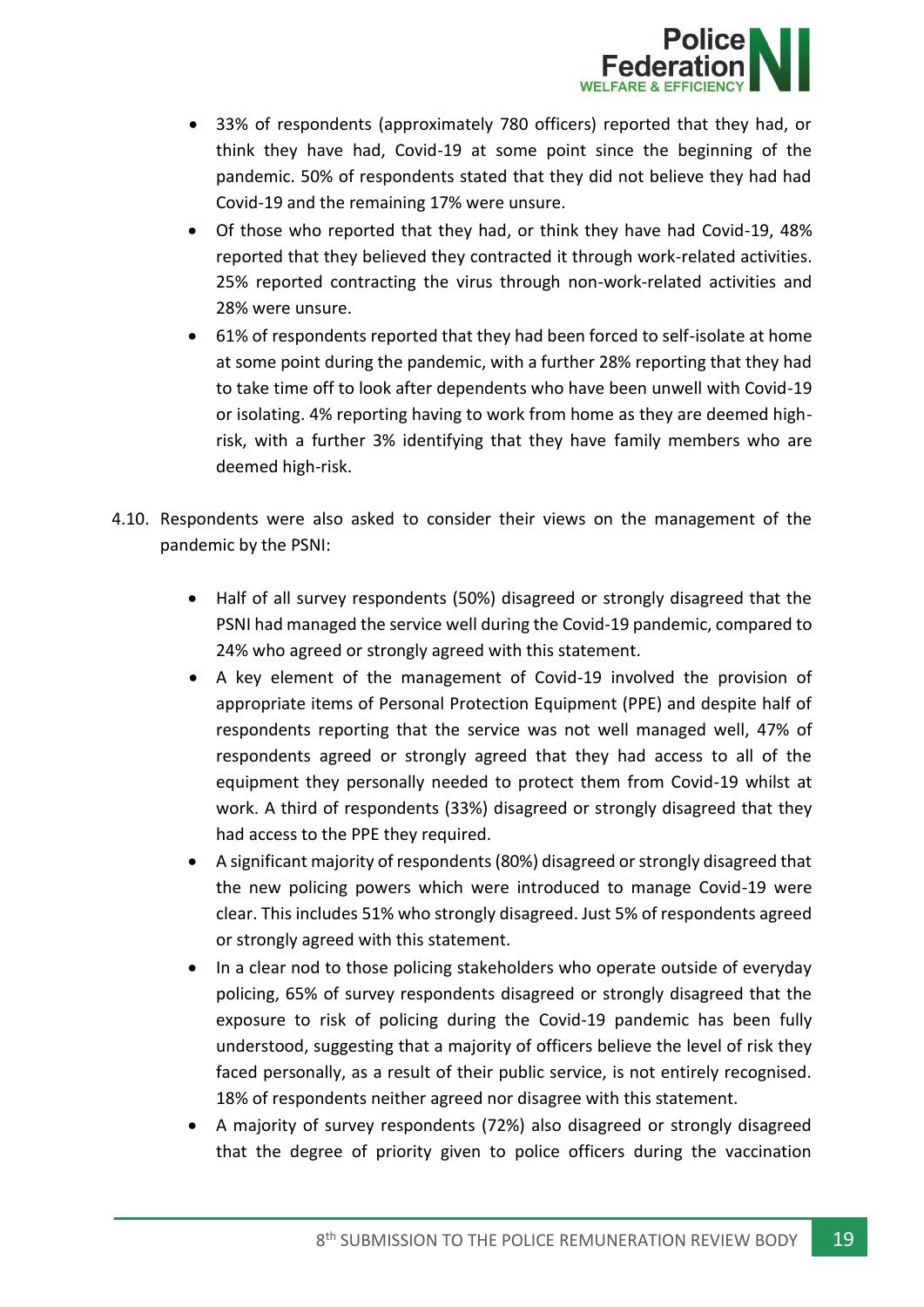- 33% of respondents (approximately 780 officers) reported that they had, or think they have had, Covid-19 at some point since the beginning of the pandemic. 50% of respondents stated that they did not believe they had had Covid-19 and the remaining 17% were unsure.
- Of those who reported that they had, or think they have had Covid-19, 48% reported that they believed they contracted it through work-related activities. 25% reported contracting the virus through non-work-related activities and 28% were unsure.
- 61% of respondents reported that they had been forced to self-isolate at home at some point during the pandemic, with a further 28% reporting that they had to take time off to look after dependents who have been unwell with Covid-19 or isolating. 4% reporting having to work from home as they are deemed high-risk, with a further 3% identifying that they have family members who are deemed high-risk.

4.10. Respondents were also asked to consider their views on the management of the pandemic by the PSNI:

- Half of all survey respondents (50%) disagreed or strongly disagreed that the PSNI had managed the service well during the Covid-19 pandemic, compared to 24% who agreed or strongly agreed with this statement.
- A key element of the management of Covid-19 involved the provision of appropriate items of Personal Protection Equipment (PPE) and despite half of respondents reporting that the service was not well managed well, 47% of respondents agreed or strongly agreed that they had access to all of the equipment they personally needed to protect them from Covid-19 whilst at work. A third of respondents (33%) disagreed or strongly disagreed that they had access to the PPE they required.
- A significant majority of respondents (80%) disagreed or strongly disagreed that the new policing powers which were introduced to manage Covid-19 were clear. This includes 51% who strongly disagreed. Just 5% of respondents agreed or strongly agreed with this statement.
- In a clear nod to those policing stakeholders who operate outside of everyday policing, 65% of survey respondents disagreed or strongly disagreed that the exposure to risk of policing during the Covid-19 pandemic has been fully understood, suggesting that a majority of officers believe the level of risk they faced personally, as a result of their public service, is not entirely recognised. 18% of respondents neither agreed nor disagree with this statement.
- A majority of survey respondents (72%) also disagreed or strongly disagreed that the degree of priority given to police officers during the vaccination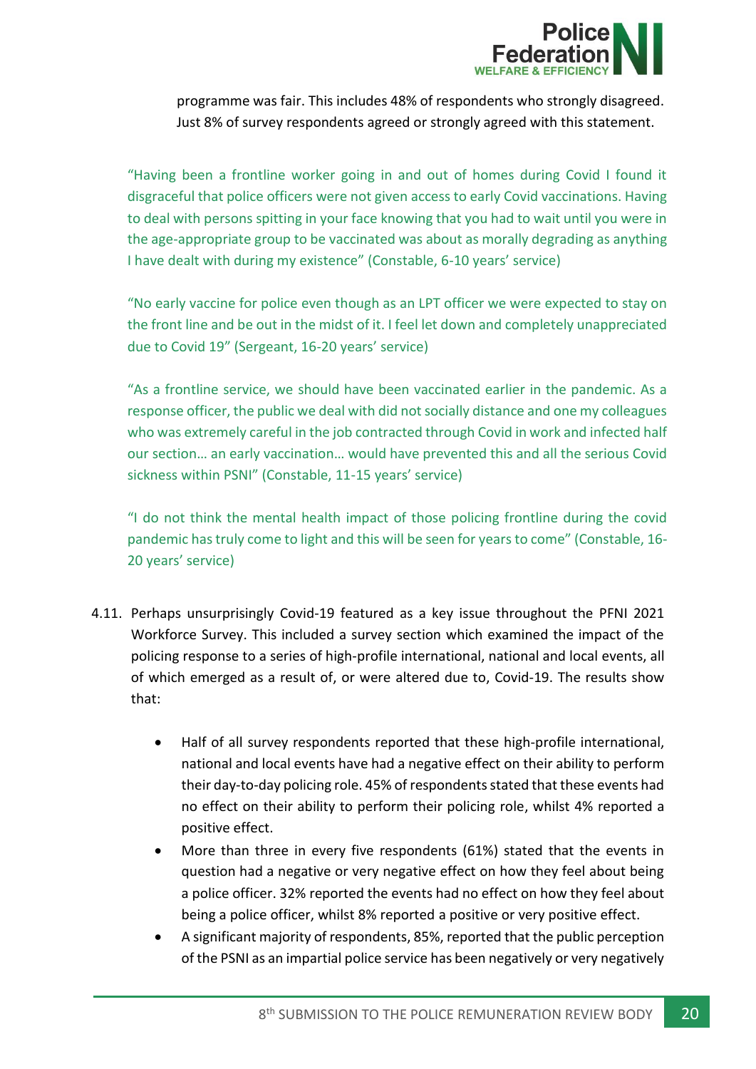programme was fair. This includes 48% of respondents who strongly disagreed. Just 8% of survey respondents agreed or strongly agreed with this statement.

> "Having been a frontline worker going in and out of homes during Covid I found it disgraceful that police officers were not given access to early Covid vaccinations. Having to deal with persons spitting in your face knowing that you had to wait until you were in the age-appropriate group to be vaccinated was about as morally degrading as anything I have dealt with during my existence" (Constable, 6-10 years' service)

> "No early vaccine for police even though as an LPT officer we were expected to stay on the front line and be out in the midst of it. I feel let down and completely unappreciated due to Covid 19" (Sergeant, 16-20 years' service)

> "As a frontline service, we should have been vaccinated earlier in the pandemic. As a response officer, the public we deal with did not socially distance and one my colleagues who was extremely careful in the job contracted through Covid in work and infected half our section… an early vaccination… would have prevented this and all the serious Covid sickness within PSNI" (Constable, 11-15 years' service)

> "I do not think the mental health impact of those policing frontline during the covid pandemic has truly come to light and this will be seen for years to come" (Constable, 16-20 years' service)

4.11. Perhaps unsurprisingly Covid-19 featured as a key issue throughout the PFNI 2021 Workforce Survey. This included a survey section which examined the impact of the policing response to a series of high-profile international, national and local events, all of which emerged as a result of, or were altered due to, Covid-19. The results show that:

- Half of all survey respondents reported that these high-profile international, national and local events have had a negative effect on their ability to perform their day-to-day policing role. 45% of respondents stated that these events had no effect on their ability to perform their policing role, whilst 4% reported a positive effect.
- More than three in every five respondents (61%) stated that the events in question had a negative or very negative effect on how they feel about being a police officer. 32% reported the events had no effect on how they feel about being a police officer, whilst 8% reported a positive or very positive effect.
- A significant majority of respondents, 85%, reported that the public perception of the PSNI as an impartial police service has been negatively or very negatively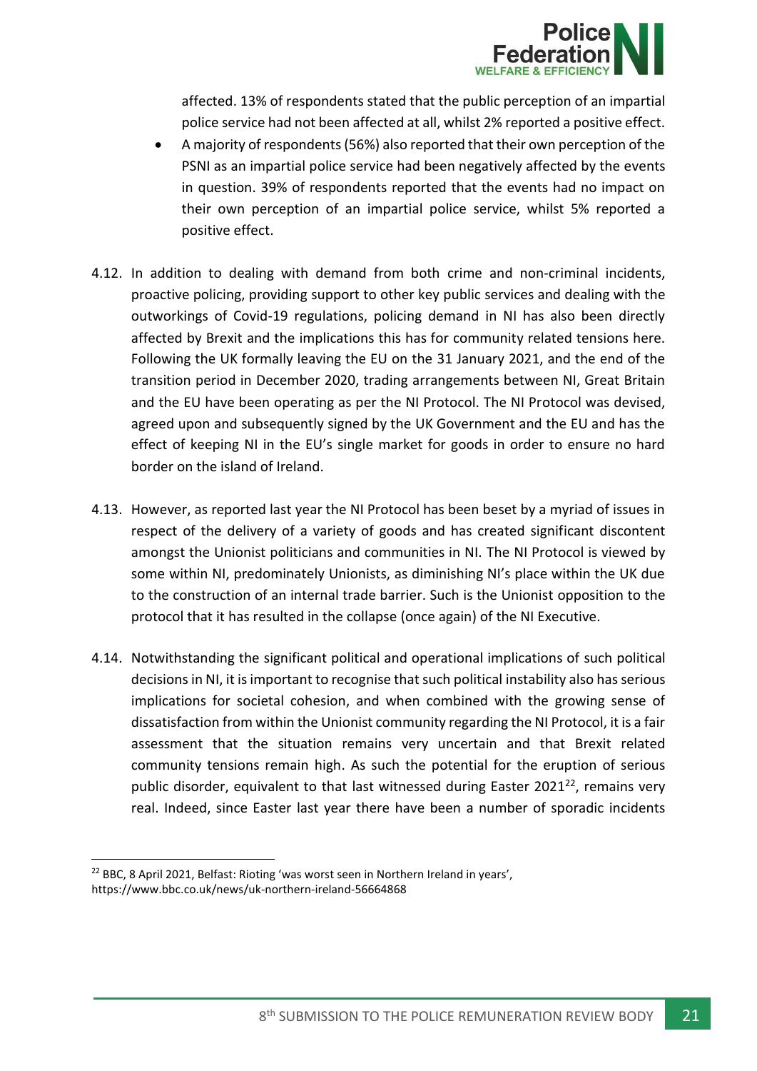affected. 13% of respondents stated that the public perception of an impartial police service had not been affected at all, whilst 2% reported a positive effect.

- A majority of respondents (56%) also reported that their own perception of the PSNI as an impartial police service had been negatively affected by the events in question. 39% of respondents reported that the events had no impact on their own perception of an impartial police service, whilst 5% reported a positive effect.

4.12. In addition to dealing with demand from both crime and non-criminal incidents, proactive policing, providing support to other key public services and dealing with the outworkings of Covid-19 regulations, policing demand in NI has also been directly affected by Brexit and the implications this has for community related tensions here. Following the UK formally leaving the EU on the 31 January 2021, and the end of the transition period in December 2020, trading arrangements between NI, Great Britain and the EU have been operating as per the NI Protocol. The NI Protocol was devised, agreed upon and subsequently signed by the UK Government and the EU and has the effect of keeping NI in the EU's single market for goods in order to ensure no hard border on the island of Ireland.

4.13. However, as reported last year the NI Protocol has been beset by a myriad of issues in respect of the delivery of a variety of goods and has created significant discontent amongst the Unionist politicians and communities in NI. The NI Protocol is viewed by some within NI, predominately Unionists, as diminishing NI's place within the UK due to the construction of an internal trade barrier. Such is the Unionist opposition to the protocol that it has resulted in the collapse (once again) of the NI Executive.

4.14. Notwithstanding the significant political and operational implications of such political decisions in NI, it is important to recognise that such political instability also has serious implications for societal cohesion, and when combined with the growing sense of dissatisfaction from within the Unionist community regarding the NI Protocol, it is a fair assessment that the situation remains very uncertain and that Brexit related community tensions remain high. As such the potential for the eruption of serious public disorder, equivalent to that last witnessed during Easter 2021[22], remains very real. Indeed, since Easter last year there have been a number of sporadic incidents

[22] BBC, 8 April 2021, Belfast: Rioting 'was worst seen in Northern Ireland in years', https://www.bbc.co.uk/news/uk-northern-ireland-56664868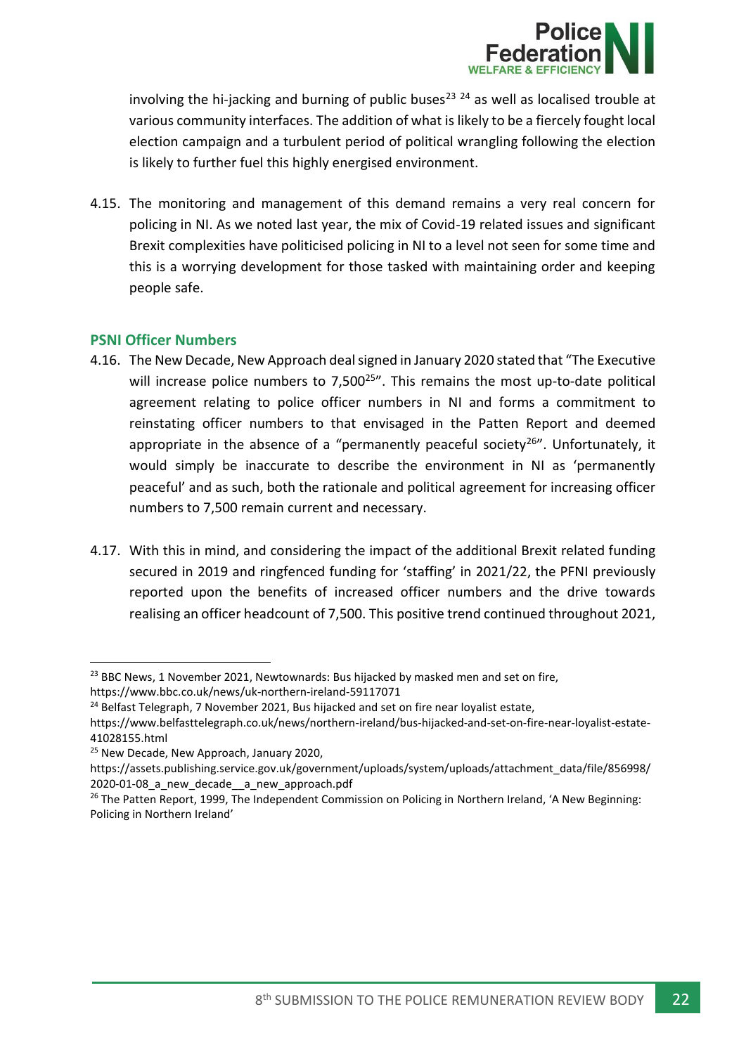involving the hi-jacking and burning of public buses[23] [24] as well as localised trouble at various community interfaces. The addition of what is likely to be a fiercely fought local election campaign and a turbulent period of political wrangling following the election is likely to further fuel this highly energised environment.

4.15. The monitoring and management of this demand remains a very real concern for policing in NI. As we noted last year, the mix of Covid-19 related issues and significant Brexit complexities have politicised policing in NI to a level not seen for some time and this is a worrying development for those tasked with maintaining order and keeping people safe.

### PSNI Officer Numbers

4.16. The New Decade, New Approach deal signed in January 2020 stated that "The Executive will increase police numbers to 7,500[25]". This remains the most up-to-date political agreement relating to police officer numbers in NI and forms a commitment to reinstating officer numbers to that envisaged in the Patten Report and deemed appropriate in the absence of a "permanently peaceful society[26]". Unfortunately, it would simply be inaccurate to describe the environment in NI as 'permanently peaceful' and as such, both the rationale and political agreement for increasing officer numbers to 7,500 remain current and necessary.

4.17. With this in mind, and considering the impact of the additional Brexit related funding secured in 2019 and ringfenced funding for 'staffing' in 2021/22, the PFNI previously reported upon the benefits of increased officer numbers and the drive towards realising an officer headcount of 7,500. This positive trend continued throughout 2021,

---

[23] BBC News, 1 November 2021, Newtownards: Bus hijacked by masked men and set on fire, https://www.bbc.co.uk/news/uk-northern-ireland-59117071

[24] Belfast Telegraph, 7 November 2021, Bus hijacked and set on fire near loyalist estate, https://www.belfasttelegraph.co.uk/news/northern-ireland/bus-hijacked-and-set-on-fire-near-loyalist-estate-41028155.html

[25] New Decade, New Approach, January 2020, https://assets.publishing.service.gov.uk/government/uploads/system/uploads/attachment_data/file/856998/2020-01-08_a_new_decade__a_new_approach.pdf

[26] The Patten Report, 1999, The Independent Commission on Policing in Northern Ireland, 'A New Beginning: Policing in Northern Ireland'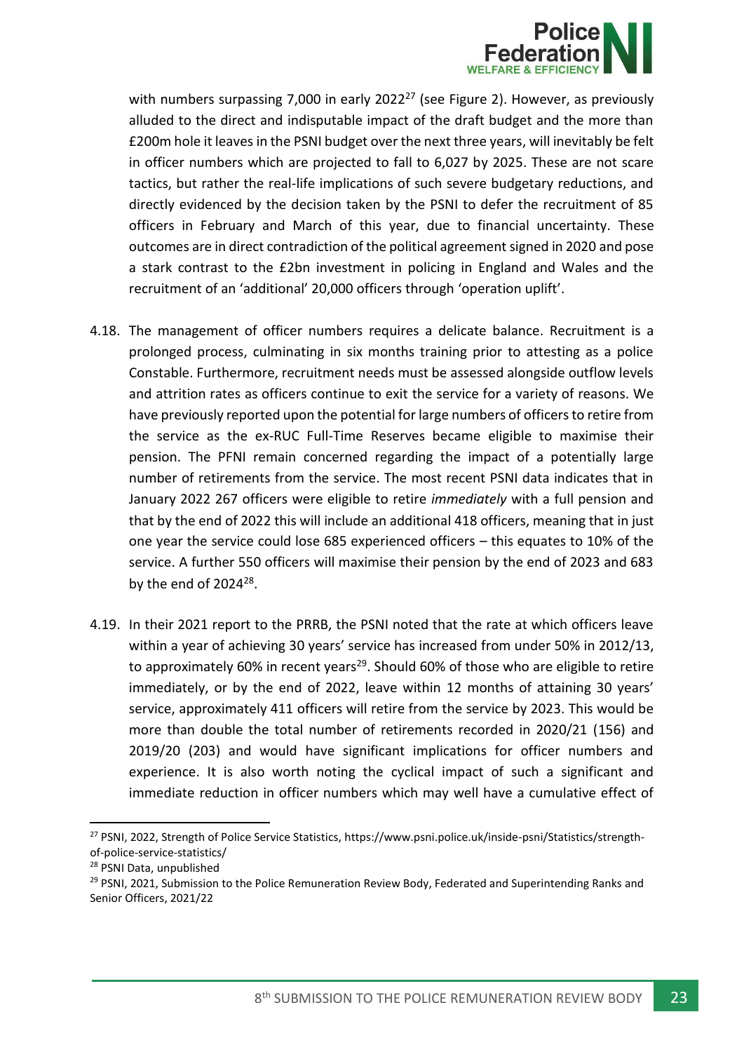with numbers surpassing 7,000 in early 2022[27] (see Figure 2). However, as previously alluded to the direct and indisputable impact of the draft budget and the more than £200m hole it leaves in the PSNI budget over the next three years, will inevitably be felt in officer numbers which are projected to fall to 6,027 by 2025. These are not scare tactics, but rather the real-life implications of such severe budgetary reductions, and directly evidenced by the decision taken by the PSNI to defer the recruitment of 85 officers in February and March of this year, due to financial uncertainty. These outcomes are in direct contradiction of the political agreement signed in 2020 and pose a stark contrast to the £2bn investment in policing in England and Wales and the recruitment of an 'additional' 20,000 officers through 'operation uplift'.

4.18. The management of officer numbers requires a delicate balance. Recruitment is a prolonged process, culminating in six months training prior to attesting as a police Constable. Furthermore, recruitment needs must be assessed alongside outflow levels and attrition rates as officers continue to exit the service for a variety of reasons. We have previously reported upon the potential for large numbers of officers to retire from the service as the ex-RUC Full-Time Reserves became eligible to maximise their pension. The PFNI remain concerned regarding the impact of a potentially large number of retirements from the service. The most recent PSNI data indicates that in January 2022 267 officers were eligible to retire *immediately* with a full pension and that by the end of 2022 this will include an additional 418 officers, meaning that in just one year the service could lose 685 experienced officers – this equates to 10% of the service. A further 550 officers will maximise their pension by the end of 2023 and 683 by the end of 2024[28].

4.19. In their 2021 report to the PRRB, the PSNI noted that the rate at which officers leave within a year of achieving 30 years' service has increased from under 50% in 2012/13, to approximately 60% in recent years[29]. Should 60% of those who are eligible to retire immediately, or by the end of 2022, leave within 12 months of attaining 30 years' service, approximately 411 officers will retire from the service by 2023. This would be more than double the total number of retirements recorded in 2020/21 (156) and 2019/20 (203) and would have significant implications for officer numbers and experience. It is also worth noting the cyclical impact of such a significant and immediate reduction in officer numbers which may well have a cumulative effect of

---

[27] PSNI, 2022, Strength of Police Service Statistics, https://www.psni.police.uk/inside-psni/Statistics/strength-of-police-service-statistics/

[28] PSNI Data, unpublished

[29] PSNI, 2021, Submission to the Police Remuneration Review Body, Federated and Superintending Ranks and Senior Officers, 2021/22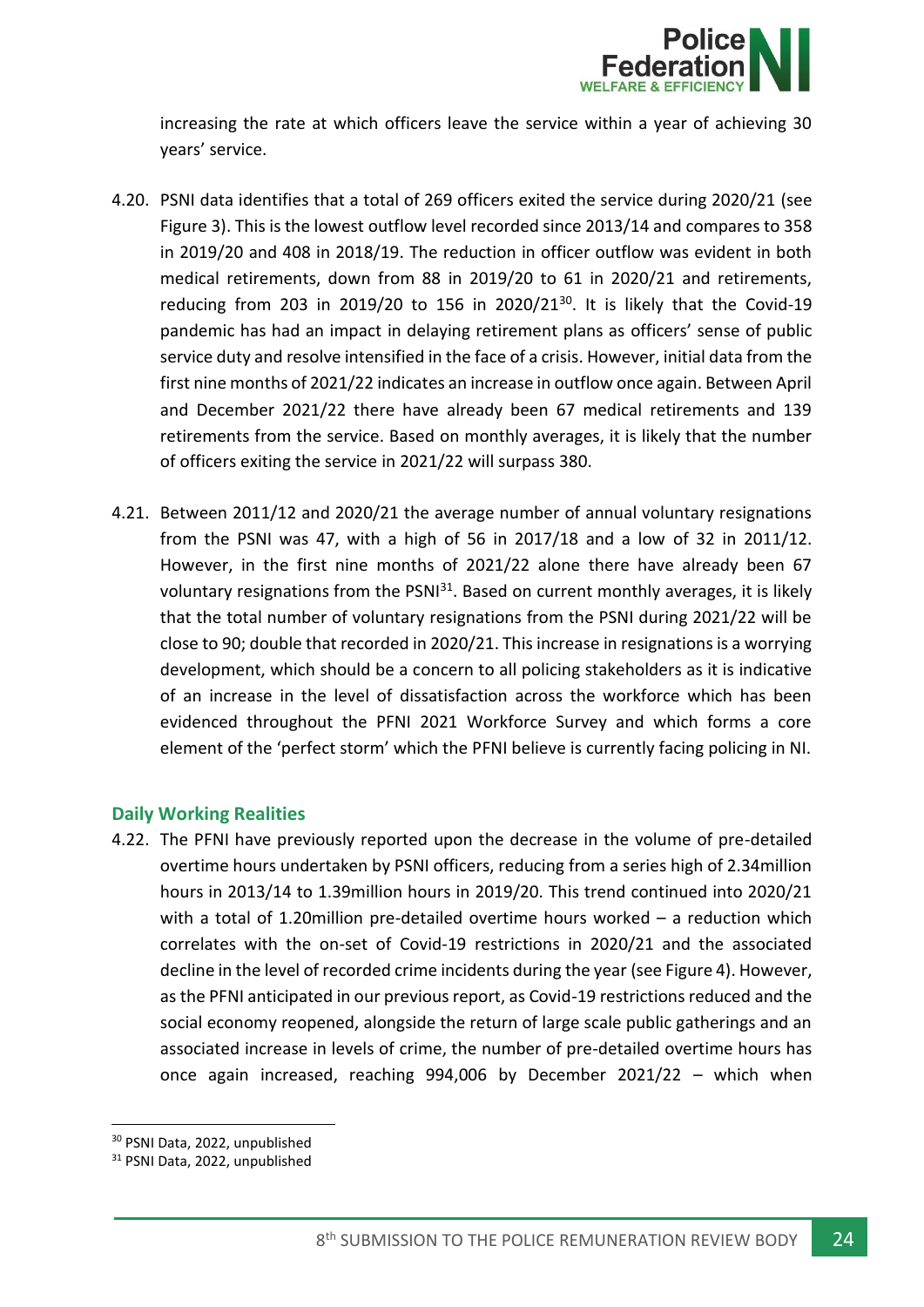increasing the rate at which officers leave the service within a year of achieving 30 years' service.

4.20. PSNI data identifies that a total of 269 officers exited the service during 2020/21 (see Figure 3). This is the lowest outflow level recorded since 2013/14 and compares to 358 in 2019/20 and 408 in 2018/19. The reduction in officer outflow was evident in both medical retirements, down from 88 in 2019/20 to 61 in 2020/21 and retirements, reducing from 203 in 2019/20 to 156 in 2020/21[30]. It is likely that the Covid-19 pandemic has had an impact in delaying retirement plans as officers' sense of public service duty and resolve intensified in the face of a crisis. However, initial data from the first nine months of 2021/22 indicates an increase in outflow once again. Between April and December 2021/22 there have already been 67 medical retirements and 139 retirements from the service. Based on monthly averages, it is likely that the number of officers exiting the service in 2021/22 will surpass 380.

4.21. Between 2011/12 and 2020/21 the average number of annual voluntary resignations from the PSNI was 47, with a high of 56 in 2017/18 and a low of 32 in 2011/12. However, in the first nine months of 2021/22 alone there have already been 67 voluntary resignations from the PSNI[31]. Based on current monthly averages, it is likely that the total number of voluntary resignations from the PSNI during 2021/22 will be close to 90; double that recorded in 2020/21. This increase in resignations is a worrying development, which should be a concern to all policing stakeholders as it is indicative of an increase in the level of dissatisfaction across the workforce which has been evidenced throughout the PFNI 2021 Workforce Survey and which forms a core element of the 'perfect storm' which the PFNI believe is currently facing policing in NI.

### Daily Working Realities

4.22. The PFNI have previously reported upon the decrease in the volume of pre-detailed overtime hours undertaken by PSNI officers, reducing from a series high of 2.34million hours in 2013/14 to 1.39million hours in 2019/20. This trend continued into 2020/21 with a total of 1.20million pre-detailed overtime hours worked – a reduction which correlates with the on-set of Covid-19 restrictions in 2020/21 and the associated decline in the level of recorded crime incidents during the year (see Figure 4). However, as the PFNI anticipated in our previous report, as Covid-19 restrictions reduced and the social economy reopened, alongside the return of large scale public gatherings and an associated increase in levels of crime, the number of pre-detailed overtime hours has once again increased, reaching 994,006 by December 2021/22 – which when

[30] PSNI Data, 2022, unpublished

[31] PSNI Data, 2022, unpublished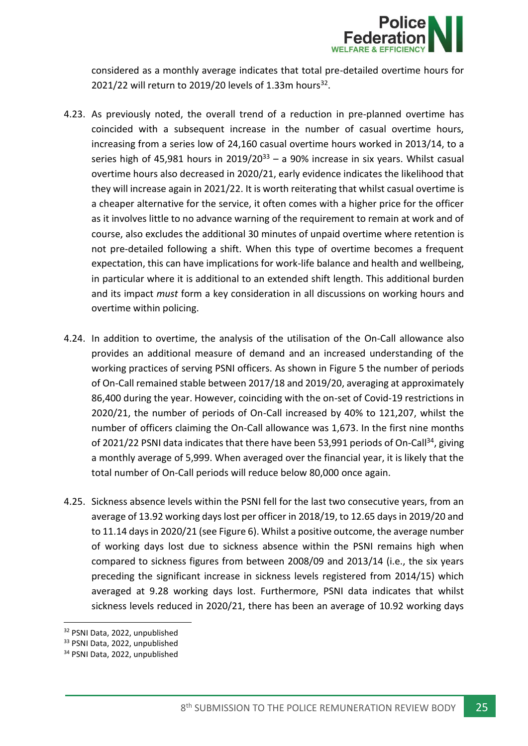considered as a monthly average indicates that total pre-detailed overtime hours for 2021/22 will return to 2019/20 levels of 1.33m hours[32].

4.23. As previously noted, the overall trend of a reduction in pre-planned overtime has coincided with a subsequent increase in the number of casual overtime hours, increasing from a series low of 24,160 casual overtime hours worked in 2013/14, to a series high of 45,981 hours in 2019/20[33] – a 90% increase in six years. Whilst casual overtime hours also decreased in 2020/21, early evidence indicates the likelihood that they will increase again in 2021/22. It is worth reiterating that whilst casual overtime is a cheaper alternative for the service, it often comes with a higher price for the officer as it involves little to no advance warning of the requirement to remain at work and of course, also excludes the additional 30 minutes of unpaid overtime where retention is not pre-detailed following a shift. When this type of overtime becomes a frequent expectation, this can have implications for work-life balance and health and wellbeing, in particular where it is additional to an extended shift length. This additional burden and its impact *must* form a key consideration in all discussions on working hours and overtime within policing.

4.24. In addition to overtime, the analysis of the utilisation of the On-Call allowance also provides an additional measure of demand and an increased understanding of the working practices of serving PSNI officers. As shown in Figure 5 the number of periods of On-Call remained stable between 2017/18 and 2019/20, averaging at approximately 86,400 during the year. However, coinciding with the on-set of Covid-19 restrictions in 2020/21, the number of periods of On-Call increased by 40% to 121,207, whilst the number of officers claiming the On-Call allowance was 1,673. In the first nine months of 2021/22 PSNI data indicates that there have been 53,991 periods of On-Call[34], giving a monthly average of 5,999. When averaged over the financial year, it is likely that the total number of On-Call periods will reduce below 80,000 once again.

4.25. Sickness absence levels within the PSNI fell for the last two consecutive years, from an average of 13.92 working days lost per officer in 2018/19, to 12.65 days in 2019/20 and to 11.14 days in 2020/21 (see Figure 6). Whilst a positive outcome, the average number of working days lost due to sickness absence within the PSNI remains high when compared to sickness figures from between 2008/09 and 2013/14 (i.e., the six years preceding the significant increase in sickness levels registered from 2014/15) which averaged at 9.28 working days lost. Furthermore, PSNI data indicates that whilst sickness levels reduced in 2020/21, there has been an average of 10.92 working days

---

[32] PSNI Data, 2022, unpublished

[33] PSNI Data, 2022, unpublished

[34] PSNI Data, 2022, unpublished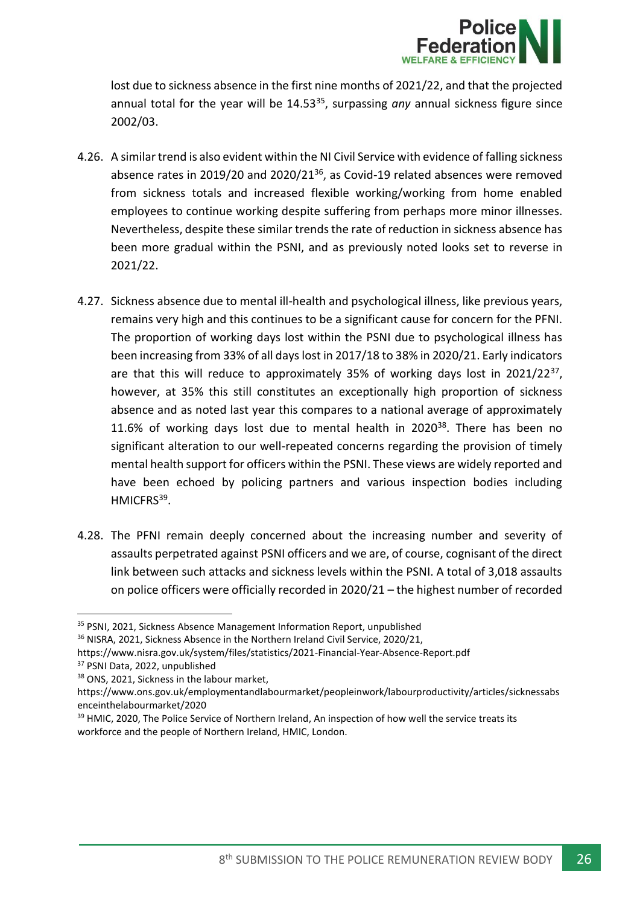lost due to sickness absence in the first nine months of 2021/22, and that the projected annual total for the year will be 14.53[35], surpassing *any* annual sickness figure since 2002/03.

4.26. A similar trend is also evident within the NI Civil Service with evidence of falling sickness absence rates in 2019/20 and 2020/21[36], as Covid-19 related absences were removed from sickness totals and increased flexible working/working from home enabled employees to continue working despite suffering from perhaps more minor illnesses. Nevertheless, despite these similar trends the rate of reduction in sickness absence has been more gradual within the PSNI, and as previously noted looks set to reverse in 2021/22.

4.27. Sickness absence due to mental ill-health and psychological illness, like previous years, remains very high and this continues to be a significant cause for concern for the PFNI. The proportion of working days lost within the PSNI due to psychological illness has been increasing from 33% of all days lost in 2017/18 to 38% in 2020/21. Early indicators are that this will reduce to approximately 35% of working days lost in 2021/22[37], however, at 35% this still constitutes an exceptionally high proportion of sickness absence and as noted last year this compares to a national average of approximately 11.6% of working days lost due to mental health in 2020[38]. There has been no significant alteration to our well-repeated concerns regarding the provision of timely mental health support for officers within the PSNI. These views are widely reported and have been echoed by policing partners and various inspection bodies including HMICFRS[39].

4.28. The PFNI remain deeply concerned about the increasing number and severity of assaults perpetrated against PSNI officers and we are, of course, cognisant of the direct link between such attacks and sickness levels within the PSNI. A total of 3,018 assaults on police officers were officially recorded in 2020/21 – the highest number of recorded

---

[35] PSNI, 2021, Sickness Absence Management Information Report, unpublished

[36] NISRA, 2021, Sickness Absence in the Northern Ireland Civil Service, 2020/21, https://www.nisra.gov.uk/system/files/statistics/2021-Financial-Year-Absence-Report.pdf

[37] PSNI Data, 2022, unpublished

[38] ONS, 2021, Sickness in the labour market, https://www.ons.gov.uk/employmentandlabourmarket/peopleinwork/labourproductivity/articles/sicknessabsenceinthelabourmarket/2020

[39] HMIC, 2020, The Police Service of Northern Ireland, An inspection of how well the service treats its workforce and the people of Northern Ireland, HMIC, London.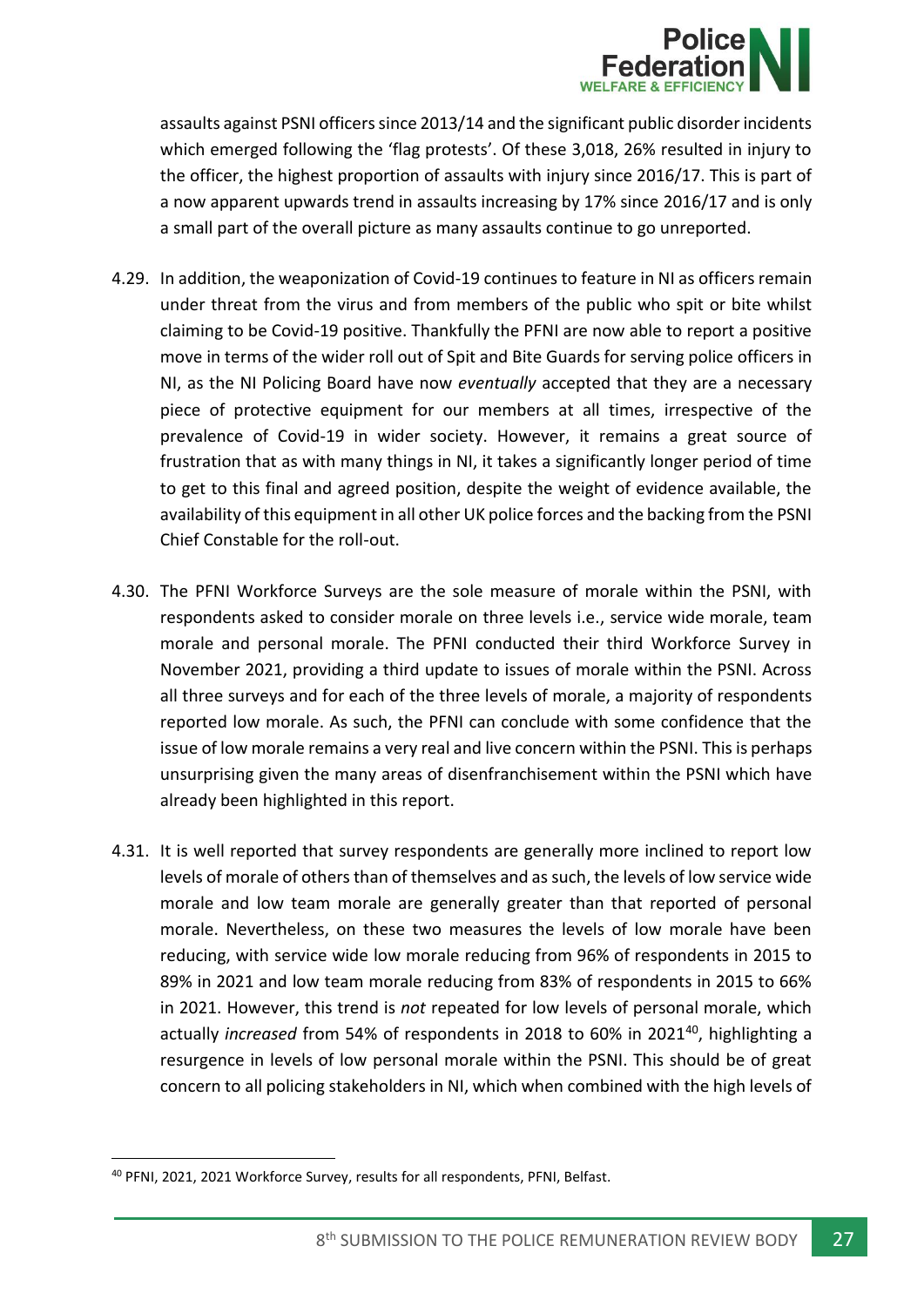assaults against PSNI officers since 2013/14 and the significant public disorder incidents which emerged following the 'flag protests'. Of these 3,018, 26% resulted in injury to the officer, the highest proportion of assaults with injury since 2016/17. This is part of a now apparent upwards trend in assaults increasing by 17% since 2016/17 and is only a small part of the overall picture as many assaults continue to go unreported.

4.29. In addition, the weaponization of Covid-19 continues to feature in NI as officers remain under threat from the virus and from members of the public who spit or bite whilst claiming to be Covid-19 positive. Thankfully the PFNI are now able to report a positive move in terms of the wider roll out of Spit and Bite Guards for serving police officers in NI, as the NI Policing Board have now *eventually* accepted that they are a necessary piece of protective equipment for our members at all times, irrespective of the prevalence of Covid-19 in wider society. However, it remains a great source of frustration that as with many things in NI, it takes a significantly longer period of time to get to this final and agreed position, despite the weight of evidence available, the availability of this equipment in all other UK police forces and the backing from the PSNI Chief Constable for the roll-out.

4.30. The PFNI Workforce Surveys are the sole measure of morale within the PSNI, with respondents asked to consider morale on three levels i.e., service wide morale, team morale and personal morale. The PFNI conducted their third Workforce Survey in November 2021, providing a third update to issues of morale within the PSNI. Across all three surveys and for each of the three levels of morale, a majority of respondents reported low morale. As such, the PFNI can conclude with some confidence that the issue of low morale remains a very real and live concern within the PSNI. This is perhaps unsurprising given the many areas of disenfranchisement within the PSNI which have already been highlighted in this report.

4.31. It is well reported that survey respondents are generally more inclined to report low levels of morale of others than of themselves and as such, the levels of low service wide morale and low team morale are generally greater than that reported of personal morale. Nevertheless, on these two measures the levels of low morale have been reducing, with service wide low morale reducing from 96% of respondents in 2015 to 89% in 2021 and low team morale reducing from 83% of respondents in 2015 to 66% in 2021. However, this trend is *not* repeated for low levels of personal morale, which actually *increased* from 54% of respondents in 2018 to 60% in 2021[40], highlighting a resurgence in levels of low personal morale within the PSNI. This should be of great concern to all policing stakeholders in NI, which when combined with the high levels of

[40] PFNI, 2021, 2021 Workforce Survey, results for all respondents, PFNI, Belfast.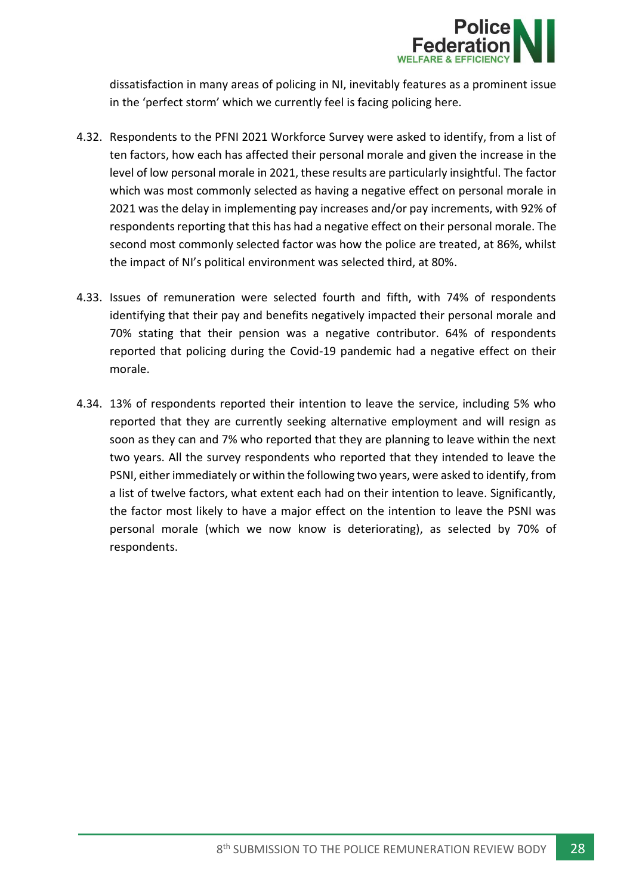dissatisfaction in many areas of policing in NI, inevitably features as a prominent issue in the 'perfect storm' which we currently feel is facing policing here.

4.32. Respondents to the PFNI 2021 Workforce Survey were asked to identify, from a list of ten factors, how each has affected their personal morale and given the increase in the level of low personal morale in 2021, these results are particularly insightful. The factor which was most commonly selected as having a negative effect on personal morale in 2021 was the delay in implementing pay increases and/or pay increments, with 92% of respondents reporting that this has had a negative effect on their personal morale. The second most commonly selected factor was how the police are treated, at 86%, whilst the impact of NI's political environment was selected third, at 80%.

4.33. Issues of remuneration were selected fourth and fifth, with 74% of respondents identifying that their pay and benefits negatively impacted their personal morale and 70% stating that their pension was a negative contributor. 64% of respondents reported that policing during the Covid-19 pandemic had a negative effect on their morale.

4.34. 13% of respondents reported their intention to leave the service, including 5% who reported that they are currently seeking alternative employment and will resign as soon as they can and 7% who reported that they are planning to leave within the next two years. All the survey respondents who reported that they intended to leave the PSNI, either immediately or within the following two years, were asked to identify, from a list of twelve factors, what extent each had on their intention to leave. Significantly, the factor most likely to have a major effect on the intention to leave the PSNI was personal morale (which we now know is deteriorating), as selected by 70% of respondents.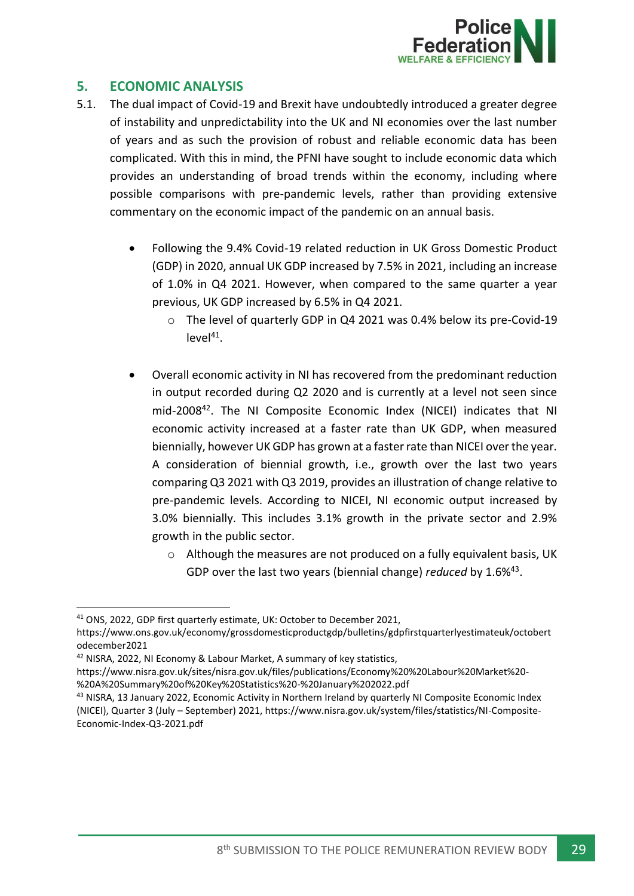## 5. ECONOMIC ANALYSIS

5.1. The dual impact of Covid-19 and Brexit have undoubtedly introduced a greater degree of instability and unpredictability into the UK and NI economies over the last number of years and as such the provision of robust and reliable economic data has been complicated. With this in mind, the PFNI have sought to include economic data which provides an understanding of broad trends within the economy, including where possible comparisons with pre-pandemic levels, rather than providing extensive commentary on the economic impact of the pandemic on an annual basis.

- Following the 9.4% Covid-19 related reduction in UK Gross Domestic Product (GDP) in 2020, annual UK GDP increased by 7.5% in 2021, including an increase of 1.0% in Q4 2021. However, when compared to the same quarter a year previous, UK GDP increased by 6.5% in Q4 2021.
  - The level of quarterly GDP in Q4 2021 was 0.4% below its pre-Covid-19 level[41].

- Overall economic activity in NI has recovered from the predominant reduction in output recorded during Q2 2020 and is currently at a level not seen since mid-2008[42]. The NI Composite Economic Index (NICEI) indicates that NI economic activity increased at a faster rate than UK GDP, when measured biennially, however UK GDP has grown at a faster rate than NICEI over the year. A consideration of biennial growth, i.e., growth over the last two years comparing Q3 2021 with Q3 2019, provides an illustration of change relative to pre-pandemic levels. According to NICEI, NI economic output increased by 3.0% biennially. This includes 3.1% growth in the private sector and 2.9% growth in the public sector.
  - Although the measures are not produced on a fully equivalent basis, UK GDP over the last two years (biennial change) *reduced* by 1.6%[43].

---

[41] ONS, 2022, GDP first quarterly estimate, UK: October to December 2021, https://www.ons.gov.uk/economy/grossdomesticproductgdp/bulletins/gdpfirstquarterlyestimateuk/octobertodecember2021

[42] NISRA, 2022, NI Economy & Labour Market, A summary of key statistics, https://www.nisra.gov.uk/sites/nisra.gov.uk/files/publications/Economy%20%20Labour%20Market%20-%20A%20Summary%20of%20Key%20Statistics%20-%20January%202022.pdf

[43] NISRA, 13 January 2022, Economic Activity in Northern Ireland by quarterly NI Composite Economic Index (NICEI), Quarter 3 (July – September) 2021, https://www.nisra.gov.uk/system/files/statistics/NI-Composite-Economic-Index-Q3-2021.pdf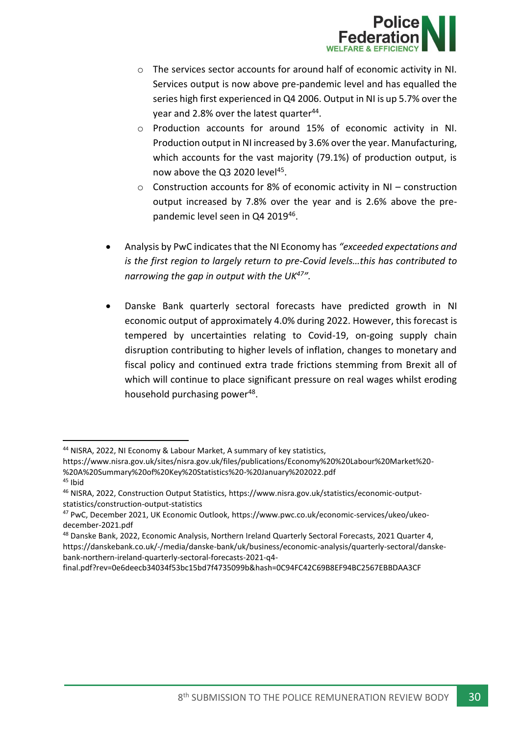- The services sector accounts for around half of economic activity in NI. Services output is now above pre-pandemic level and has equalled the series high first experienced in Q4 2006. Output in NI is up 5.7% over the year and 2.8% over the latest quarter[44].
  - Production accounts for around 15% of economic activity in NI. Production output in NI increased by 3.6% over the year. Manufacturing, which accounts for the vast majority (79.1%) of production output, is now above the Q3 2020 level[45].
  - Construction accounts for 8% of economic activity in NI – construction output increased by 7.8% over the year and is 2.6% above the pre-pandemic level seen in Q4 2019[46].

- Analysis by PwC indicates that the NI Economy has *"exceeded expectations and is the first region to largely return to pre-Covid levels…this has contributed to narrowing the gap in output with the UK[47]".*

- Danske Bank quarterly sectoral forecasts have predicted growth in NI economic output of approximately 4.0% during 2022. However, this forecast is tempered by uncertainties relating to Covid-19, on-going supply chain disruption contributing to higher levels of inflation, changes to monetary and fiscal policy and continued extra trade frictions stemming from Brexit all of which will continue to place significant pressure on real wages whilst eroding household purchasing power[48].

---

[44] NISRA, 2022, NI Economy & Labour Market, A summary of key statistics, https://www.nisra.gov.uk/sites/nisra.gov.uk/files/publications/Economy%20%20Labour%20Market%20-%20A%20Summary%20of%20Key%20Statistics%20-%20January%202022.pdf

[45] Ibid

[46] NISRA, 2022, Construction Output Statistics, https://www.nisra.gov.uk/statistics/economic-output-statistics/construction-output-statistics

[47] PwC, December 2021, UK Economic Outlook, https://www.pwc.co.uk/economic-services/ukeo/ukeo-december-2021.pdf

[48] Danske Bank, 2022, Economic Analysis, Northern Ireland Quarterly Sectoral Forecasts, 2021 Quarter 4, https://danskebank.co.uk/-/media/danske-bank/uk/business/economic-analysis/quarterly-sectoral/danske-bank-northern-ireland-quarterly-sectoral-forecasts-2021-q4-final.pdf?rev=0e6deecb34034f53bc15bd7f4735099b&hash=0C94FC42C69B8EF94BC2567EBBDAA3CF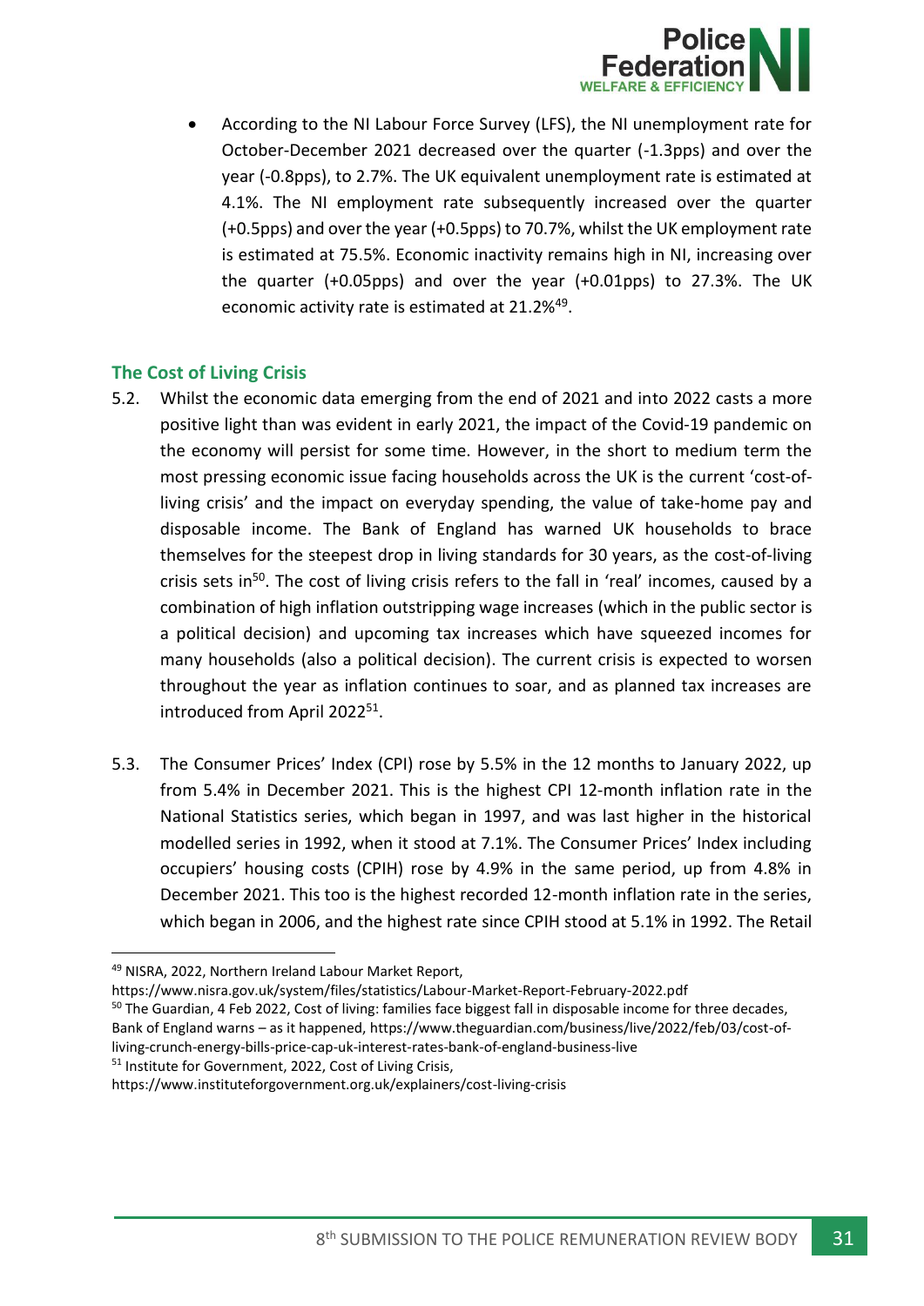- According to the NI Labour Force Survey (LFS), the NI unemployment rate for October-December 2021 decreased over the quarter (-1.3pps) and over the year (-0.8pps), to 2.7%. The UK equivalent unemployment rate is estimated at 4.1%. The NI employment rate subsequently increased over the quarter (+0.5pps) and over the year (+0.5pps) to 70.7%, whilst the UK employment rate is estimated at 75.5%. Economic inactivity remains high in NI, increasing over the quarter (+0.05pps) and over the year (+0.01pps) to 27.3%. The UK economic activity rate is estimated at 21.2%[49].

### The Cost of Living Crisis

5.2. Whilst the economic data emerging from the end of 2021 and into 2022 casts a more positive light than was evident in early 2021, the impact of the Covid-19 pandemic on the economy will persist for some time. However, in the short to medium term the most pressing economic issue facing households across the UK is the current 'cost-of-living crisis' and the impact on everyday spending, the value of take-home pay and disposable income. The Bank of England has warned UK households to brace themselves for the steepest drop in living standards for 30 years, as the cost-of-living crisis sets in[50]. The cost of living crisis refers to the fall in 'real' incomes, caused by a combination of high inflation outstripping wage increases (which in the public sector is a political decision) and upcoming tax increases which have squeezed incomes for many households (also a political decision). The current crisis is expected to worsen throughout the year as inflation continues to soar, and as planned tax increases are introduced from April 2022[51].

5.3. The Consumer Prices' Index (CPI) rose by 5.5% in the 12 months to January 2022, up from 5.4% in December 2021. This is the highest CPI 12-month inflation rate in the National Statistics series, which began in 1997, and was last higher in the historical modelled series in 1992, when it stood at 7.1%. The Consumer Prices' Index including occupiers' housing costs (CPIH) rose by 4.9% in the same period, up from 4.8% in December 2021. This too is the highest recorded 12-month inflation rate in the series, which began in 2006, and the highest rate since CPIH stood at 5.1% in 1992. The Retail

---

[49] NISRA, 2022, Northern Ireland Labour Market Report, https://www.nisra.gov.uk/system/files/statistics/Labour-Market-Report-February-2022.pdf

[50] The Guardian, 4 Feb 2022, Cost of living: families face biggest fall in disposable income for three decades, Bank of England warns – as it happened, https://www.theguardian.com/business/live/2022/feb/03/cost-of-living-crunch-energy-bills-price-cap-uk-interest-rates-bank-of-england-business-live

[51] Institute for Government, 2022, Cost of Living Crisis, https://www.instituteforgovernment.org.uk/explainers/cost-living-crisis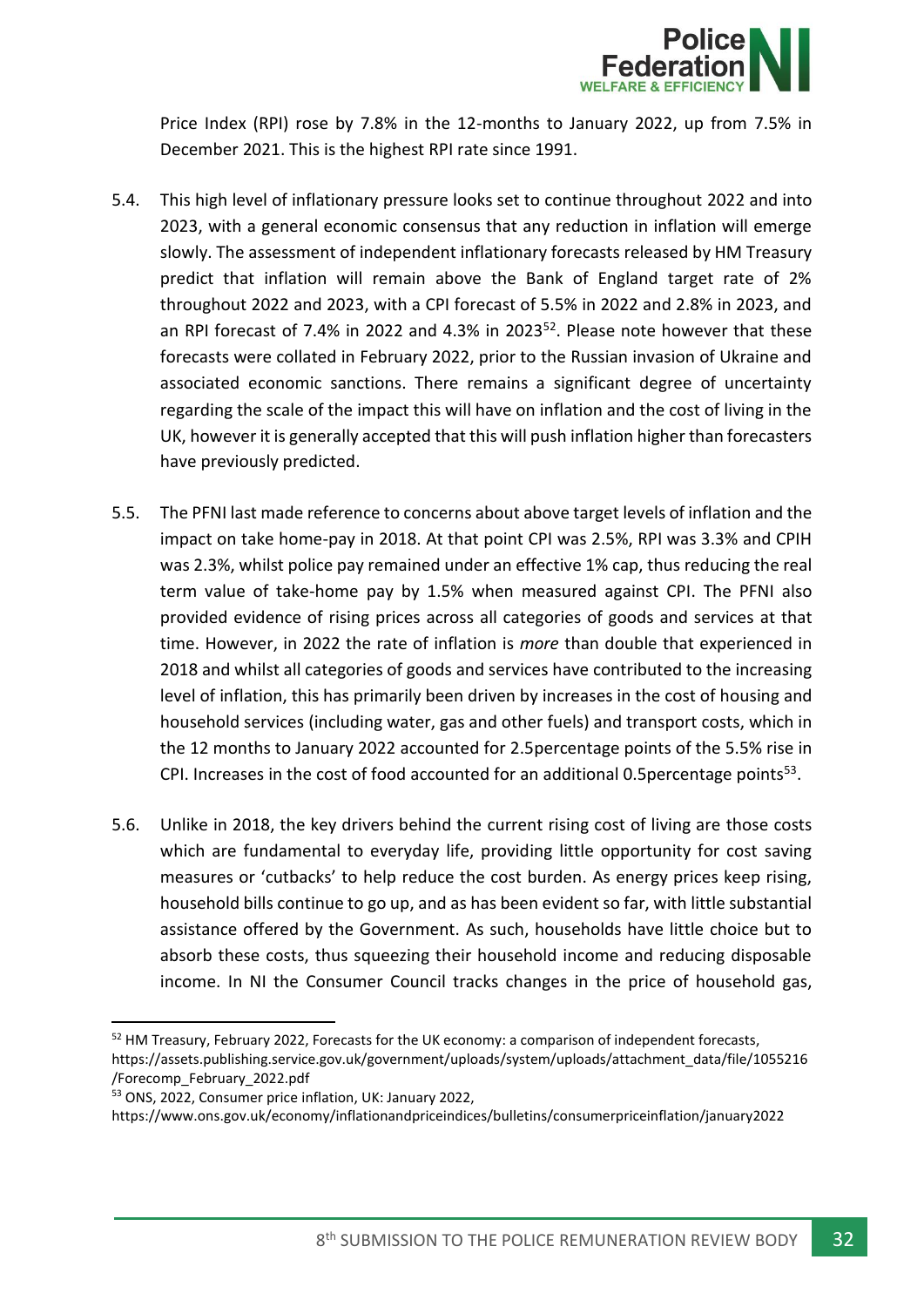Price Index (RPI) rose by 7.8% in the 12-months to January 2022, up from 7.5% in December 2021. This is the highest RPI rate since 1991.

5.4. This high level of inflationary pressure looks set to continue throughout 2022 and into 2023, with a general economic consensus that any reduction in inflation will emerge slowly. The assessment of independent inflationary forecasts released by HM Treasury predict that inflation will remain above the Bank of England target rate of 2% throughout 2022 and 2023, with a CPI forecast of 5.5% in 2022 and 2.8% in 2023, and an RPI forecast of 7.4% in 2022 and 4.3% in 2023[52]. Please note however that these forecasts were collated in February 2022, prior to the Russian invasion of Ukraine and associated economic sanctions. There remains a significant degree of uncertainty regarding the scale of the impact this will have on inflation and the cost of living in the UK, however it is generally accepted that this will push inflation higher than forecasters have previously predicted.

5.5. The PFNI last made reference to concerns about above target levels of inflation and the impact on take home-pay in 2018. At that point CPI was 2.5%, RPI was 3.3% and CPIH was 2.3%, whilst police pay remained under an effective 1% cap, thus reducing the real term value of take-home pay by 1.5% when measured against CPI. The PFNI also provided evidence of rising prices across all categories of goods and services at that time. However, in 2022 the rate of inflation is *more* than double that experienced in 2018 and whilst all categories of goods and services have contributed to the increasing level of inflation, this has primarily been driven by increases in the cost of housing and household services (including water, gas and other fuels) and transport costs, which in the 12 months to January 2022 accounted for 2.5percentage points of the 5.5% rise in CPI. Increases in the cost of food accounted for an additional 0.5percentage points[53].

5.6. Unlike in 2018, the key drivers behind the current rising cost of living are those costs which are fundamental to everyday life, providing little opportunity for cost saving measures or 'cutbacks' to help reduce the cost burden. As energy prices keep rising, household bills continue to go up, and as has been evident so far, with little substantial assistance offered by the Government. As such, households have little choice but to absorb these costs, thus squeezing their household income and reducing disposable income. In NI the Consumer Council tracks changes in the price of household gas,

---

[52] HM Treasury, February 2022, Forecasts for the UK economy: a comparison of independent forecasts, https://assets.publishing.service.gov.uk/government/uploads/system/uploads/attachment_data/file/1055216/Forecomp_February_2022.pdf

[53] ONS, 2022, Consumer price inflation, UK: January 2022, https://www.ons.gov.uk/economy/inflationandpriceindices/bulletins/consumerpriceinflation/january2022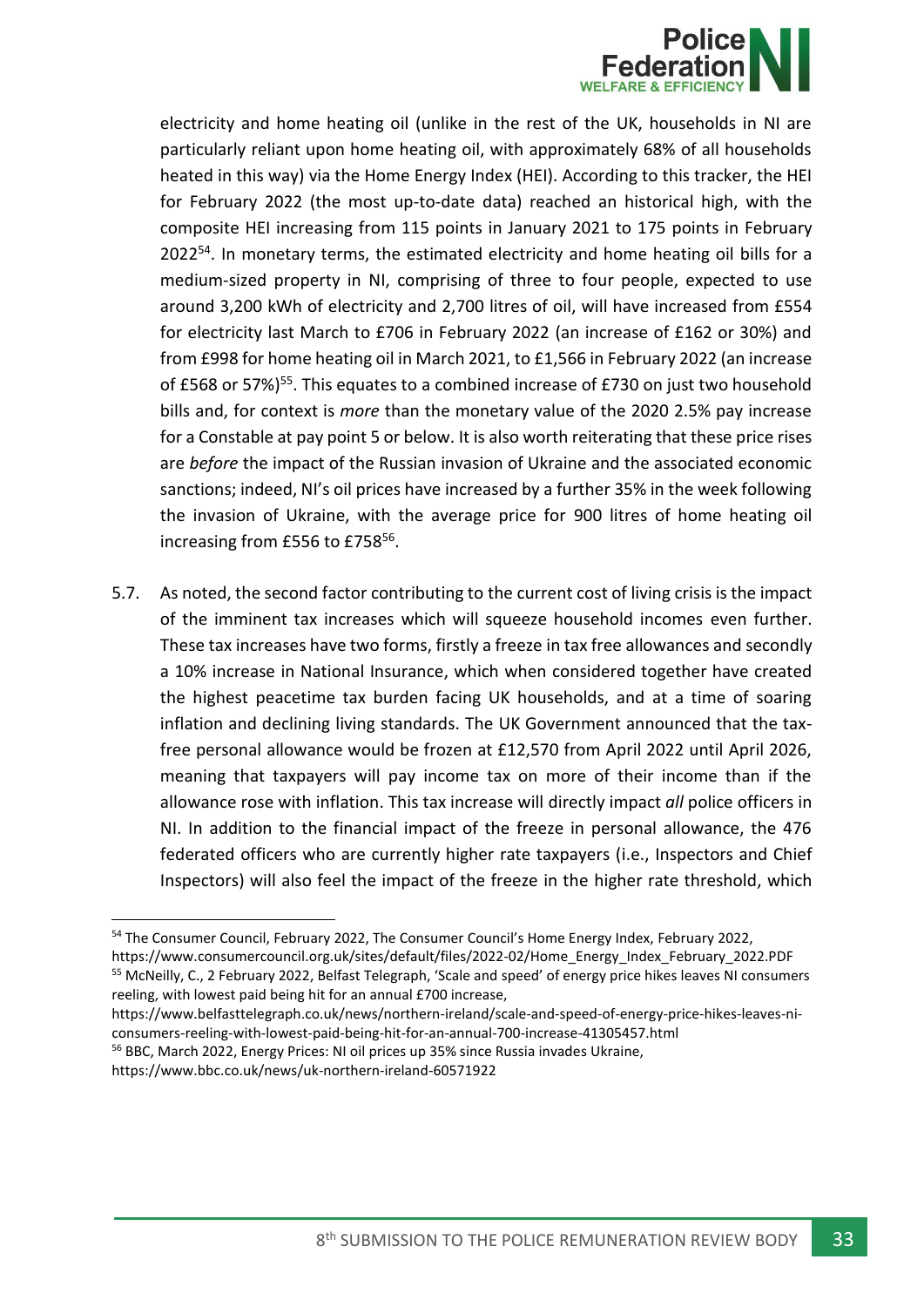electricity and home heating oil (unlike in the rest of the UK, households in NI are particularly reliant upon home heating oil, with approximately 68% of all households heated in this way) via the Home Energy Index (HEI). According to this tracker, the HEI for February 2022 (the most up-to-date data) reached an historical high, with the composite HEI increasing from 115 points in January 2021 to 175 points in February 2022[54]. In monetary terms, the estimated electricity and home heating oil bills for a medium-sized property in NI, comprising of three to four people, expected to use around 3,200 kWh of electricity and 2,700 litres of oil, will have increased from £554 for electricity last March to £706 in February 2022 (an increase of £162 or 30%) and from £998 for home heating oil in March 2021, to £1,566 in February 2022 (an increase of £568 or 57%)[55]. This equates to a combined increase of £730 on just two household bills and, for context is *more* than the monetary value of the 2020 2.5% pay increase for a Constable at pay point 5 or below. It is also worth reiterating that these price rises are *before* the impact of the Russian invasion of Ukraine and the associated economic sanctions; indeed, NI's oil prices have increased by a further 35% in the week following the invasion of Ukraine, with the average price for 900 litres of home heating oil increasing from £556 to £758[56].

5.7. As noted, the second factor contributing to the current cost of living crisis is the impact of the imminent tax increases which will squeeze household incomes even further. These tax increases have two forms, firstly a freeze in tax free allowances and secondly a 10% increase in National Insurance, which when considered together have created the highest peacetime tax burden facing UK households, and at a time of soaring inflation and declining living standards. The UK Government announced that the tax-free personal allowance would be frozen at £12,570 from April 2022 until April 2026, meaning that taxpayers will pay income tax on more of their income than if the allowance rose with inflation. This tax increase will directly impact *all* police officers in NI. In addition to the financial impact of the freeze in personal allowance, the 476 federated officers who are currently higher rate taxpayers (i.e., Inspectors and Chief Inspectors) will also feel the impact of the freeze in the higher rate threshold, which

---

[54] The Consumer Council, February 2022, The Consumer Council's Home Energy Index, February 2022, https://www.consumercouncil.org.uk/sites/default/files/2022-02/Home_Energy_Index_February_2022.PDF

[55] McNeilly, C., 2 February 2022, Belfast Telegraph, 'Scale and speed' of energy price hikes leaves NI consumers reeling, with lowest paid being hit for an annual £700 increase, https://www.belfasttelegraph.co.uk/news/northern-ireland/scale-and-speed-of-energy-price-hikes-leaves-ni-consumers-reeling-with-lowest-paid-being-hit-for-an-annual-700-increase-41305457.html

[56] BBC, March 2022, Energy Prices: NI oil prices up 35% since Russia invades Ukraine, https://www.bbc.co.uk/news/uk-northern-ireland-60571922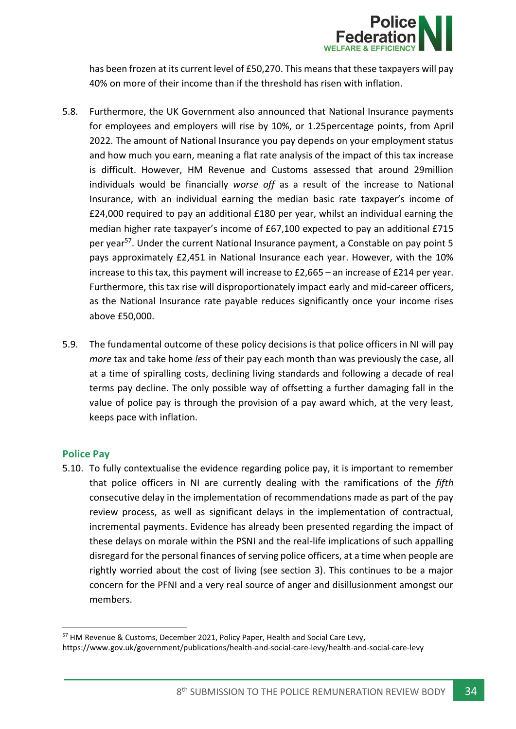has been frozen at its current level of £50,270. This means that these taxpayers will pay 40% on more of their income than if the threshold has risen with inflation.

5.8. Furthermore, the UK Government also announced that National Insurance payments for employees and employers will rise by 10%, or 1.25percentage points, from April 2022. The amount of National Insurance you pay depends on your employment status and how much you earn, meaning a flat rate analysis of the impact of this tax increase is difficult. However, HM Revenue and Customs assessed that around 29million individuals would be financially *worse off* as a result of the increase to National Insurance, with an individual earning the median basic rate taxpayer's income of £24,000 required to pay an additional £180 per year, whilst an individual earning the median higher rate taxpayer's income of £67,100 expected to pay an additional £715 per year[57]. Under the current National Insurance payment, a Constable on pay point 5 pays approximately £2,451 in National Insurance each year. However, with the 10% increase to this tax, this payment will increase to £2,665 – an increase of £214 per year. Furthermore, this tax rise will disproportionately impact early and mid-career officers, as the National Insurance rate payable reduces significantly once your income rises above £50,000.

5.9. The fundamental outcome of these policy decisions is that police officers in NI will pay *more* tax and take home *less* of their pay each month than was previously the case, all at a time of spiralling costs, declining living standards and following a decade of real terms pay decline. The only possible way of offsetting a further damaging fall in the value of police pay is through the provision of a pay award which, at the very least, keeps pace with inflation.

## Police Pay

5.10. To fully contextualise the evidence regarding police pay, it is important to remember that police officers in NI are currently dealing with the ramifications of the *fifth* consecutive delay in the implementation of recommendations made as part of the pay review process, as well as significant delays in the implementation of contractual, incremental payments. Evidence has already been presented regarding the impact of these delays on morale within the PSNI and the real-life implications of such appalling disregard for the personal finances of serving police officers, at a time when people are rightly worried about the cost of living (see section 3). This continues to be a major concern for the PFNI and a very real source of anger and disillusionment amongst our members.

---

[57] HM Revenue & Customs, December 2021, Policy Paper, Health and Social Care Levy, https://www.gov.uk/government/publications/health-and-social-care-levy/health-and-social-care-levy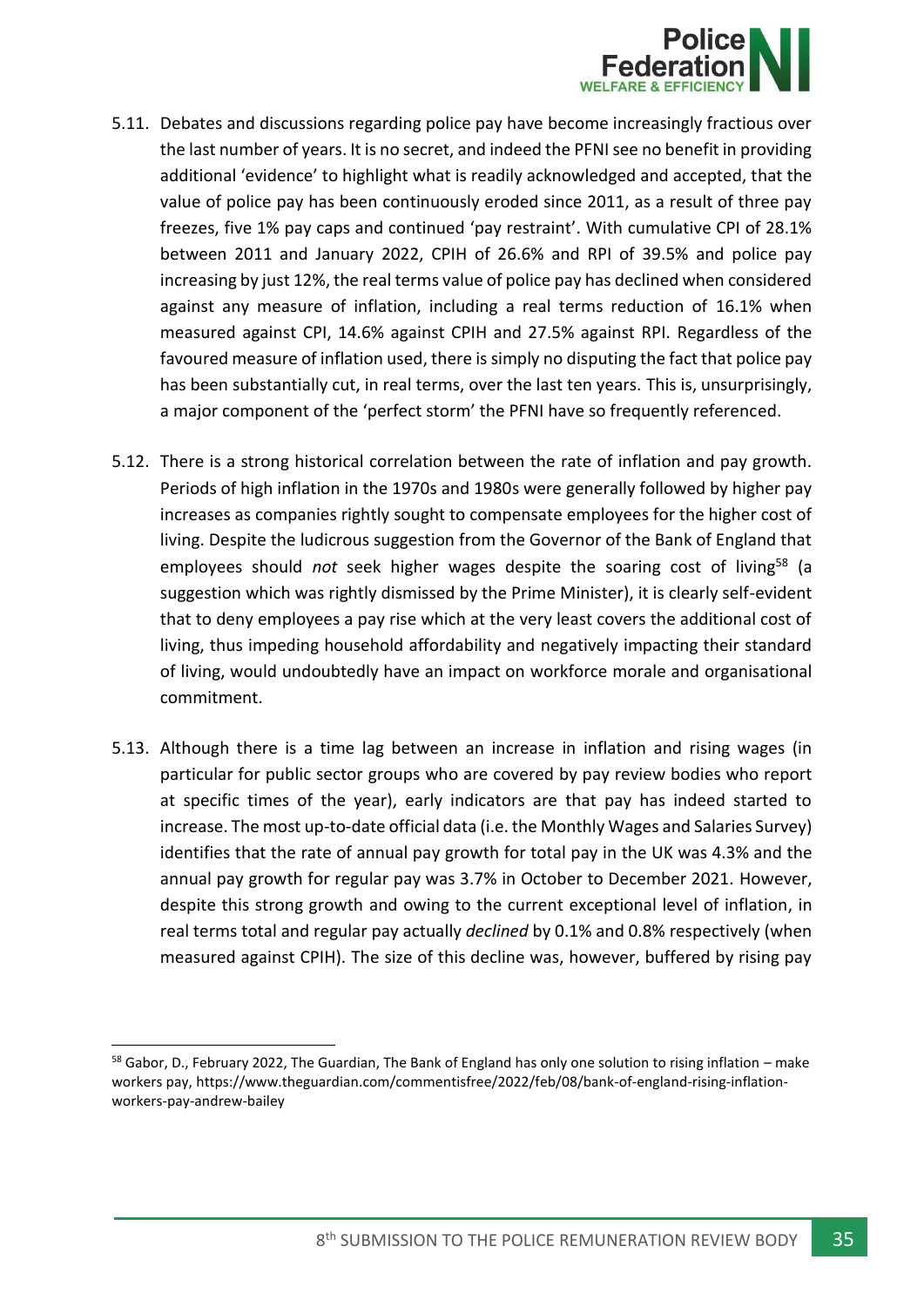5.11. Debates and discussions regarding police pay have become increasingly fractious over the last number of years. It is no secret, and indeed the PFNI see no benefit in providing additional 'evidence' to highlight what is readily acknowledged and accepted, that the value of police pay has been continuously eroded since 2011, as a result of three pay freezes, five 1% pay caps and continued 'pay restraint'. With cumulative CPI of 28.1% between 2011 and January 2022, CPIH of 26.6% and RPI of 39.5% and police pay increasing by just 12%, the real terms value of police pay has declined when considered against any measure of inflation, including a real terms reduction of 16.1% when measured against CPI, 14.6% against CPIH and 27.5% against RPI. Regardless of the favoured measure of inflation used, there is simply no disputing the fact that police pay has been substantially cut, in real terms, over the last ten years. This is, unsurprisingly, a major component of the 'perfect storm' the PFNI have so frequently referenced.

5.12. There is a strong historical correlation between the rate of inflation and pay growth. Periods of high inflation in the 1970s and 1980s were generally followed by higher pay increases as companies rightly sought to compensate employees for the higher cost of living. Despite the ludicrous suggestion from the Governor of the Bank of England that employees should *not* seek higher wages despite the soaring cost of living[58] (a suggestion which was rightly dismissed by the Prime Minister), it is clearly self-evident that to deny employees a pay rise which at the very least covers the additional cost of living, thus impeding household affordability and negatively impacting their standard of living, would undoubtedly have an impact on workforce morale and organisational commitment.

5.13. Although there is a time lag between an increase in inflation and rising wages (in particular for public sector groups who are covered by pay review bodies who report at specific times of the year), early indicators are that pay has indeed started to increase. The most up-to-date official data (i.e. the Monthly Wages and Salaries Survey) identifies that the rate of annual pay growth for total pay in the UK was 4.3% and the annual pay growth for regular pay was 3.7% in October to December 2021. However, despite this strong growth and owing to the current exceptional level of inflation, in real terms total and regular pay actually *declined* by 0.1% and 0.8% respectively (when measured against CPIH). The size of this decline was, however, buffered by rising pay

[58] Gabor, D., February 2022, The Guardian, The Bank of England has only one solution to rising inflation – make workers pay, https://www.theguardian.com/commentisfree/2022/feb/08/bank-of-england-rising-inflation-workers-pay-andrew-bailey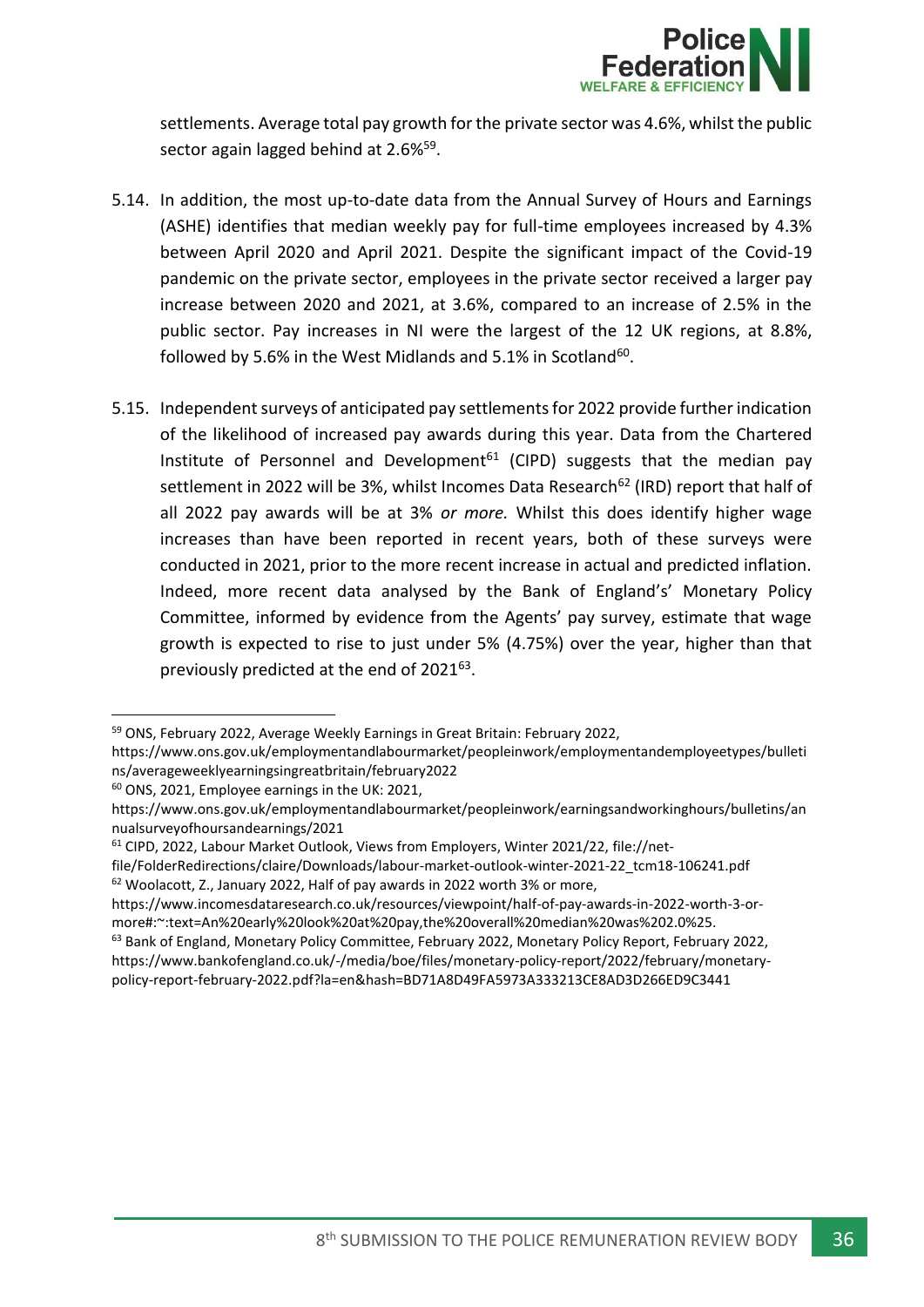settlements. Average total pay growth for the private sector was 4.6%, whilst the public sector again lagged behind at 2.6%[59].

5.14. In addition, the most up-to-date data from the Annual Survey of Hours and Earnings (ASHE) identifies that median weekly pay for full-time employees increased by 4.3% between April 2020 and April 2021. Despite the significant impact of the Covid-19 pandemic on the private sector, employees in the private sector received a larger pay increase between 2020 and 2021, at 3.6%, compared to an increase of 2.5% in the public sector. Pay increases in NI were the largest of the 12 UK regions, at 8.8%, followed by 5.6% in the West Midlands and 5.1% in Scotland[60].

5.15. Independent surveys of anticipated pay settlements for 2022 provide further indication of the likelihood of increased pay awards during this year. Data from the Chartered Institute of Personnel and Development[61] (CIPD) suggests that the median pay settlement in 2022 will be 3%, whilst Incomes Data Research[62] (IRD) report that half of all 2022 pay awards will be at 3% *or more.* Whilst this does identify higher wage increases than have been reported in recent years, both of these surveys were conducted in 2021, prior to the more recent increase in actual and predicted inflation. Indeed, more recent data analysed by the Bank of England's' Monetary Policy Committee, informed by evidence from the Agents' pay survey, estimate that wage growth is expected to rise to just under 5% (4.75%) over the year, higher than that previously predicted at the end of 2021[63].

---

[59] ONS, February 2022, Average Weekly Earnings in Great Britain: February 2022, https://www.ons.gov.uk/employmentandlabourmarket/peopleinwork/employmentandemployeetypes/bulletins/averageweeklyearningsingreatbritain/february2022

[60] ONS, 2021, Employee earnings in the UK: 2021, https://www.ons.gov.uk/employmentandlabourmarket/peopleinwork/earningsandworkinghours/bulletins/annualsurveyofhoursandearnings/2021

[61] CIPD, 2022, Labour Market Outlook, Views from Employers, Winter 2021/22, file://net-file/FolderRedirections/claire/Downloads/labour-market-outlook-winter-2021-22_tcm18-106241.pdf

[62] Woolacott, Z., January 2022, Half of pay awards in 2022 worth 3% or more, https://www.incomesdataresearch.co.uk/resources/viewpoint/half-of-pay-awards-in-2022-worth-3-or-more#:~:text=An%20early%20look%20at%20pay,the%20overall%20median%20was%202.0%25.

[63] Bank of England, Monetary Policy Committee, February 2022, Monetary Policy Report, February 2022, https://www.bankofengland.co.uk/-/media/boe/files/monetary-policy-report/2022/february/monetary-policy-report-february-2022.pdf?la=en&hash=BD71A8D49FA5973A333213CE8AD3D266ED9C3441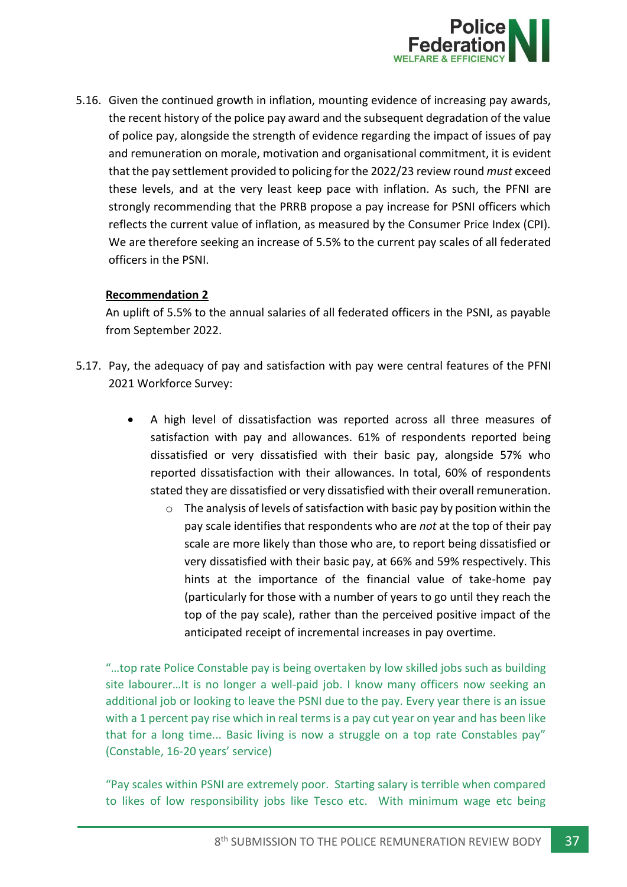5.16. Given the continued growth in inflation, mounting evidence of increasing pay awards, the recent history of the police pay award and the subsequent degradation of the value of police pay, alongside the strength of evidence regarding the impact of issues of pay and remuneration on morale, motivation and organisational commitment, it is evident that the pay settlement provided to policing for the 2022/23 review round *must* exceed these levels, and at the very least keep pace with inflation. As such, the PFNI are strongly recommending that the PRRB propose a pay increase for PSNI officers which reflects the current value of inflation, as measured by the Consumer Price Index (CPI). We are therefore seeking an increase of 5.5% to the current pay scales of all federated officers in the PSNI.

**Recommendation 2**

An uplift of 5.5% to the annual salaries of all federated officers in the PSNI, as payable from September 2022.

5.17. Pay, the adequacy of pay and satisfaction with pay were central features of the PFNI 2021 Workforce Survey:

- A high level of dissatisfaction was reported across all three measures of satisfaction with pay and allowances. 61% of respondents reported being dissatisfied or very dissatisfied with their basic pay, alongside 57% who reported dissatisfaction with their allowances. In total, 60% of respondents stated they are dissatisfied or very dissatisfied with their overall remuneration.
  - The analysis of levels of satisfaction with basic pay by position within the pay scale identifies that respondents who are *not* at the top of their pay scale are more likely than those who are, to report being dissatisfied or very dissatisfied with their basic pay, at 66% and 59% respectively. This hints at the importance of the financial value of take-home pay (particularly for those with a number of years to go until they reach the top of the pay scale), rather than the perceived positive impact of the anticipated receipt of incremental increases in pay overtime.

"…top rate Police Constable pay is being overtaken by low skilled jobs such as building site labourer…It is no longer a well-paid job. I know many officers now seeking an additional job or looking to leave the PSNI due to the pay. Every year there is an issue with a 1 percent pay rise which in real terms is a pay cut year on year and has been like that for a long time... Basic living is now a struggle on a top rate Constables pay" (Constable, 16-20 years' service)

"Pay scales within PSNI are extremely poor. Starting salary is terrible when compared to likes of low responsibility jobs like Tesco etc. With minimum wage etc being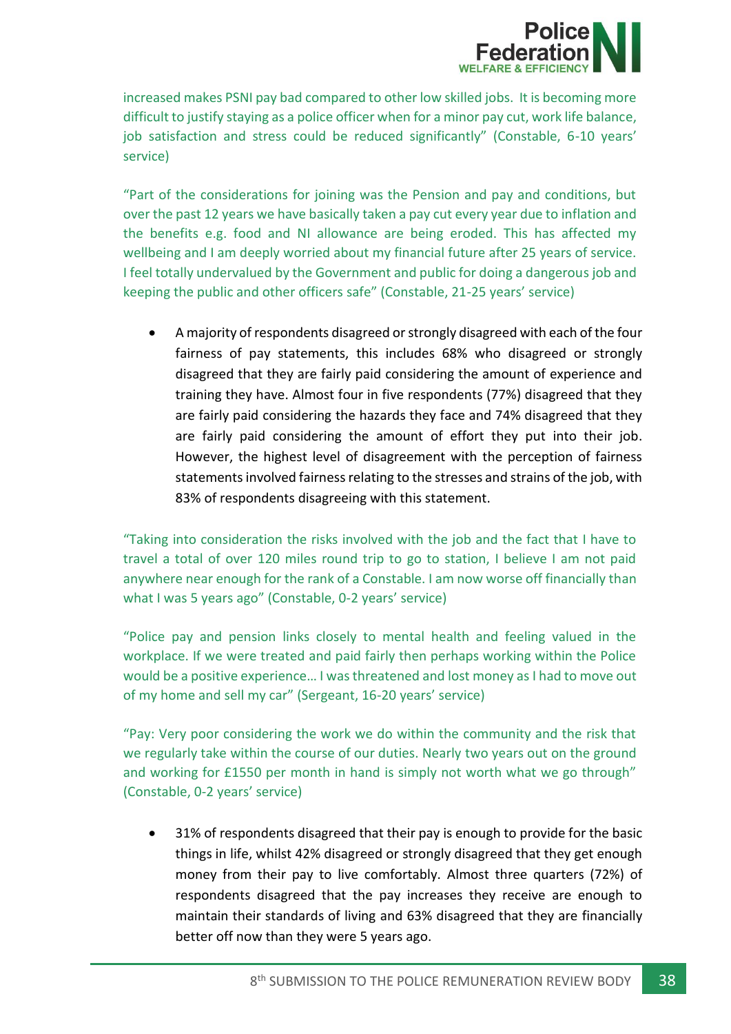increased makes PSNI pay bad compared to other low skilled jobs. It is becoming more difficult to justify staying as a police officer when for a minor pay cut, work life balance, job satisfaction and stress could be reduced significantly" (Constable, 6-10 years' service)

"Part of the considerations for joining was the Pension and pay and conditions, but over the past 12 years we have basically taken a pay cut every year due to inflation and the benefits e.g. food and NI allowance are being eroded. This has affected my wellbeing and I am deeply worried about my financial future after 25 years of service. I feel totally undervalued by the Government and public for doing a dangerous job and keeping the public and other officers safe" (Constable, 21-25 years' service)

- A majority of respondents disagreed or strongly disagreed with each of the four fairness of pay statements, this includes 68% who disagreed or strongly disagreed that they are fairly paid considering the amount of experience and training they have. Almost four in five respondents (77%) disagreed that they are fairly paid considering the hazards they face and 74% disagreed that they are fairly paid considering the amount of effort they put into their job. However, the highest level of disagreement with the perception of fairness statements involved fairness relating to the stresses and strains of the job, with 83% of respondents disagreeing with this statement.

"Taking into consideration the risks involved with the job and the fact that I have to travel a total of over 120 miles round trip to go to station, I believe I am not paid anywhere near enough for the rank of a Constable. I am now worse off financially than what I was 5 years ago" (Constable, 0-2 years' service)

"Police pay and pension links closely to mental health and feeling valued in the workplace. If we were treated and paid fairly then perhaps working within the Police would be a positive experience… I was threatened and lost money as I had to move out of my home and sell my car" (Sergeant, 16-20 years' service)

"Pay: Very poor considering the work we do within the community and the risk that we regularly take within the course of our duties. Nearly two years out on the ground and working for £1550 per month in hand is simply not worth what we go through" (Constable, 0-2 years' service)

- 31% of respondents disagreed that their pay is enough to provide for the basic things in life, whilst 42% disagreed or strongly disagreed that they get enough money from their pay to live comfortably. Almost three quarters (72%) of respondents disagreed that the pay increases they receive are enough to maintain their standards of living and 63% disagreed that they are financially better off now than they were 5 years ago.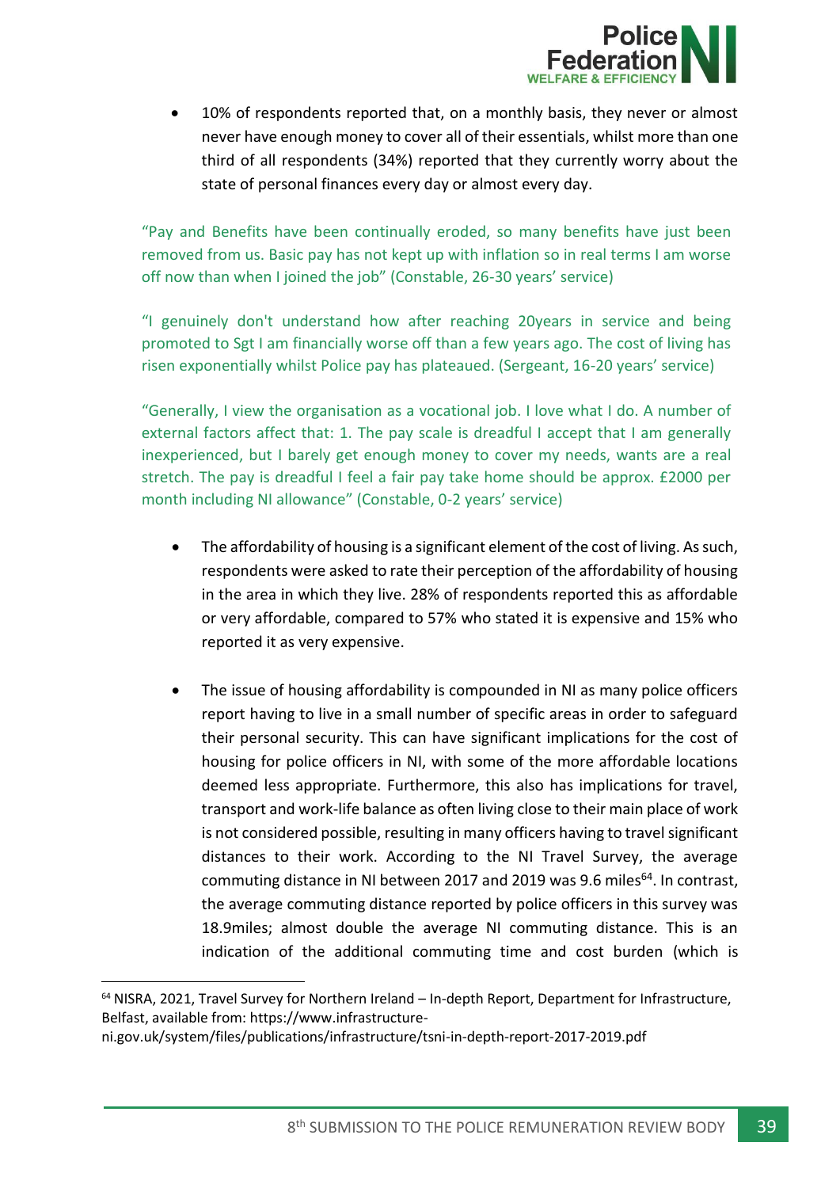- 10% of respondents reported that, on a monthly basis, they never or almost never have enough money to cover all of their essentials, whilst more than one third of all respondents (34%) reported that they currently worry about the state of personal finances every day or almost every day.

"Pay and Benefits have been continually eroded, so many benefits have just been removed from us. Basic pay has not kept up with inflation so in real terms I am worse off now than when I joined the job" (Constable, 26-30 years' service)

"I genuinely don't understand how after reaching 20years in service and being promoted to Sgt I am financially worse off than a few years ago. The cost of living has risen exponentially whilst Police pay has plateaued. (Sergeant, 16-20 years' service)

"Generally, I view the organisation as a vocational job. I love what I do. A number of external factors affect that: 1. The pay scale is dreadful I accept that I am generally inexperienced, but I barely get enough money to cover my needs, wants are a real stretch. The pay is dreadful I feel a fair pay take home should be approx. £2000 per month including NI allowance" (Constable, 0-2 years' service)

- The affordability of housing is a significant element of the cost of living. As such, respondents were asked to rate their perception of the affordability of housing in the area in which they live. 28% of respondents reported this as affordable or very affordable, compared to 57% who stated it is expensive and 15% who reported it as very expensive.

- The issue of housing affordability is compounded in NI as many police officers report having to live in a small number of specific areas in order to safeguard their personal security. This can have significant implications for the cost of housing for police officers in NI, with some of the more affordable locations deemed less appropriate. Furthermore, this also has implications for travel, transport and work-life balance as often living close to their main place of work is not considered possible, resulting in many officers having to travel significant distances to their work. According to the NI Travel Survey, the average commuting distance in NI between 2017 and 2019 was 9.6 miles[64]. In contrast, the average commuting distance reported by police officers in this survey was 18.9miles; almost double the average NI commuting distance. This is an indication of the additional commuting time and cost burden (which is

[64] NISRA, 2021, Travel Survey for Northern Ireland – In-depth Report, Department for Infrastructure, Belfast, available from: https://www.infrastructure-ni.gov.uk/system/files/publications/infrastructure/tsni-in-depth-report-2017-2019.pdf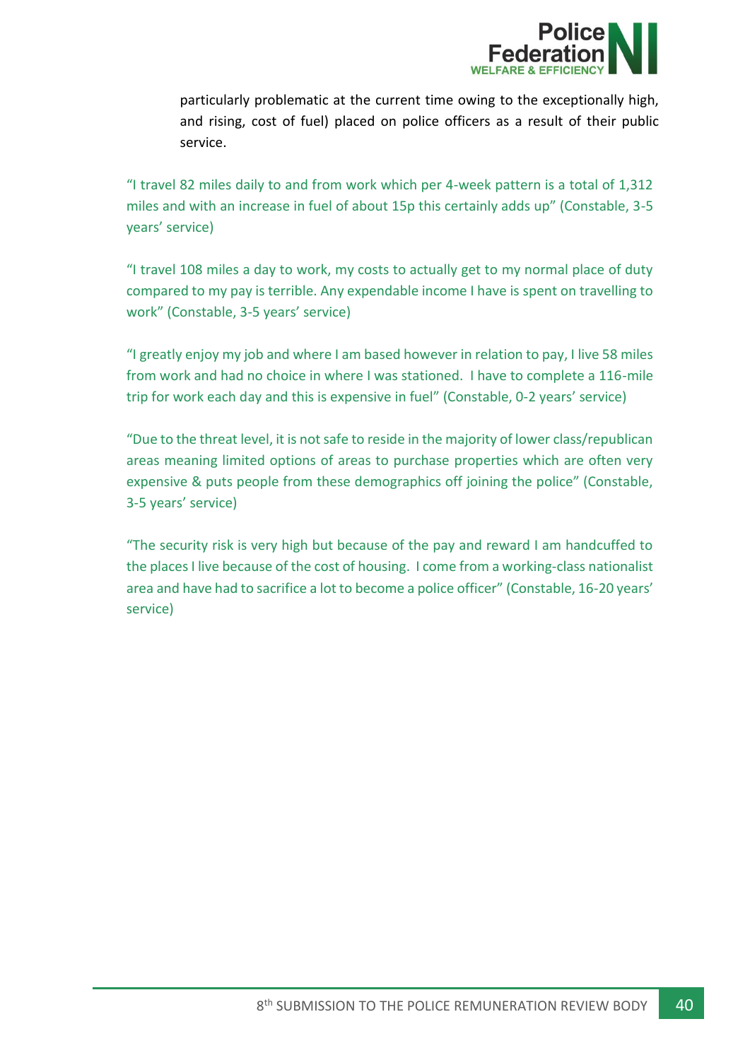particularly problematic at the current time owing to the exceptionally high, and rising, cost of fuel) placed on police officers as a result of their public service.

"I travel 82 miles daily to and from work which per 4-week pattern is a total of 1,312 miles and with an increase in fuel of about 15p this certainly adds up" (Constable, 3-5 years' service)

"I travel 108 miles a day to work, my costs to actually get to my normal place of duty compared to my pay is terrible. Any expendable income I have is spent on travelling to work" (Constable, 3-5 years' service)

"I greatly enjoy my job and where I am based however in relation to pay, I live 58 miles from work and had no choice in where I was stationed. I have to complete a 116-mile trip for work each day and this is expensive in fuel" (Constable, 0-2 years' service)

"Due to the threat level, it is not safe to reside in the majority of lower class/republican areas meaning limited options of areas to purchase properties which are often very expensive & puts people from these demographics off joining the police" (Constable, 3-5 years' service)

"The security risk is very high but because of the pay and reward I am handcuffed to the places I live because of the cost of housing. I come from a working-class nationalist area and have had to sacrifice a lot to become a police officer" (Constable, 16-20 years' service)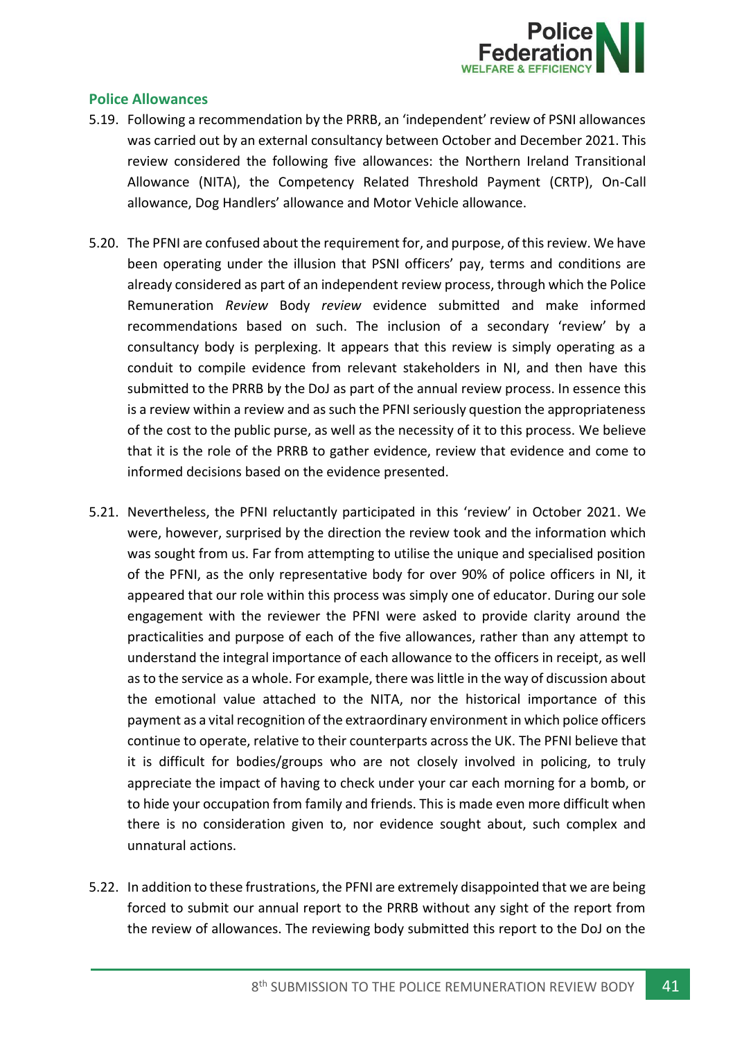## Police Allowances

5.19. Following a recommendation by the PRRB, an 'independent' review of PSNI allowances was carried out by an external consultancy between October and December 2021. This review considered the following five allowances: the Northern Ireland Transitional Allowance (NITA), the Competency Related Threshold Payment (CRTP), On-Call allowance, Dog Handlers' allowance and Motor Vehicle allowance.

5.20. The PFNI are confused about the requirement for, and purpose, of this review. We have been operating under the illusion that PSNI officers' pay, terms and conditions are already considered as part of an independent review process, through which the Police Remuneration *Review* Body *review* evidence submitted and make informed recommendations based on such. The inclusion of a secondary 'review' by a consultancy body is perplexing. It appears that this review is simply operating as a conduit to compile evidence from relevant stakeholders in NI, and then have this submitted to the PRRB by the DoJ as part of the annual review process. In essence this is a review within a review and as such the PFNI seriously question the appropriateness of the cost to the public purse, as well as the necessity of it to this process. We believe that it is the role of the PRRB to gather evidence, review that evidence and come to informed decisions based on the evidence presented.

5.21. Nevertheless, the PFNI reluctantly participated in this 'review' in October 2021. We were, however, surprised by the direction the review took and the information which was sought from us. Far from attempting to utilise the unique and specialised position of the PFNI, as the only representative body for over 90% of police officers in NI, it appeared that our role within this process was simply one of educator. During our sole engagement with the reviewer the PFNI were asked to provide clarity around the practicalities and purpose of each of the five allowances, rather than any attempt to understand the integral importance of each allowance to the officers in receipt, as well as to the service as a whole. For example, there was little in the way of discussion about the emotional value attached to the NITA, nor the historical importance of this payment as a vital recognition of the extraordinary environment in which police officers continue to operate, relative to their counterparts across the UK. The PFNI believe that it is difficult for bodies/groups who are not closely involved in policing, to truly appreciate the impact of having to check under your car each morning for a bomb, or to hide your occupation from family and friends. This is made even more difficult when there is no consideration given to, nor evidence sought about, such complex and unnatural actions.

5.22. In addition to these frustrations, the PFNI are extremely disappointed that we are being forced to submit our annual report to the PRRB without any sight of the report from the review of allowances. The reviewing body submitted this report to the DoJ on the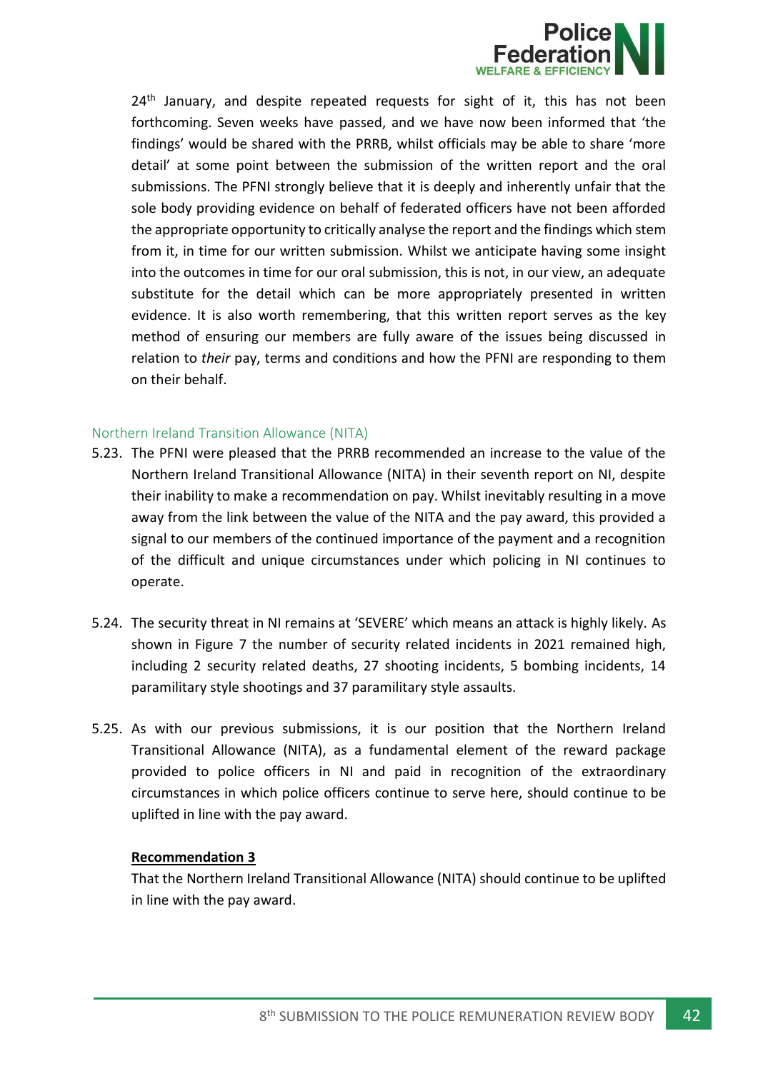24th January, and despite repeated requests for sight of it, this has not been forthcoming. Seven weeks have passed, and we have now been informed that 'the findings' would be shared with the PRRB, whilst officials may be able to share 'more detail' at some point between the submission of the written report and the oral submissions. The PFNI strongly believe that it is deeply and inherently unfair that the sole body providing evidence on behalf of federated officers have not been afforded the appropriate opportunity to critically analyse the report and the findings which stem from it, in time for our written submission. Whilst we anticipate having some insight into the outcomes in time for our oral submission, this is not, in our view, an adequate substitute for the detail which can be more appropriately presented in written evidence. It is also worth remembering, that this written report serves as the key method of ensuring our members are fully aware of the issues being discussed in relation to *their* pay, terms and conditions and how the PFNI are responding to them on their behalf.

### Northern Ireland Transition Allowance (NITA)

5.23. The PFNI were pleased that the PRRB recommended an increase to the value of the Northern Ireland Transitional Allowance (NITA) in their seventh report on NI, despite their inability to make a recommendation on pay. Whilst inevitably resulting in a move away from the link between the value of the NITA and the pay award, this provided a signal to our members of the continued importance of the payment and a recognition of the difficult and unique circumstances under which policing in NI continues to operate.

5.24. The security threat in NI remains at 'SEVERE' which means an attack is highly likely. As shown in Figure 7 the number of security related incidents in 2021 remained high, including 2 security related deaths, 27 shooting incidents, 5 bombing incidents, 14 paramilitary style shootings and 37 paramilitary style assaults.

5.25. As with our previous submissions, it is our position that the Northern Ireland Transitional Allowance (NITA), as a fundamental element of the reward package provided to police officers in NI and paid in recognition of the extraordinary circumstances in which police officers continue to serve here, should continue to be uplifted in line with the pay award.

**Recommendation 3**

That the Northern Ireland Transitional Allowance (NITA) should continue to be uplifted in line with the pay award.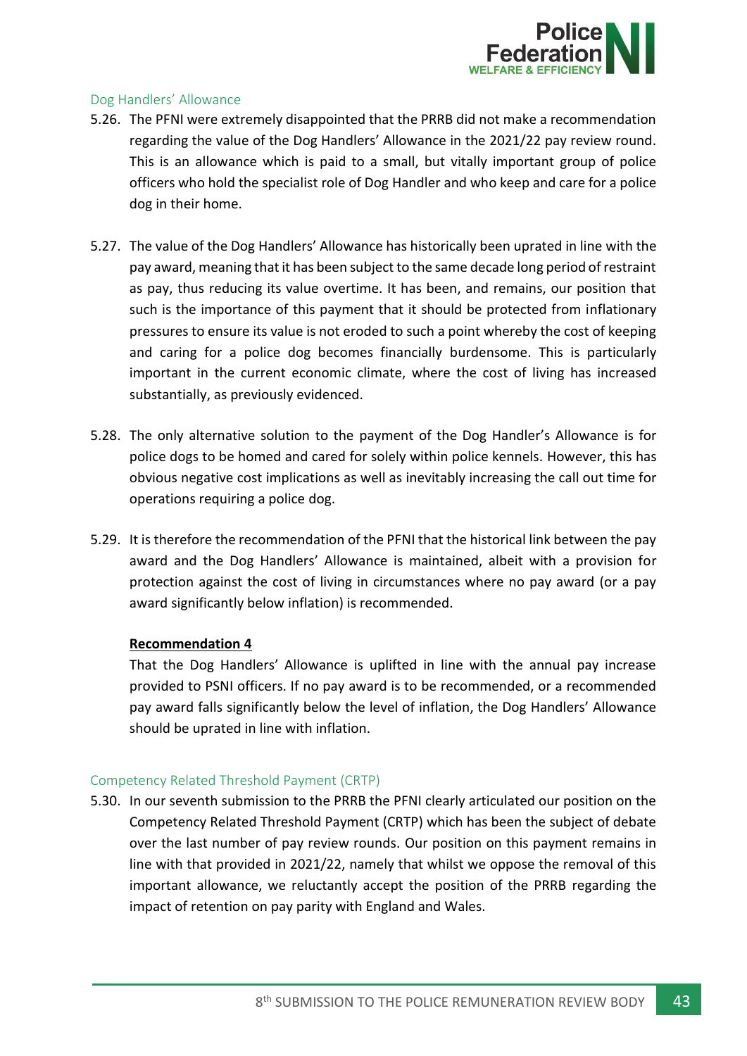### Dog Handlers' Allowance

5.26. The PFNI were extremely disappointed that the PRRB did not make a recommendation regarding the value of the Dog Handlers' Allowance in the 2021/22 pay review round. This is an allowance which is paid to a small, but vitally important group of police officers who hold the specialist role of Dog Handler and who keep and care for a police dog in their home.

5.27. The value of the Dog Handlers' Allowance has historically been uprated in line with the pay award, meaning that it has been subject to the same decade long period of restraint as pay, thus reducing its value overtime. It has been, and remains, our position that such is the importance of this payment that it should be protected from inflationary pressures to ensure its value is not eroded to such a point whereby the cost of keeping and caring for a police dog becomes financially burdensome. This is particularly important in the current economic climate, where the cost of living has increased substantially, as previously evidenced.

5.28. The only alternative solution to the payment of the Dog Handler's Allowance is for police dogs to be homed and cared for solely within police kennels. However, this has obvious negative cost implications as well as inevitably increasing the call out time for operations requiring a police dog.

5.29. It is therefore the recommendation of the PFNI that the historical link between the pay award and the Dog Handlers' Allowance is maintained, albeit with a provision for protection against the cost of living in circumstances where no pay award (or a pay award significantly below inflation) is recommended.

**Recommendation 4**

That the Dog Handlers' Allowance is uplifted in line with the annual pay increase provided to PSNI officers. If no pay award is to be recommended, or a recommended pay award falls significantly below the level of inflation, the Dog Handlers' Allowance should be uprated in line with inflation.

### Competency Related Threshold Payment (CRTP)

5.30. In our seventh submission to the PRRB the PFNI clearly articulated our position on the Competency Related Threshold Payment (CRTP) which has been the subject of debate over the last number of pay review rounds. Our position on this payment remains in line with that provided in 2021/22, namely that whilst we oppose the removal of this important allowance, we reluctantly accept the position of the PRRB regarding the impact of retention on pay parity with England and Wales.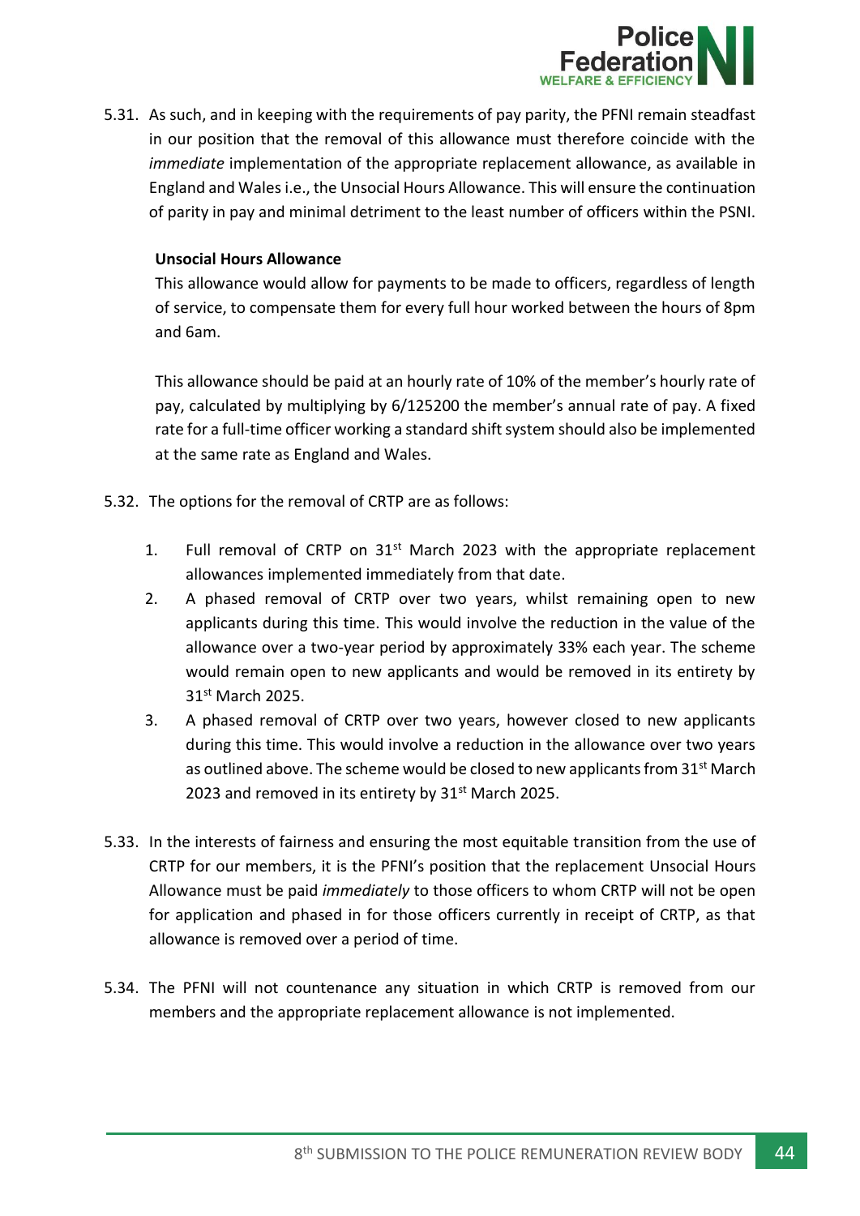5.31. As such, and in keeping with the requirements of pay parity, the PFNI remain steadfast in our position that the removal of this allowance must therefore coincide with the *immediate* implementation of the appropriate replacement allowance, as available in England and Wales i.e., the Unsocial Hours Allowance. This will ensure the continuation of parity in pay and minimal detriment to the least number of officers within the PSNI.

**Unsocial Hours Allowance**

This allowance would allow for payments to be made to officers, regardless of length of service, to compensate them for every full hour worked between the hours of 8pm and 6am.

This allowance should be paid at an hourly rate of 10% of the member's hourly rate of pay, calculated by multiplying by 6/125200 the member's annual rate of pay. A fixed rate for a full-time officer working a standard shift system should also be implemented at the same rate as England and Wales.

5.32. The options for the removal of CRTP are as follows:

1. Full removal of CRTP on 31st March 2023 with the appropriate replacement allowances implemented immediately from that date.
2. A phased removal of CRTP over two years, whilst remaining open to new applicants during this time. This would involve the reduction in the value of the allowance over a two-year period by approximately 33% each year. The scheme would remain open to new applicants and would be removed in its entirety by 31st March 2025.
3. A phased removal of CRTP over two years, however closed to new applicants during this time. This would involve a reduction in the allowance over two years as outlined above. The scheme would be closed to new applicants from 31st March 2023 and removed in its entirety by 31st March 2025.

5.33. In the interests of fairness and ensuring the most equitable transition from the use of CRTP for our members, it is the PFNI's position that the replacement Unsocial Hours Allowance must be paid *immediately* to those officers to whom CRTP will not be open for application and phased in for those officers currently in receipt of CRTP, as that allowance is removed over a period of time.

5.34. The PFNI will not countenance any situation in which CRTP is removed from our members and the appropriate replacement allowance is not implemented.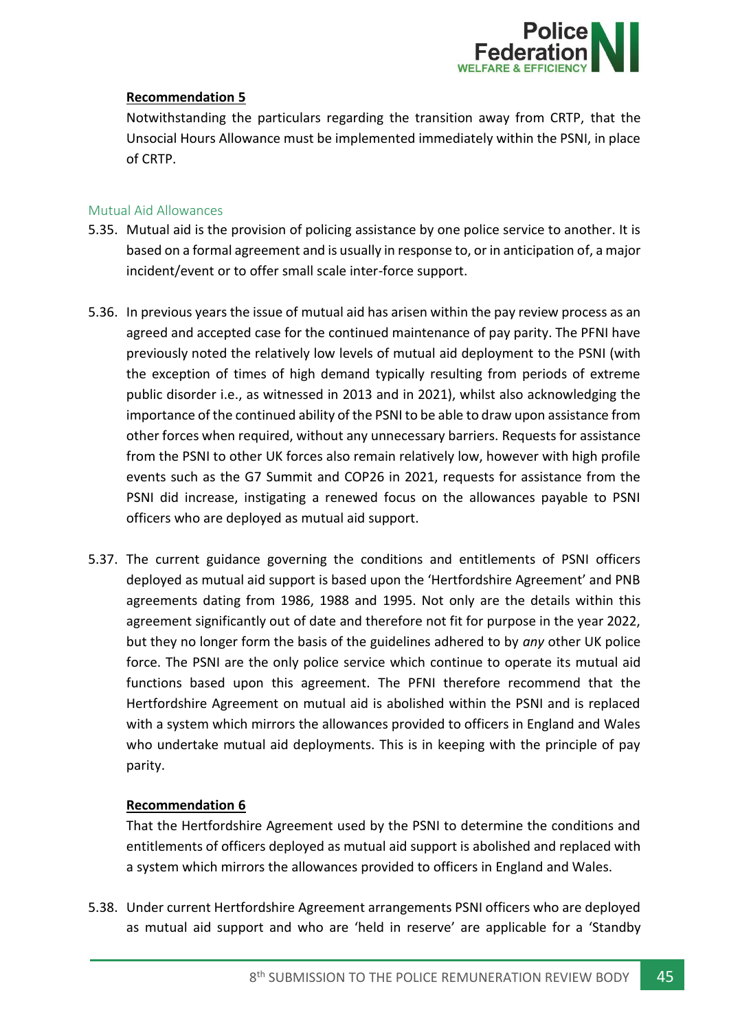**Recommendation 5**

Notwithstanding the particulars regarding the transition away from CRTP, that the Unsocial Hours Allowance must be implemented immediately within the PSNI, in place of CRTP.

### Mutual Aid Allowances

5.35. Mutual aid is the provision of policing assistance by one police service to another. It is based on a formal agreement and is usually in response to, or in anticipation of, a major incident/event or to offer small scale inter-force support.

5.36. In previous years the issue of mutual aid has arisen within the pay review process as an agreed and accepted case for the continued maintenance of pay parity. The PFNI have previously noted the relatively low levels of mutual aid deployment to the PSNI (with the exception of times of high demand typically resulting from periods of extreme public disorder i.e., as witnessed in 2013 and in 2021), whilst also acknowledging the importance of the continued ability of the PSNI to be able to draw upon assistance from other forces when required, without any unnecessary barriers. Requests for assistance from the PSNI to other UK forces also remain relatively low, however with high profile events such as the G7 Summit and COP26 in 2021, requests for assistance from the PSNI did increase, instigating a renewed focus on the allowances payable to PSNI officers who are deployed as mutual aid support.

5.37. The current guidance governing the conditions and entitlements of PSNI officers deployed as mutual aid support is based upon the 'Hertfordshire Agreement' and PNB agreements dating from 1986, 1988 and 1995. Not only are the details within this agreement significantly out of date and therefore not fit for purpose in the year 2022, but they no longer form the basis of the guidelines adhered to by *any* other UK police force. The PSNI are the only police service which continue to operate its mutual aid functions based upon this agreement. The PFNI therefore recommend that the Hertfordshire Agreement on mutual aid is abolished within the PSNI and is replaced with a system which mirrors the allowances provided to officers in England and Wales who undertake mutual aid deployments. This is in keeping with the principle of pay parity.

**Recommendation 6**

That the Hertfordshire Agreement used by the PSNI to determine the conditions and entitlements of officers deployed as mutual aid support is abolished and replaced with a system which mirrors the allowances provided to officers in England and Wales.

5.38. Under current Hertfordshire Agreement arrangements PSNI officers who are deployed as mutual aid support and who are 'held in reserve' are applicable for a 'Standby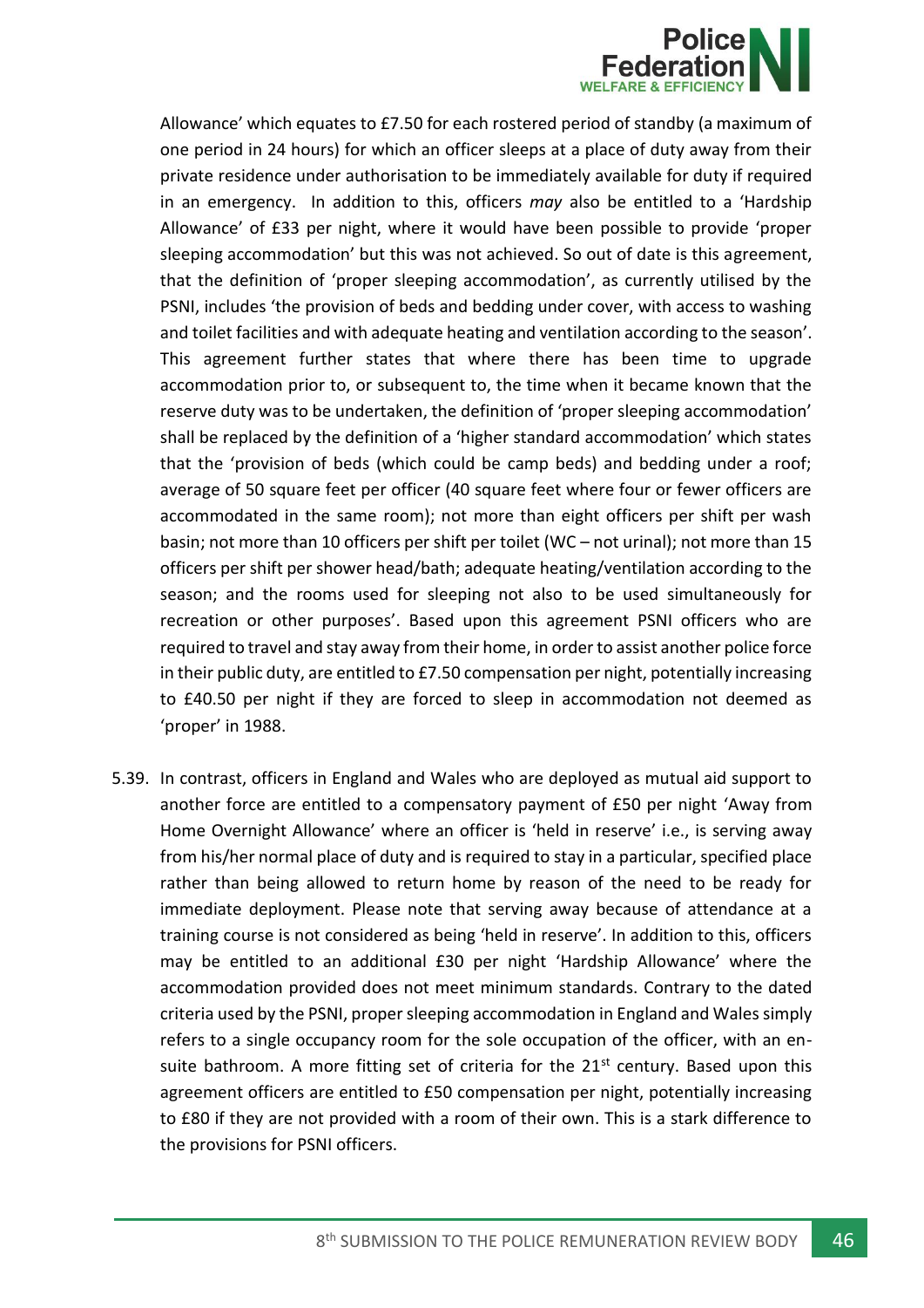Allowance' which equates to £7.50 for each rostered period of standby (a maximum of one period in 24 hours) for which an officer sleeps at a place of duty away from their private residence under authorisation to be immediately available for duty if required in an emergency. In addition to this, officers *may* also be entitled to a 'Hardship Allowance' of £33 per night, where it would have been possible to provide 'proper sleeping accommodation' but this was not achieved. So out of date is this agreement, that the definition of 'proper sleeping accommodation', as currently utilised by the PSNI, includes 'the provision of beds and bedding under cover, with access to washing and toilet facilities and with adequate heating and ventilation according to the season'. This agreement further states that where there has been time to upgrade accommodation prior to, or subsequent to, the time when it became known that the reserve duty was to be undertaken, the definition of 'proper sleeping accommodation' shall be replaced by the definition of a 'higher standard accommodation' which states that the 'provision of beds (which could be camp beds) and bedding under a roof; average of 50 square feet per officer (40 square feet where four or fewer officers are accommodated in the same room); not more than eight officers per shift per wash basin; not more than 10 officers per shift per toilet (WC – not urinal); not more than 15 officers per shift per shower head/bath; adequate heating/ventilation according to the season; and the rooms used for sleeping not also to be used simultaneously for recreation or other purposes'. Based upon this agreement PSNI officers who are required to travel and stay away from their home, in order to assist another police force in their public duty, are entitled to £7.50 compensation per night, potentially increasing to £40.50 per night if they are forced to sleep in accommodation not deemed as 'proper' in 1988.

5.39. In contrast, officers in England and Wales who are deployed as mutual aid support to another force are entitled to a compensatory payment of £50 per night 'Away from Home Overnight Allowance' where an officer is 'held in reserve' i.e., is serving away from his/her normal place of duty and is required to stay in a particular, specified place rather than being allowed to return home by reason of the need to be ready for immediate deployment. Please note that serving away because of attendance at a training course is not considered as being 'held in reserve'. In addition to this, officers may be entitled to an additional £30 per night 'Hardship Allowance' where the accommodation provided does not meet minimum standards. Contrary to the dated criteria used by the PSNI, proper sleeping accommodation in England and Wales simply refers to a single occupancy room for the sole occupation of the officer, with an en-suite bathroom. A more fitting set of criteria for the 21st century. Based upon this agreement officers are entitled to £50 compensation per night, potentially increasing to £80 if they are not provided with a room of their own. This is a stark difference to the provisions for PSNI officers.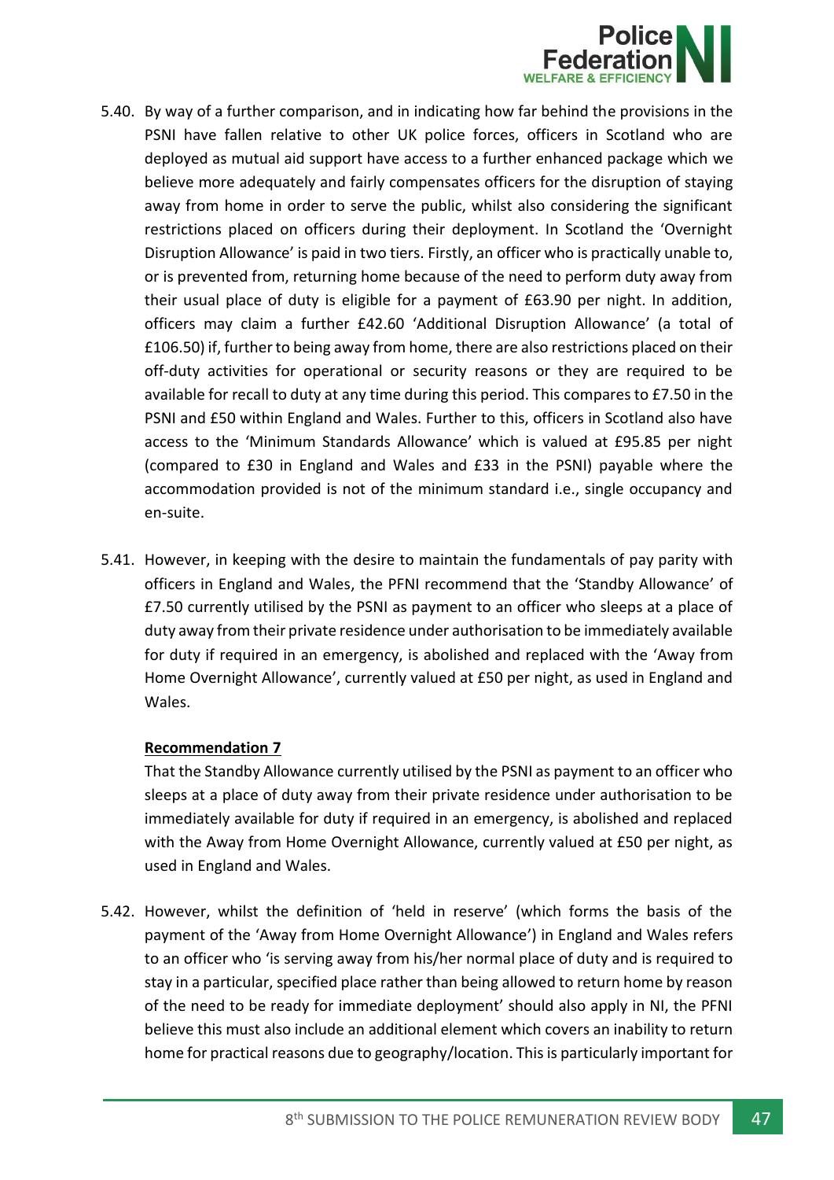5.40. By way of a further comparison, and in indicating how far behind the provisions in the PSNI have fallen relative to other UK police forces, officers in Scotland who are deployed as mutual aid support have access to a further enhanced package which we believe more adequately and fairly compensates officers for the disruption of staying away from home in order to serve the public, whilst also considering the significant restrictions placed on officers during their deployment. In Scotland the 'Overnight Disruption Allowance' is paid in two tiers. Firstly, an officer who is practically unable to, or is prevented from, returning home because of the need to perform duty away from their usual place of duty is eligible for a payment of £63.90 per night. In addition, officers may claim a further £42.60 'Additional Disruption Allowance' (a total of £106.50) if, further to being away from home, there are also restrictions placed on their off-duty activities for operational or security reasons or they are required to be available for recall to duty at any time during this period. This compares to £7.50 in the PSNI and £50 within England and Wales. Further to this, officers in Scotland also have access to the 'Minimum Standards Allowance' which is valued at £95.85 per night (compared to £30 in England and Wales and £33 in the PSNI) payable where the accommodation provided is not of the minimum standard i.e., single occupancy and en-suite.

5.41. However, in keeping with the desire to maintain the fundamentals of pay parity with officers in England and Wales, the PFNI recommend that the 'Standby Allowance' of £7.50 currently utilised by the PSNI as payment to an officer who sleeps at a place of duty away from their private residence under authorisation to be immediately available for duty if required in an emergency, is abolished and replaced with the 'Away from Home Overnight Allowance', currently valued at £50 per night, as used in England and Wales.

**Recommendation 7**

That the Standby Allowance currently utilised by the PSNI as payment to an officer who sleeps at a place of duty away from their private residence under authorisation to be immediately available for duty if required in an emergency, is abolished and replaced with the Away from Home Overnight Allowance, currently valued at £50 per night, as used in England and Wales.

5.42. However, whilst the definition of 'held in reserve' (which forms the basis of the payment of the 'Away from Home Overnight Allowance') in England and Wales refers to an officer who 'is serving away from his/her normal place of duty and is required to stay in a particular, specified place rather than being allowed to return home by reason of the need to be ready for immediate deployment' should also apply in NI, the PFNI believe this must also include an additional element which covers an inability to return home for practical reasons due to geography/location. This is particularly important for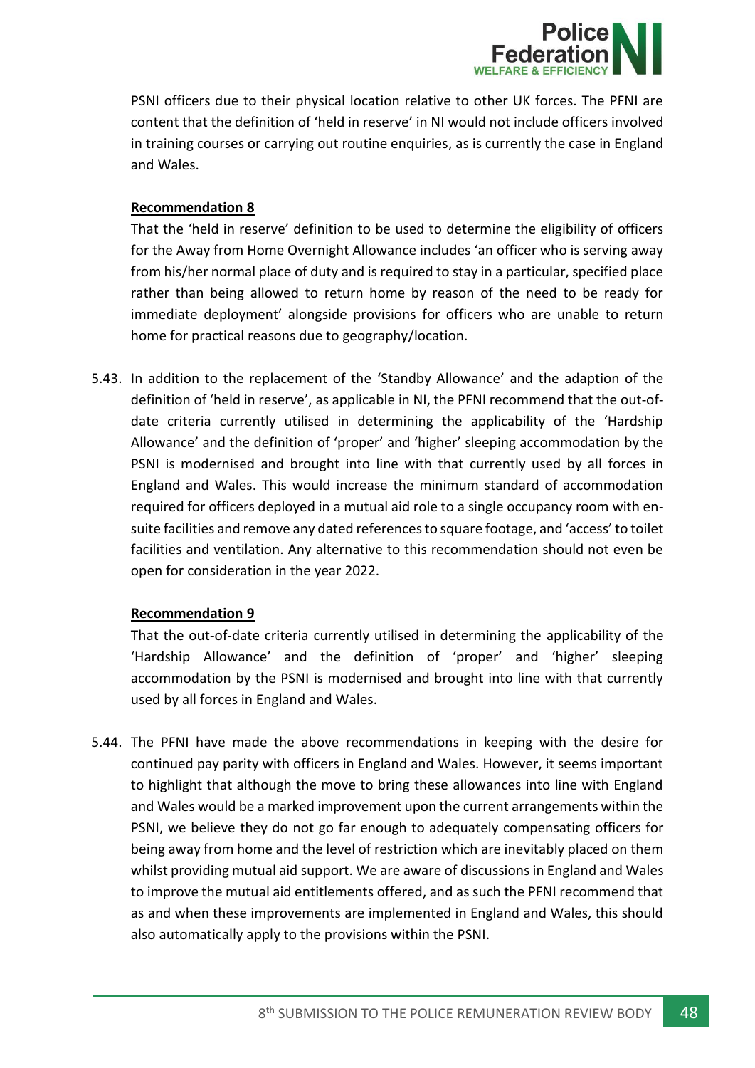PSNI officers due to their physical location relative to other UK forces. The PFNI are content that the definition of 'held in reserve' in NI would not include officers involved in training courses or carrying out routine enquiries, as is currently the case in England and Wales.

**Recommendation 8**

That the 'held in reserve' definition to be used to determine the eligibility of officers for the Away from Home Overnight Allowance includes 'an officer who is serving away from his/her normal place of duty and is required to stay in a particular, specified place rather than being allowed to return home by reason of the need to be ready for immediate deployment' alongside provisions for officers who are unable to return home for practical reasons due to geography/location.

5.43. In addition to the replacement of the 'Standby Allowance' and the adaption of the definition of 'held in reserve', as applicable in NI, the PFNI recommend that the out-of-date criteria currently utilised in determining the applicability of the 'Hardship Allowance' and the definition of 'proper' and 'higher' sleeping accommodation by the PSNI is modernised and brought into line with that currently used by all forces in England and Wales. This would increase the minimum standard of accommodation required for officers deployed in a mutual aid role to a single occupancy room with en-suite facilities and remove any dated references to square footage, and 'access' to toilet facilities and ventilation. Any alternative to this recommendation should not even be open for consideration in the year 2022.

**Recommendation 9**

That the out-of-date criteria currently utilised in determining the applicability of the 'Hardship Allowance' and the definition of 'proper' and 'higher' sleeping accommodation by the PSNI is modernised and brought into line with that currently used by all forces in England and Wales.

5.44. The PFNI have made the above recommendations in keeping with the desire for continued pay parity with officers in England and Wales. However, it seems important to highlight that although the move to bring these allowances into line with England and Wales would be a marked improvement upon the current arrangements within the PSNI, we believe they do not go far enough to adequately compensating officers for being away from home and the level of restriction which are inevitably placed on them whilst providing mutual aid support. We are aware of discussions in England and Wales to improve the mutual aid entitlements offered, and as such the PFNI recommend that as and when these improvements are implemented in England and Wales, this should also automatically apply to the provisions within the PSNI.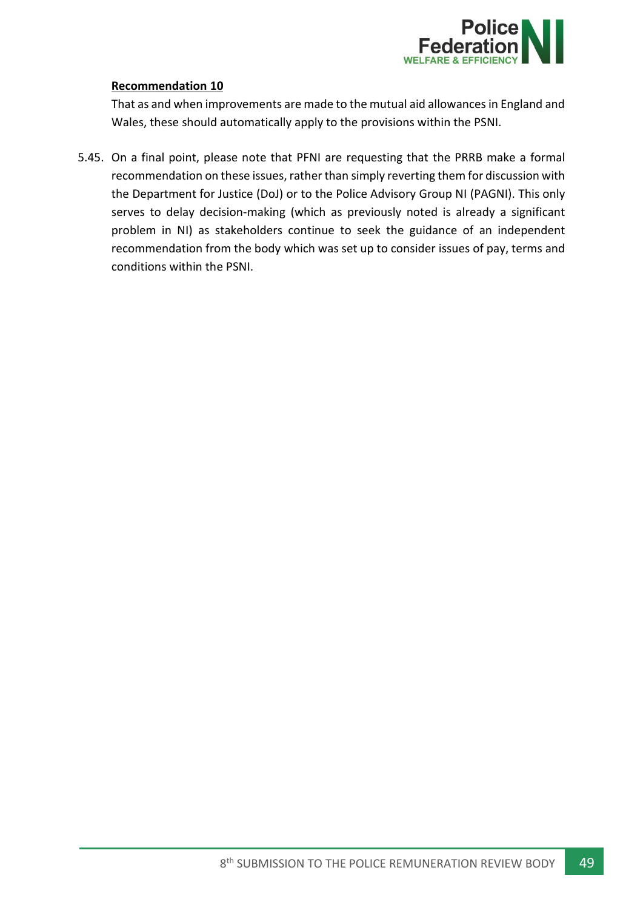**Recommendation 10**

That as and when improvements are made to the mutual aid allowances in England and Wales, these should automatically apply to the provisions within the PSNI.

5.45. On a final point, please note that PFNI are requesting that the PRRB make a formal recommendation on these issues, rather than simply reverting them for discussion with the Department for Justice (DoJ) or to the Police Advisory Group NI (PAGNI). This only serves to delay decision-making (which as previously noted is already a significant problem in NI) as stakeholders continue to seek the guidance of an independent recommendation from the body which was set up to consider issues of pay, terms and conditions within the PSNI.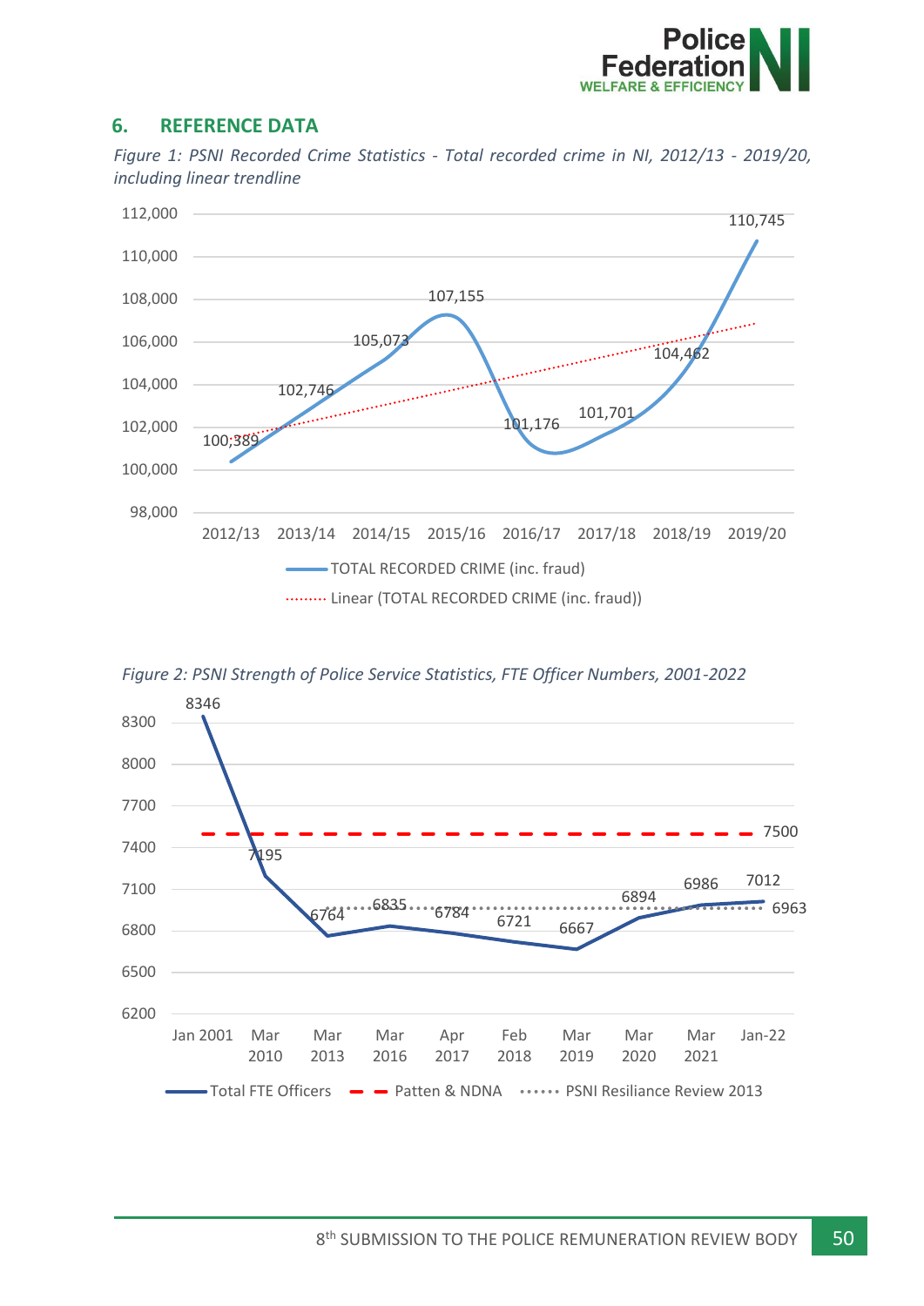## 6. REFERENCE DATA

*Figure 1: PSNI Recorded Crime Statistics - Total recorded crime in NI, 2012/13 - 2019/20, including linear trendline*

| Year | TOTAL RECORDED CRIME (inc. fraud) |
|---|---|
| 2012/13 | 100,389 |
| 2013/14 | 102,746 |
| 2014/15 | 105,073 |
| 2015/16 | 107,155 |
| 2016/17 | 101,176 |
| 2017/18 | 101,701 |
| 2018/19 | 104,462 |
| 2019/20 | 110,745 |

Legend: TOTAL RECORDED CRIME (inc. fraud); Linear (TOTAL RECORDED CRIME (inc. fraud))

*Figure 2: PSNI Strength of Police Service Statistics, FTE Officer Numbers, 2001-2022*

| Date | Total FTE Officers |
|---|---|
| Jan 2001 | 8346 |
| Mar 2010 | 7195 |
| Mar 2013 | 6764 |
| Mar 2016 | 6835 |
| Apr 2017 | 6784 |
| Feb 2018 | 6721 |
| Mar 2019 | 6667 |
| Mar 2020 | 6894 |
| Mar 2021 | 6986 |
| Jan-22 | 7012 |

Patten & NDNA: 7500

PSNI Resiliance Review 2013: 6963

Legend: Total FTE Officers; Patten & NDNA; PSNI Resiliance Review 2013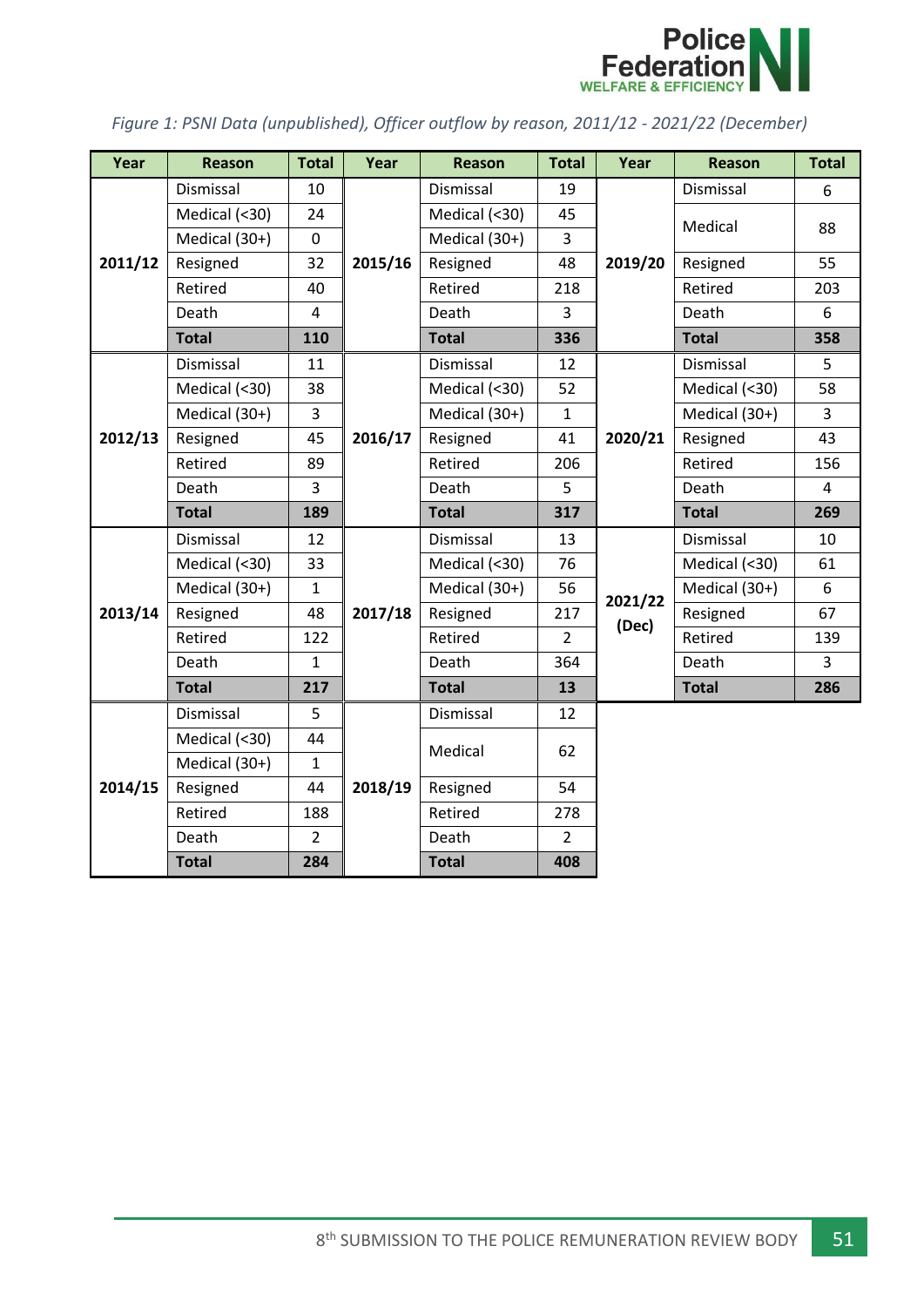*Figure 1: PSNI Data (unpublished), Officer outflow by reason, 2011/12 - 2021/22 (December)*

| Year | Reason | Total | Year | Reason | Total | Year | Reason | Total |
|---|---|---|---|---|---|---|---|---|
| 2011/12 | Dismissal | 10 | 2015/16 | Dismissal | 19 | 2019/20 | Dismissal | 6 |
| | Medical (<30) | 24 | | Medical (<30) | 45 | | Medical | 88 |
| | Medical (30+) | 0 | | Medical (30+) | 3 | | | |
| | Resigned | 32 | | Resigned | 48 | | Resigned | 55 |
| | Retired | 40 | | Retired | 218 | | Retired | 203 |
| | Death | 4 | | Death | 3 | | Death | 6 |
| | **Total** | **110** | | **Total** | **336** | | **Total** | **358** |
| 2012/13 | Dismissal | 11 | 2016/17 | Dismissal | 12 | 2020/21 | Dismissal | 5 |
| | Medical (<30) | 38 | | Medical (<30) | 52 | | Medical (<30) | 58 |
| | Medical (30+) | 3 | | Medical (30+) | 1 | | Medical (30+) | 3 |
| | Resigned | 45 | | Resigned | 41 | | Resigned | 43 |
| | Retired | 89 | | Retired | 206 | | Retired | 156 |
| | Death | 3 | | Death | 5 | | Death | 4 |
| | **Total** | **189** | | **Total** | **317** | | **Total** | **269** |
| 2013/14 | Dismissal | 12 | 2017/18 | Dismissal | 13 | 2021/22 (Dec) | Dismissal | 10 |
| | Medical (<30) | 33 | | Medical (<30) | 76 | | Medical (<30) | 61 |
| | Medical (30+) | 1 | | Medical (30+) | 56 | | Medical (30+) | 6 |
| | Resigned | 48 | | Resigned | 217 | | Resigned | 67 |
| | Retired | 122 | | Retired | 2 | | Retired | 139 |
| | Death | 1 | | Death | 364 | | Death | 3 |
| | **Total** | **217** | | **Total** | **13** | | **Total** | **286** |
| 2014/15 | Dismissal | 5 | 2018/19 | Dismissal | 12 | | | |
| | Medical (<30) | 44 | | Medical | 62 | | | |
| | Medical (30+) | 1 | | | | | | |
| | Resigned | 44 | | Resigned | 54 | | | |
| | Retired | 188 | | Retired | 278 | | | |
| | Death | 2 | | Death | 2 | | | |
| | **Total** | **284** | | **Total** | **408** | | | |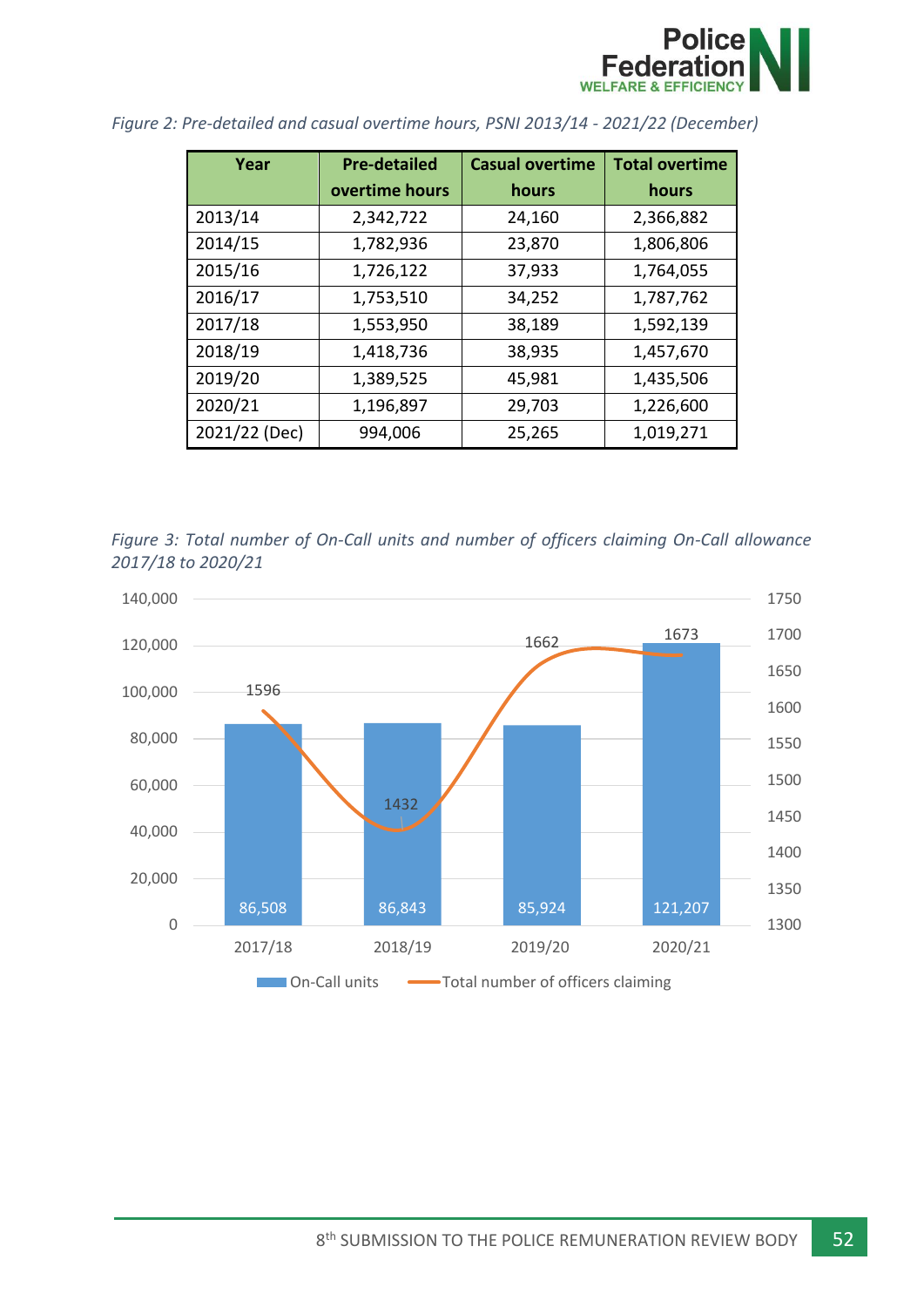*Figure 2: Pre-detailed and casual overtime hours, PSNI 2013/14 - 2021/22 (December)*

| Year | Pre-detailed overtime hours | Casual overtime hours | Total overtime hours |
|---|---|---|---|
| 2013/14 | 2,342,722 | 24,160 | 2,366,882 |
| 2014/15 | 1,782,936 | 23,870 | 1,806,806 |
| 2015/16 | 1,726,122 | 37,933 | 1,764,055 |
| 2016/17 | 1,753,510 | 34,252 | 1,787,762 |
| 2017/18 | 1,553,950 | 38,189 | 1,592,139 |
| 2018/19 | 1,418,736 | 38,935 | 1,457,670 |
| 2019/20 | 1,389,525 | 45,981 | 1,435,506 |
| 2020/21 | 1,196,897 | 29,703 | 1,226,600 |
| 2021/22 (Dec) | 994,006 | 25,265 | 1,019,271 |

*Figure 3: Total number of On-Call units and number of officers claiming On-Call allowance 2017/18 to 2020/21*

| Year | On-Call units | Total number of officers claiming |
|---|---|---|
| 2017/18 | 86,508 | 1596 |
| 2018/19 | 86,843 | 1432 |
| 2019/20 | 85,924 | 1662 |
| 2020/21 | 121,207 | 1673 |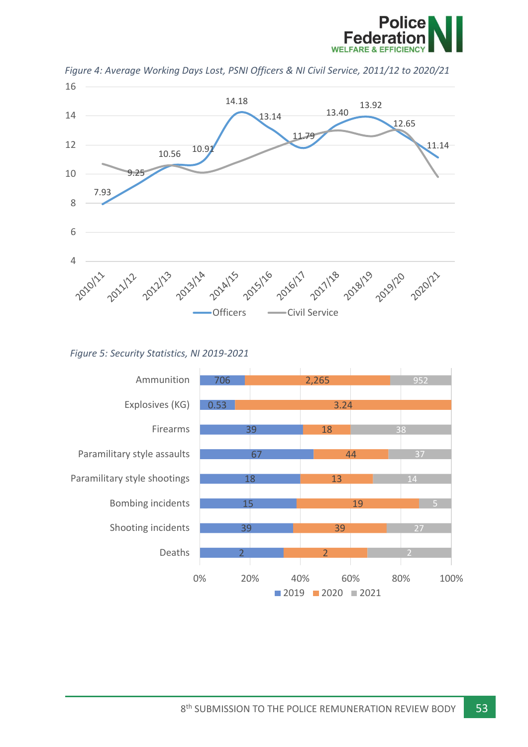*Figure 4: Average Working Days Lost, PSNI Officers & NI Civil Service, 2011/12 to 2020/21*

| Year | Officers |
|---|---|
| 2010/11 | 7.93 |
| 2011/12 | 9.25 |
| 2012/13 | 10.56 |
| 2013/14 | 10.91 |
| 2014/15 | 14.18 |
| 2015/16 | 13.14 |
| 2016/17 | 11.79 |
| 2017/18 | 13.40 |
| 2018/19 | 13.92 |
| 2019/20 | 12.65 |
| 2020/21 | 11.14 |

*Figure 5: Security Statistics, NI 2019-2021*

| | 2019 | 2020 | 2021 |
|---|---|---|---|
| Ammunition | 706 | 2,265 | 952 |
| Explosives (KG) | 0.53 | 3.24 | |
| Firearms | 39 | 18 | 38 |
| Paramilitary style assaults | 67 | 44 | 37 |
| Paramilitary style shootings | 18 | 13 | 14 |
| Bombing incidents | 15 | 19 | 5 |
| Shooting incidents | 39 | 39 | 27 |
| Deaths | 2 | 2 | 2 |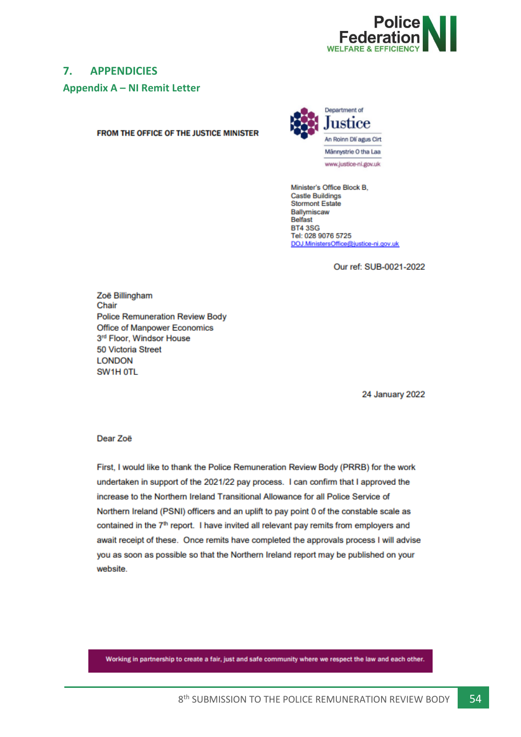## 7. APPENDICIES

### Appendix A – NI Remit Letter

**FROM THE OFFICE OF THE JUSTICE MINISTER**

Department of
Justice
An Roinn Dlí agus Cirt
Männystrie O tha Laa
www.justice-ni.gov.uk

Minister's Office Block B,
Castle Buildings
Stormont Estate
Ballymiscaw
Belfast
BT4 3SG
Tel: 028 9076 5725
DOJ.MinistersOffice@justice-ni.gov.uk

Our ref: SUB-0021-2022

Zoë Billingham
Chair
Police Remuneration Review Body
Office of Manpower Economics
3rd Floor, Windsor House
50 Victoria Street
LONDON
SW1H 0TL

24 January 2022

Dear Zoë

First, I would like to thank the Police Remuneration Review Body (PRRB) for the work undertaken in support of the 2021/22 pay process. I can confirm that I approved the increase to the Northern Ireland Transitional Allowance for all Police Service of Northern Ireland (PSNI) officers and an uplift to pay point 0 of the constable scale as contained in the 7th report. I have invited all relevant pay remits from employers and await receipt of these. Once remits have completed the approvals process I will advise you as soon as possible so that the Northern Ireland report may be published on your website.

Working in partnership to create a fair, just and safe community where we respect the law and each other.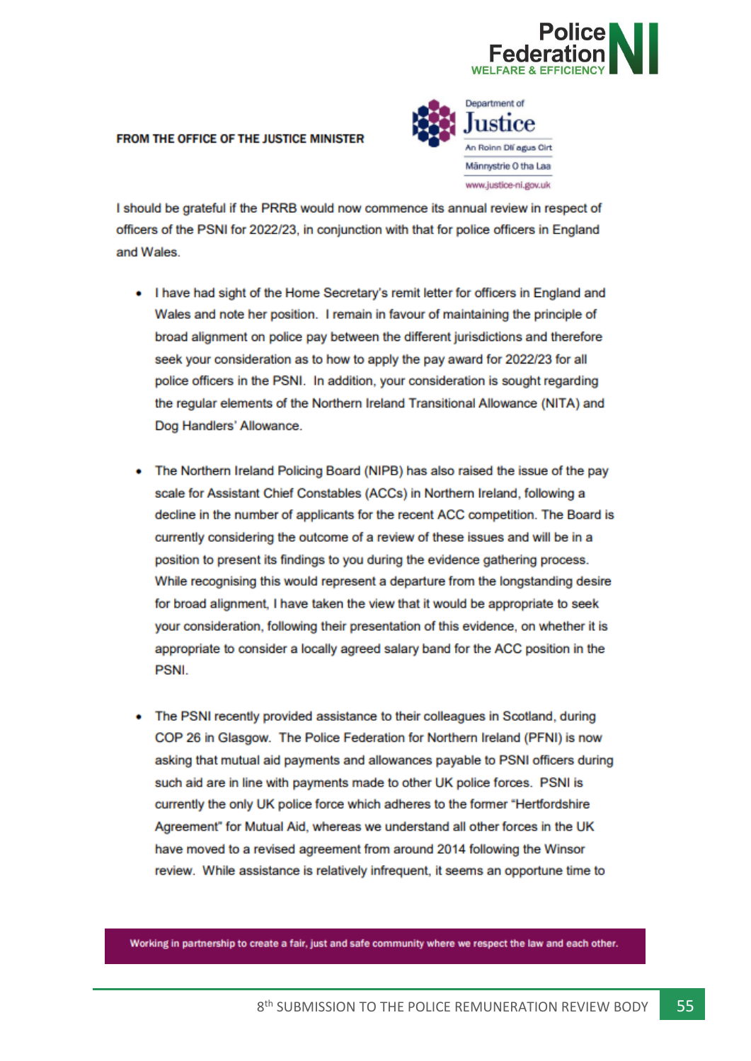**FROM THE OFFICE OF THE JUSTICE MINISTER**

Department of Justice
An Roinn Dlí agus Cirt
Männystrie O tha Laa
www.justice-ni.gov.uk

I should be grateful if the PRRB would now commence its annual review in respect of officers of the PSNI for 2022/23, in conjunction with that for police officers in England and Wales.

- I have had sight of the Home Secretary's remit letter for officers in England and Wales and note her position. I remain in favour of maintaining the principle of broad alignment on police pay between the different jurisdictions and therefore seek your consideration as to how to apply the pay award for 2022/23 for all police officers in the PSNI. In addition, your consideration is sought regarding the regular elements of the Northern Ireland Transitional Allowance (NITA) and Dog Handlers' Allowance.

- The Northern Ireland Policing Board (NIPB) has also raised the issue of the pay scale for Assistant Chief Constables (ACCs) in Northern Ireland, following a decline in the number of applicants for the recent ACC competition. The Board is currently considering the outcome of a review of these issues and will be in a position to present its findings to you during the evidence gathering process. While recognising this would represent a departure from the longstanding desire for broad alignment, I have taken the view that it would be appropriate to seek your consideration, following their presentation of this evidence, on whether it is appropriate to consider a locally agreed salary band for the ACC position in the PSNI.

- The PSNI recently provided assistance to their colleagues in Scotland, during COP 26 in Glasgow. The Police Federation for Northern Ireland (PFNI) is now asking that mutual aid payments and allowances payable to PSNI officers during such aid are in line with payments made to other UK police forces. PSNI is currently the only UK police force which adheres to the former "Hertfordshire Agreement" for Mutual Aid, whereas we understand all other forces in the UK have moved to a revised agreement from around 2014 following the Winsor review. While assistance is relatively infrequent, it seems an opportune time to

Working in partnership to create a fair, just and safe community where we respect the law and each other.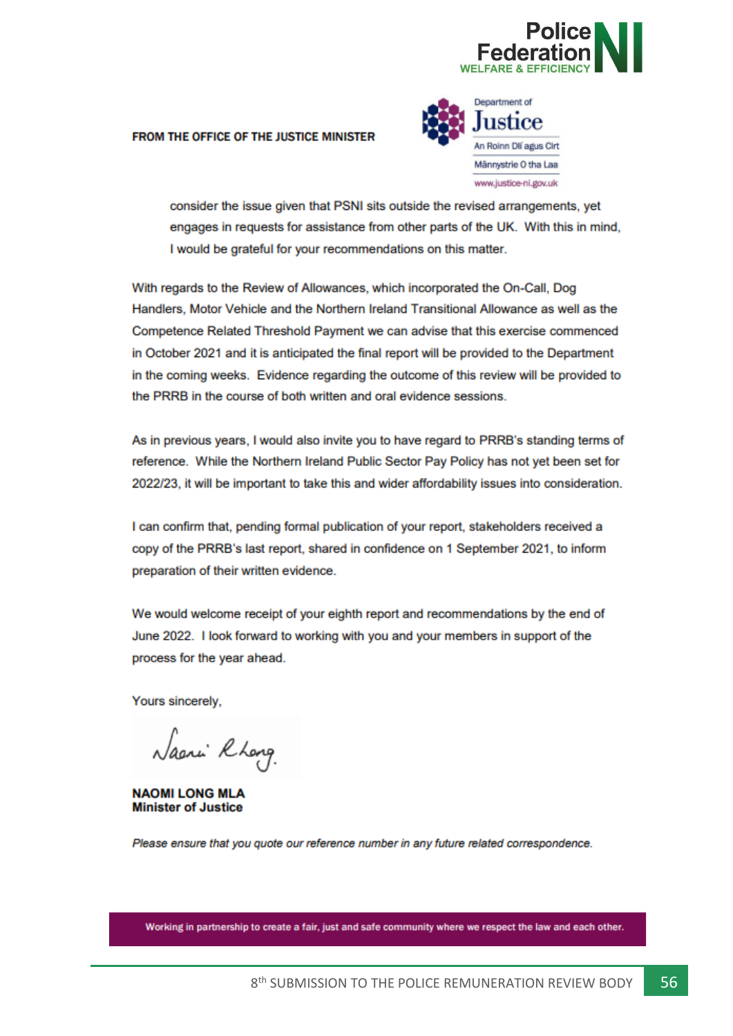**FROM THE OFFICE OF THE JUSTICE MINISTER**

Department of Justice
An Roinn Dlí agus Cirt
Männystrie O tha Laa
www.justice-ni.gov.uk

consider the issue given that PSNI sits outside the revised arrangements, yet engages in requests for assistance from other parts of the UK. With this in mind, I would be grateful for your recommendations on this matter.

With regards to the Review of Allowances, which incorporated the On-Call, Dog Handlers, Motor Vehicle and the Northern Ireland Transitional Allowance as well as the Competence Related Threshold Payment we can advise that this exercise commenced in October 2021 and it is anticipated the final report will be provided to the Department in the coming weeks. Evidence regarding the outcome of this review will be provided to the PRRB in the course of both written and oral evidence sessions.

As in previous years, I would also invite you to have regard to PRRB's standing terms of reference. While the Northern Ireland Public Sector Pay Policy has not yet been set for 2022/23, it will be important to take this and wider affordability issues into consideration.

I can confirm that, pending formal publication of your report, stakeholders received a copy of the PRRB's last report, shared in confidence on 1 September 2021, to inform preparation of their written evidence.

We would welcome receipt of your eighth report and recommendations by the end of June 2022. I look forward to working with you and your members in support of the process for the year ahead.

Yours sincerely,

Naomi Long

**NAOMI LONG MLA**
**Minister of Justice**

*Please ensure that you quote our reference number in any future related correspondence.*

Working in partnership to create a fair, just and safe community where we respect the law and each other.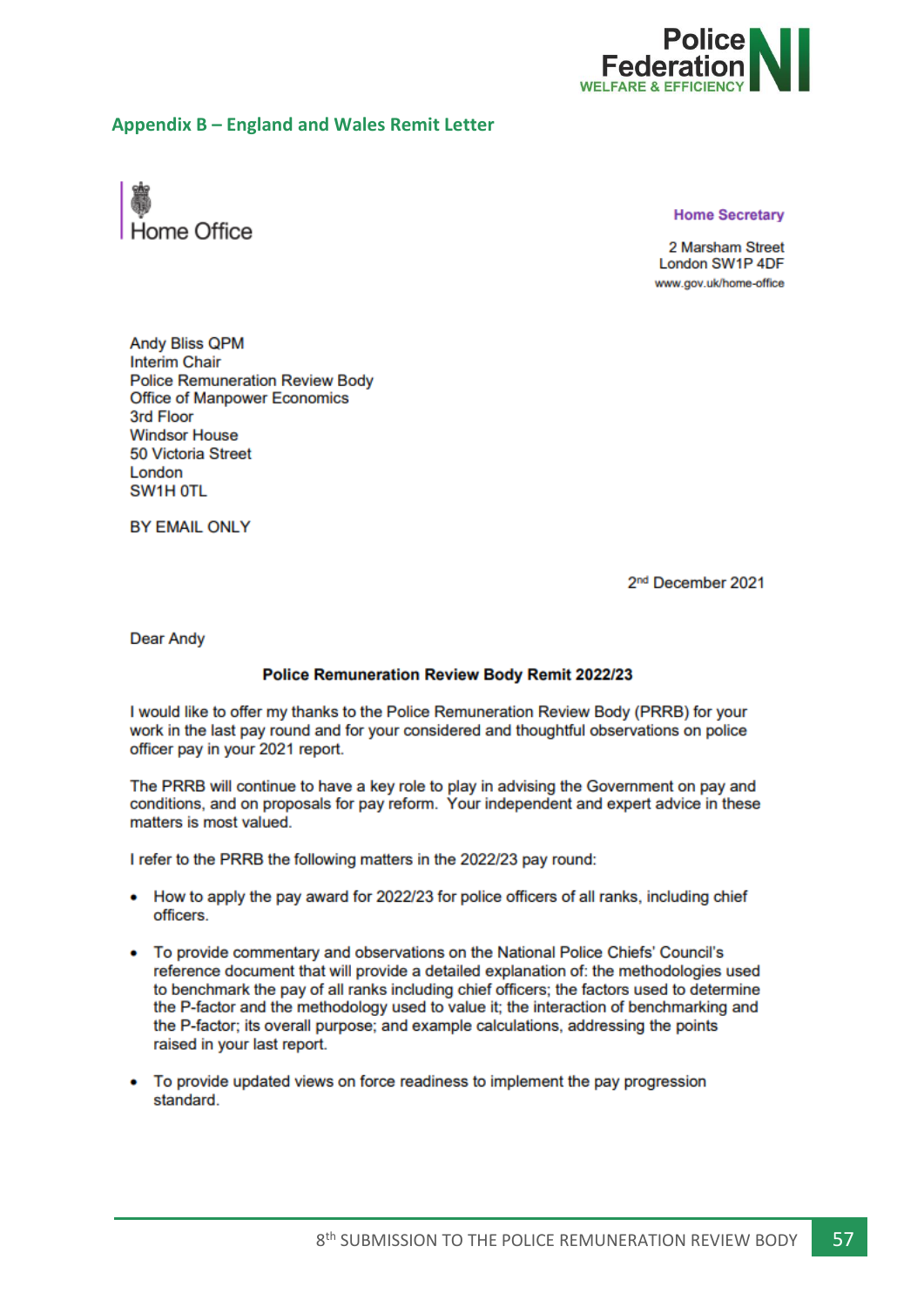## Appendix B – England and Wales Remit Letter

Home Office

**Home Secretary**

2 Marsham Street
London SW1P 4DF
www.gov.uk/home-office

Andy Bliss QPM
Interim Chair
Police Remuneration Review Body
Office of Manpower Economics
3rd Floor
Windsor House
50 Victoria Street
London
SW1H 0TL

BY EMAIL ONLY

2nd December 2021

Dear Andy

**Police Remuneration Review Body Remit 2022/23**

I would like to offer my thanks to the Police Remuneration Review Body (PRRB) for your work in the last pay round and for your considered and thoughtful observations on police officer pay in your 2021 report.

The PRRB will continue to have a key role to play in advising the Government on pay and conditions, and on proposals for pay reform. Your independent and expert advice in these matters is most valued.

I refer to the PRRB the following matters in the 2022/23 pay round:

- How to apply the pay award for 2022/23 for police officers of all ranks, including chief officers.
- To provide commentary and observations on the National Police Chiefs' Council's reference document that will provide a detailed explanation of: the methodologies used to benchmark the pay of all ranks including chief officers; the factors used to determine the P-factor and the methodology used to value it; the interaction of benchmarking and the P-factor; its overall purpose; and example calculations, addressing the points raised in your last report.
- To provide updated views on force readiness to implement the pay progression standard.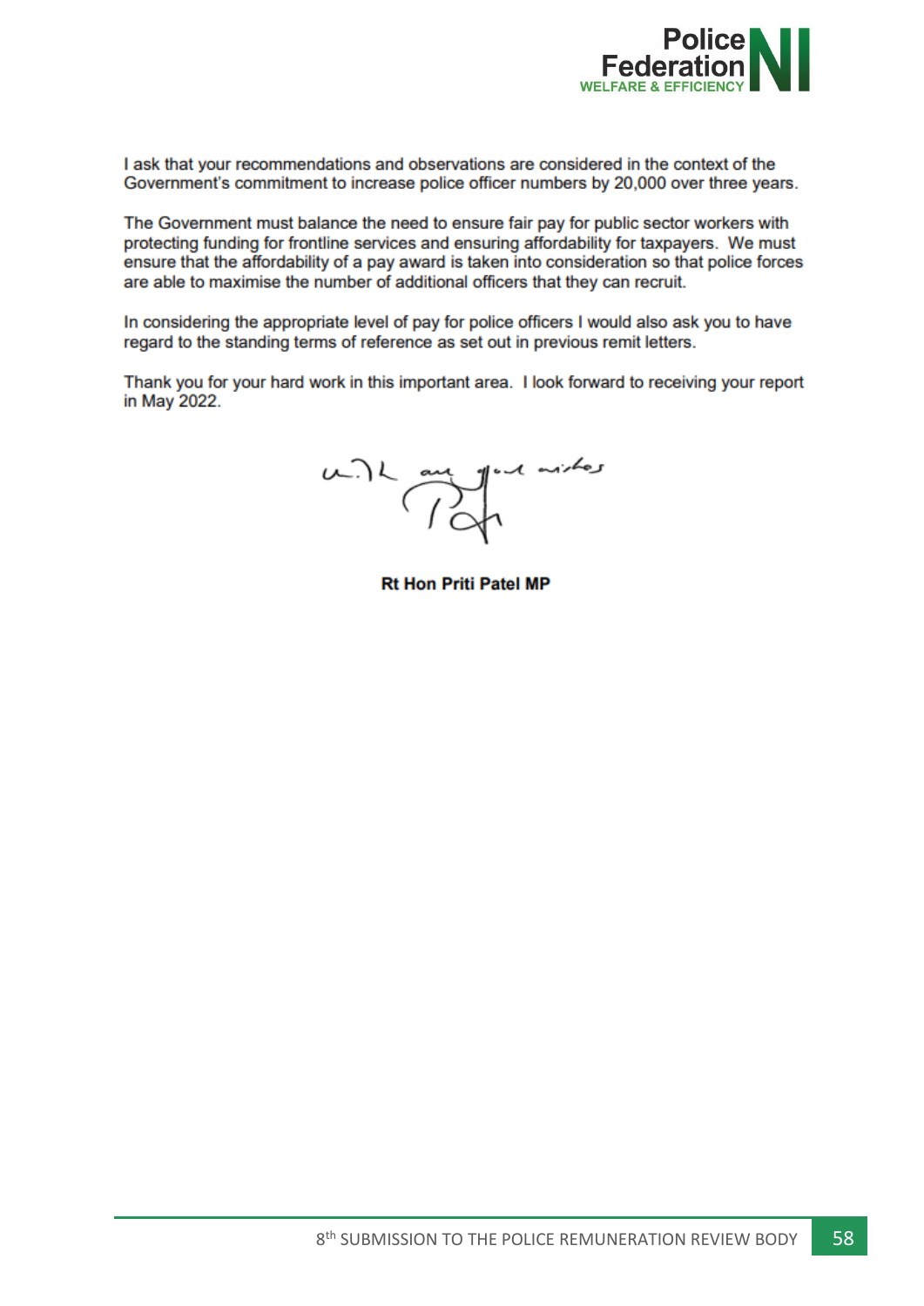I ask that your recommendations and observations are considered in the context of the Government's commitment to increase police officer numbers by 20,000 over three years.

The Government must balance the need to ensure fair pay for public sector workers with protecting funding for frontline services and ensuring affordability for taxpayers. We must ensure that the affordability of a pay award is taken into consideration so that police forces are able to maximise the number of additional officers that they can recruit.

In considering the appropriate level of pay for police officers I would also ask you to have regard to the standing terms of reference as set out in previous remit letters.

Thank you for your hard work in this important area. I look forward to receiving your report in May 2022.

With all good wishes

**Rt Hon Priti Patel MP**